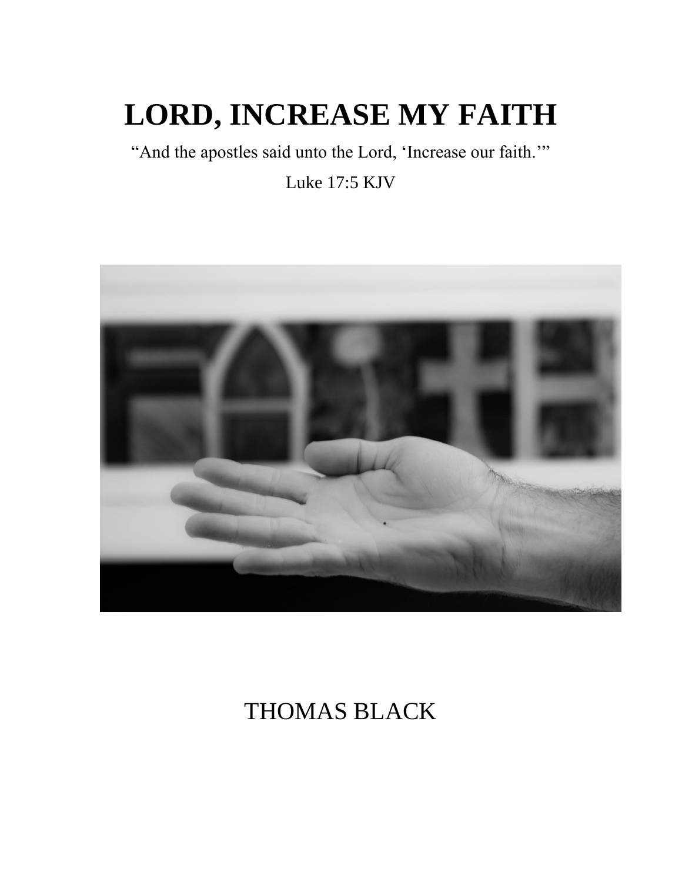# LORD, INCREASE MY FAITH

"And the apostles said unto the Lord, 'Increase our faith.'"

Luke 17:5 KJV

THOMAS BLACK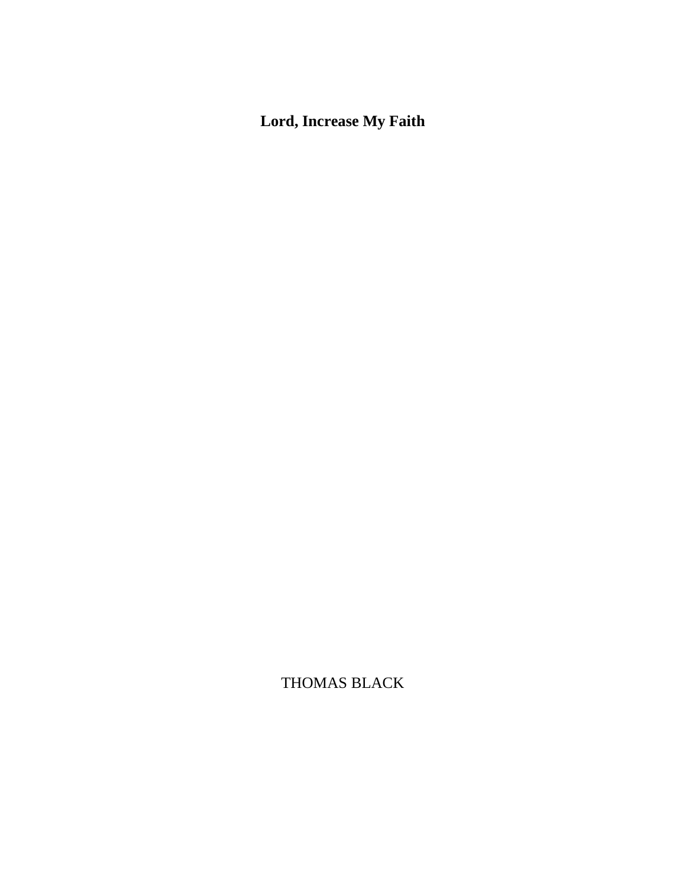# Lord, Increase My Faith

THOMAS BLACK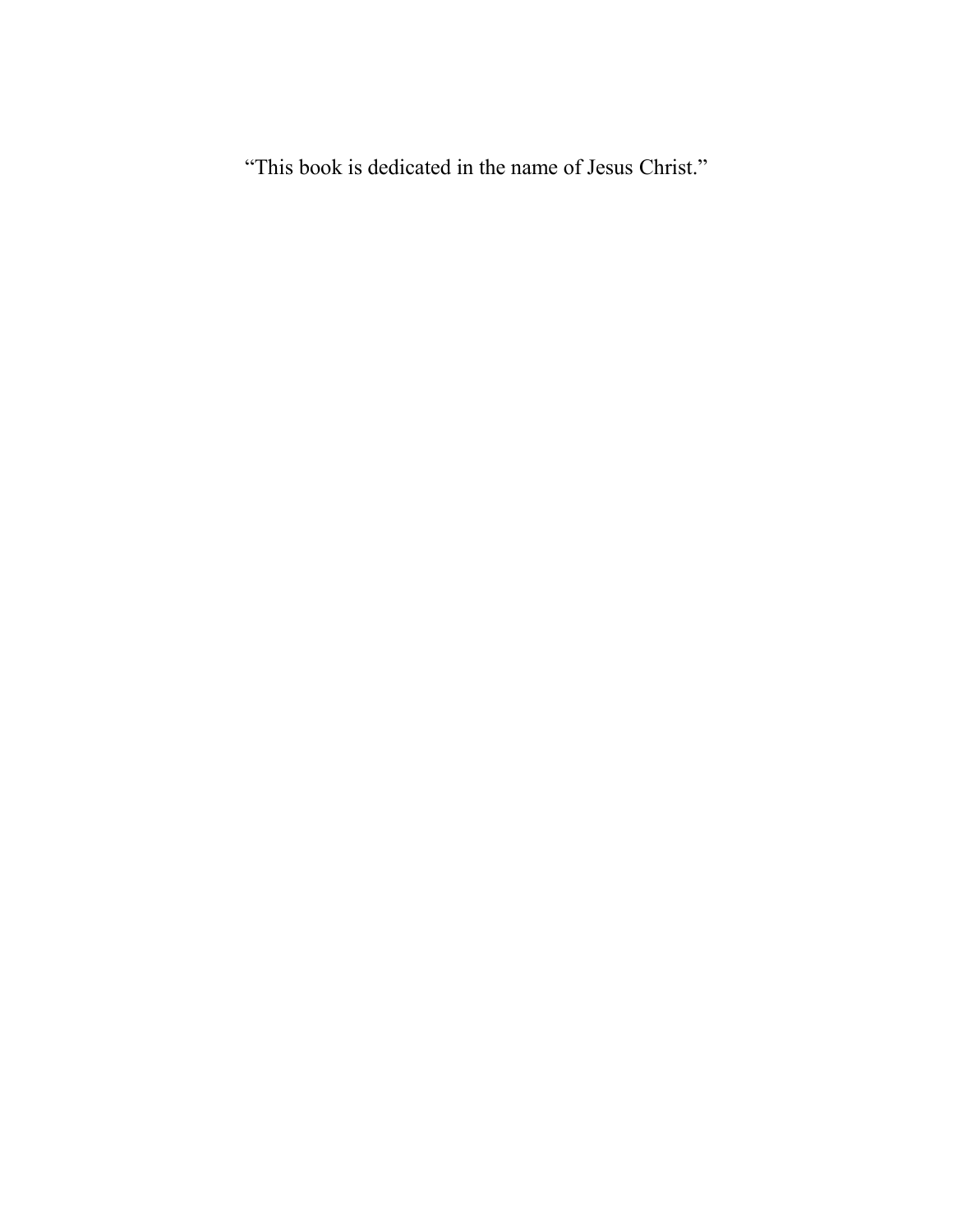“This book is dedicated in the name of Jesus Christ.”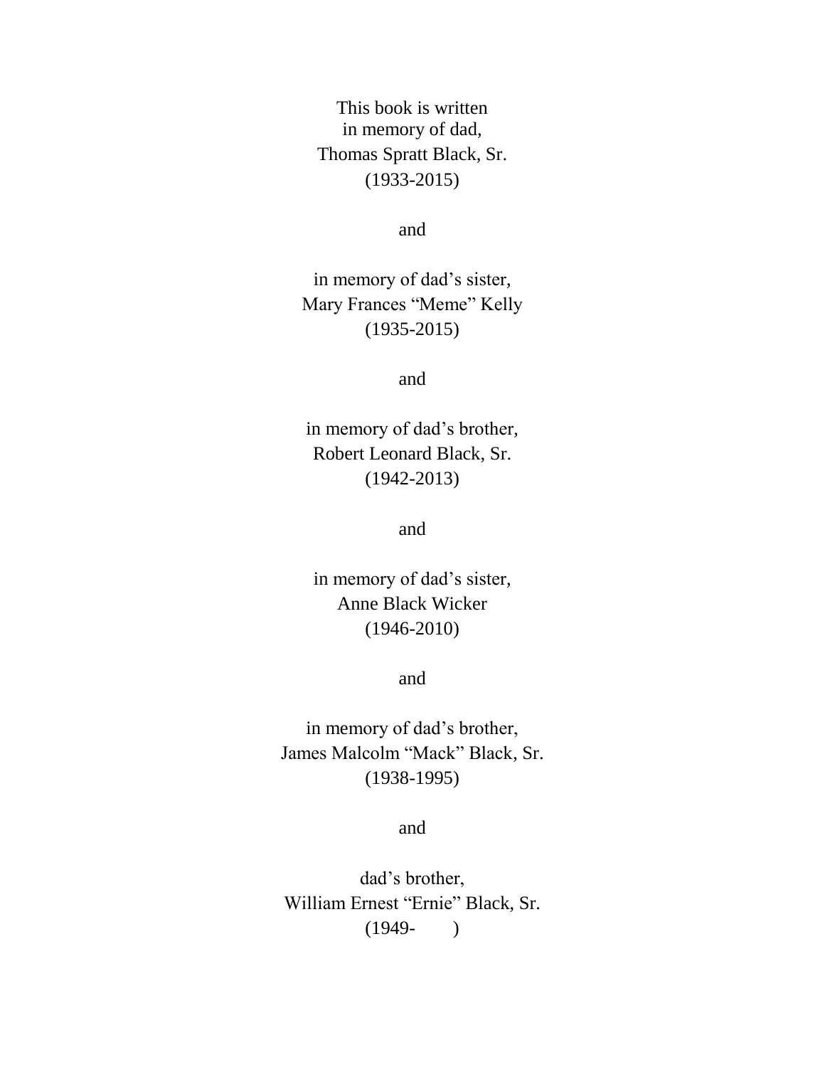This book is written
in memory of dad,
Thomas Spratt Black, Sr.
(1933-2015)

and

in memory of dad's sister,
Mary Frances "Meme" Kelly
(1935-2015)

and

in memory of dad's brother,
Robert Leonard Black, Sr.
(1942-2013)

and

in memory of dad's sister,
Anne Black Wicker
(1946-2010)

and

in memory of dad's brother,
James Malcolm "Mack" Black, Sr.
(1938-1995)

and

dad's brother,
William Ernest "Ernie" Black, Sr.
(1949-        )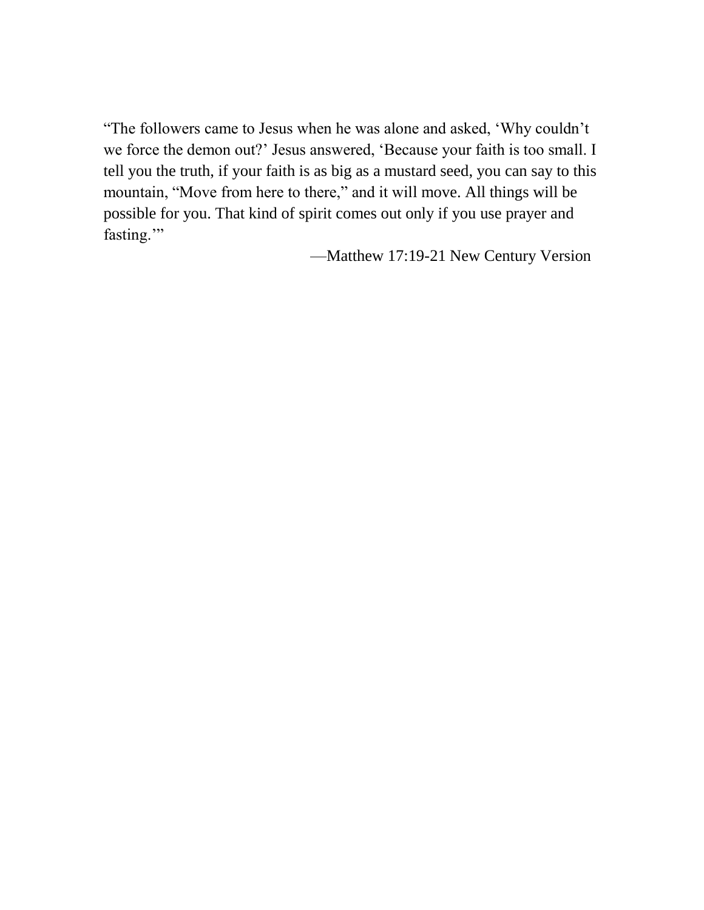“The followers came to Jesus when he was alone and asked, ‘Why couldn’t we force the demon out?’ Jesus answered, ‘Because your faith is too small. I tell you the truth, if your faith is as big as a mustard seed, you can say to this mountain, “Move from here to there,” and it will move. All things will be possible for you. That kind of spirit comes out only if you use prayer and fasting.’”

—Matthew 17:19-21 New Century Version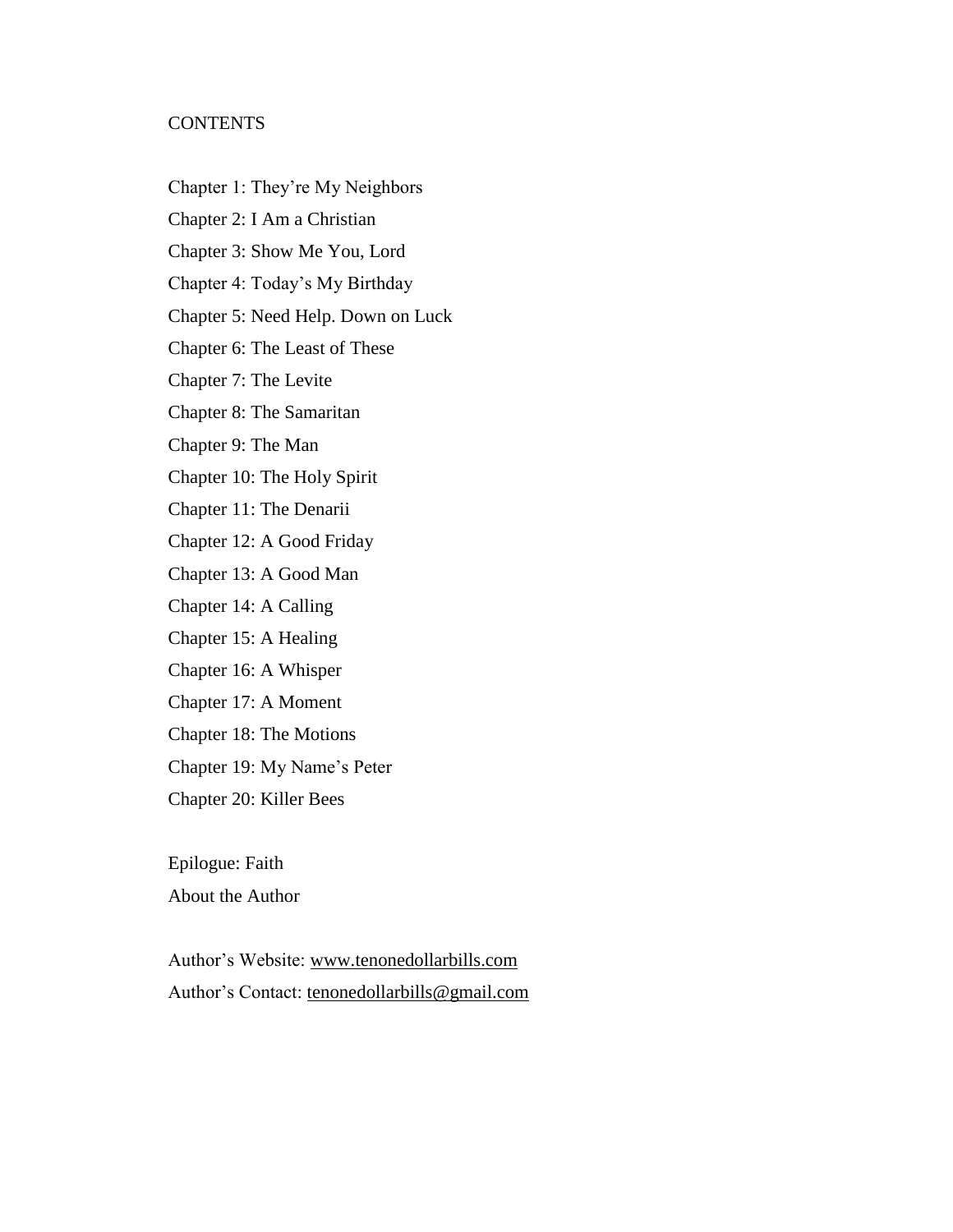# CONTENTS

Chapter 1: They're My Neighbors

Chapter 2: I Am a Christian

Chapter 3: Show Me You, Lord

Chapter 4: Today's My Birthday

Chapter 5: Need Help. Down on Luck

Chapter 6: The Least of These

Chapter 7: The Levite

Chapter 8: The Samaritan

Chapter 9: The Man

Chapter 10: The Holy Spirit

Chapter 11: The Denarii

Chapter 12: A Good Friday

Chapter 13: A Good Man

Chapter 14: A Calling

Chapter 15: A Healing

Chapter 16: A Whisper

Chapter 17: A Moment

Chapter 18: The Motions

Chapter 19: My Name's Peter

Chapter 20: Killer Bees

Epilogue: Faith

About the Author

Author's Website: www.tenonedollarbills.com

Author's Contact: tenonedollarbills@gmail.com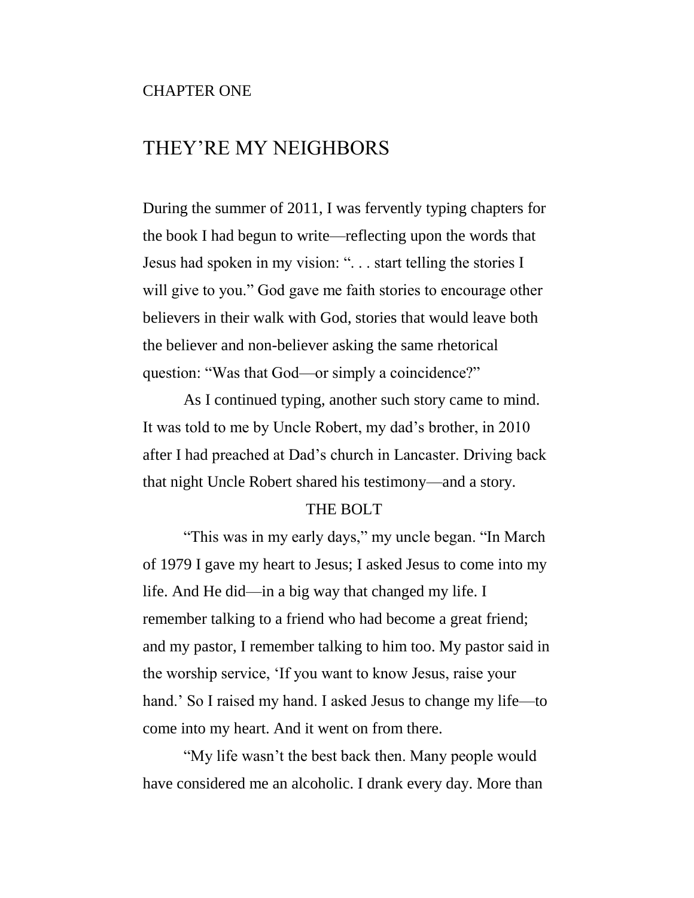CHAPTER ONE

# THEY'RE MY NEIGHBORS

During the summer of 2011, I was fervently typing chapters for the book I had begun to write—reflecting upon the words that Jesus had spoken in my vision: ". . . start telling the stories I will give to you." God gave me faith stories to encourage other believers in their walk with God, stories that would leave both the believer and non-believer asking the same rhetorical question: "Was that God—or simply a coincidence?"

As I continued typing, another such story came to mind. It was told to me by Uncle Robert, my dad's brother, in 2010 after I had preached at Dad's church in Lancaster. Driving back that night Uncle Robert shared his testimony—and a story.

## THE BOLT

"This was in my early days," my uncle began. "In March of 1979 I gave my heart to Jesus; I asked Jesus to come into my life. And He did—in a big way that changed my life. I remember talking to a friend who had become a great friend; and my pastor, I remember talking to him too. My pastor said in the worship service, 'If you want to know Jesus, raise your hand.' So I raised my hand. I asked Jesus to change my life—to come into my heart. And it went on from there.

"My life wasn't the best back then. Many people would have considered me an alcoholic. I drank every day. More than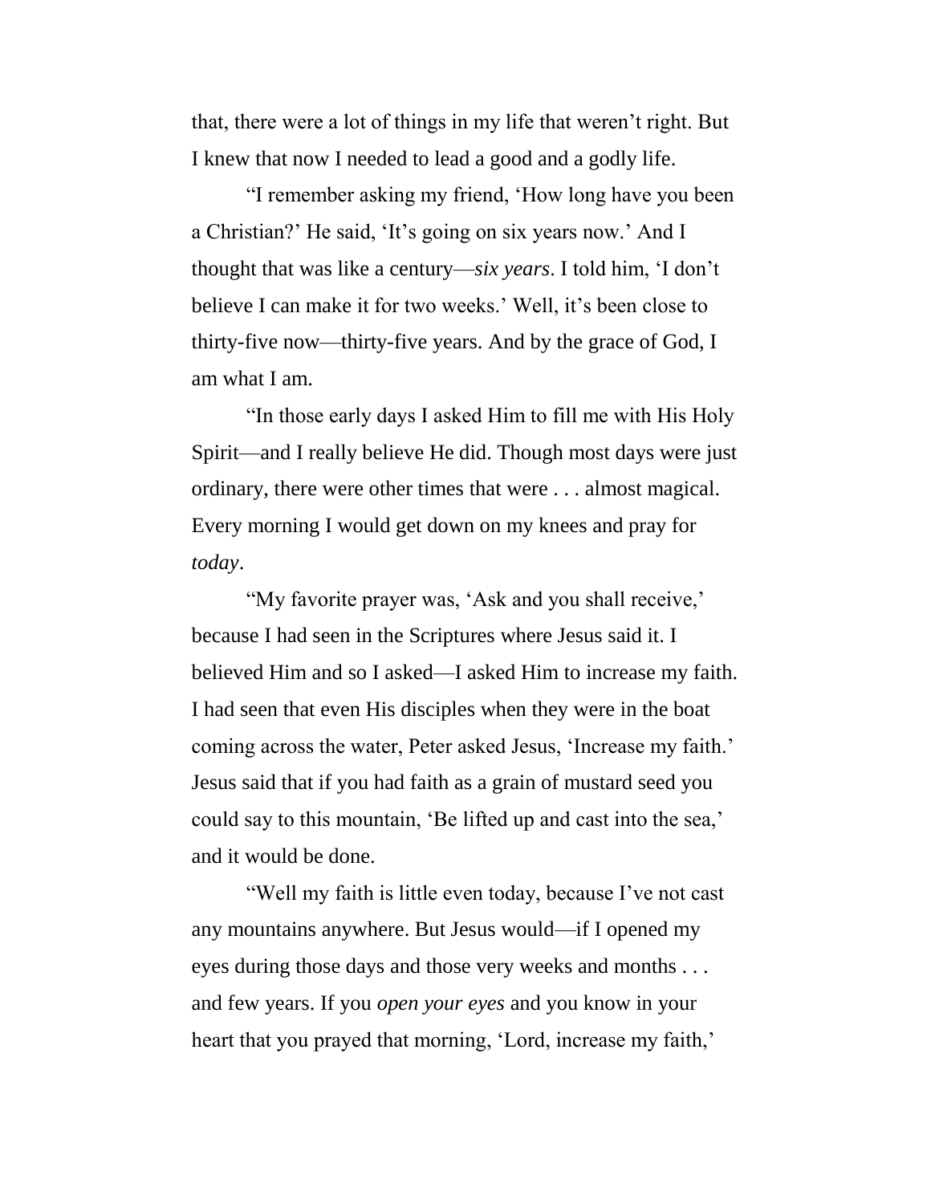that, there were a lot of things in my life that weren't right. But I knew that now I needed to lead a good and a godly life.

"I remember asking my friend, 'How long have you been a Christian?' He said, 'It's going on six years now.' And I thought that was like a century—*six years*. I told him, 'I don't believe I can make it for two weeks.' Well, it's been close to thirty-five now—thirty-five years. And by the grace of God, I am what I am.

"In those early days I asked Him to fill me with His Holy Spirit—and I really believe He did. Though most days were just ordinary, there were other times that were . . . almost magical. Every morning I would get down on my knees and pray for *today*.

"My favorite prayer was, 'Ask and you shall receive,' because I had seen in the Scriptures where Jesus said it. I believed Him and so I asked—I asked Him to increase my faith. I had seen that even His disciples when they were in the boat coming across the water, Peter asked Jesus, 'Increase my faith.' Jesus said that if you had faith as a grain of mustard seed you could say to this mountain, 'Be lifted up and cast into the sea,' and it would be done.

"Well my faith is little even today, because I've not cast any mountains anywhere. But Jesus would—if I opened my eyes during those days and those very weeks and months . . . and few years. If you *open your eyes* and you know in your heart that you prayed that morning, 'Lord, increase my faith,'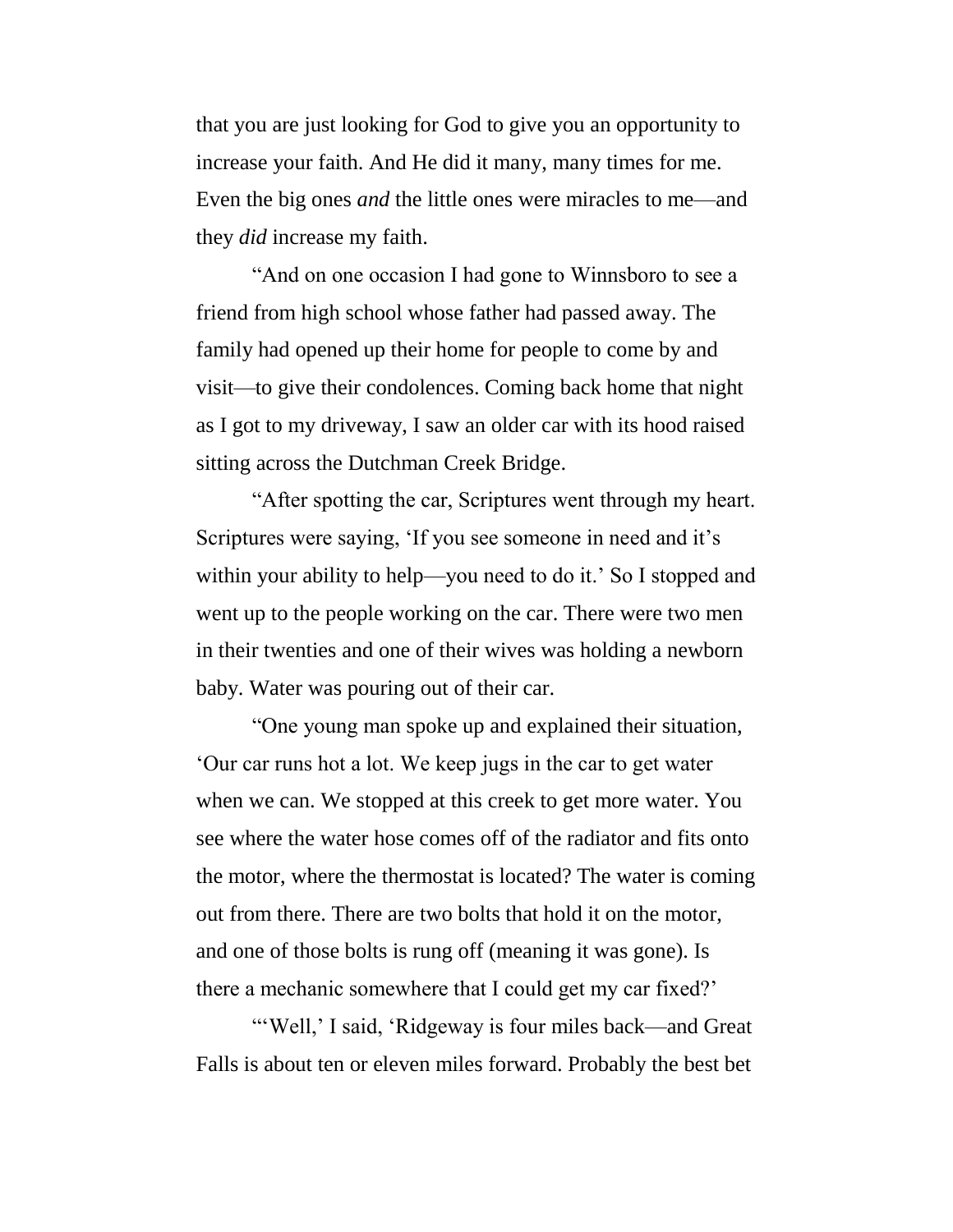that you are just looking for God to give you an opportunity to increase your faith. And He did it many, many times for me. Even the big ones *and* the little ones were miracles to me—and they *did* increase my faith.

"And on one occasion I had gone to Winnsboro to see a friend from high school whose father had passed away. The family had opened up their home for people to come by and visit—to give their condolences. Coming back home that night as I got to my driveway, I saw an older car with its hood raised sitting across the Dutchman Creek Bridge.

"After spotting the car, Scriptures went through my heart. Scriptures were saying, 'If you see someone in need and it's within your ability to help—you need to do it.' So I stopped and went up to the people working on the car. There were two men in their twenties and one of their wives was holding a newborn baby. Water was pouring out of their car.

"One young man spoke up and explained their situation, 'Our car runs hot a lot. We keep jugs in the car to get water when we can. We stopped at this creek to get more water. You see where the water hose comes off of the radiator and fits onto the motor, where the thermostat is located? The water is coming out from there. There are two bolts that hold it on the motor, and one of those bolts is rung off (meaning it was gone). Is there a mechanic somewhere that I could get my car fixed?'

"'Well,' I said, 'Ridgeway is four miles back—and Great Falls is about ten or eleven miles forward. Probably the best bet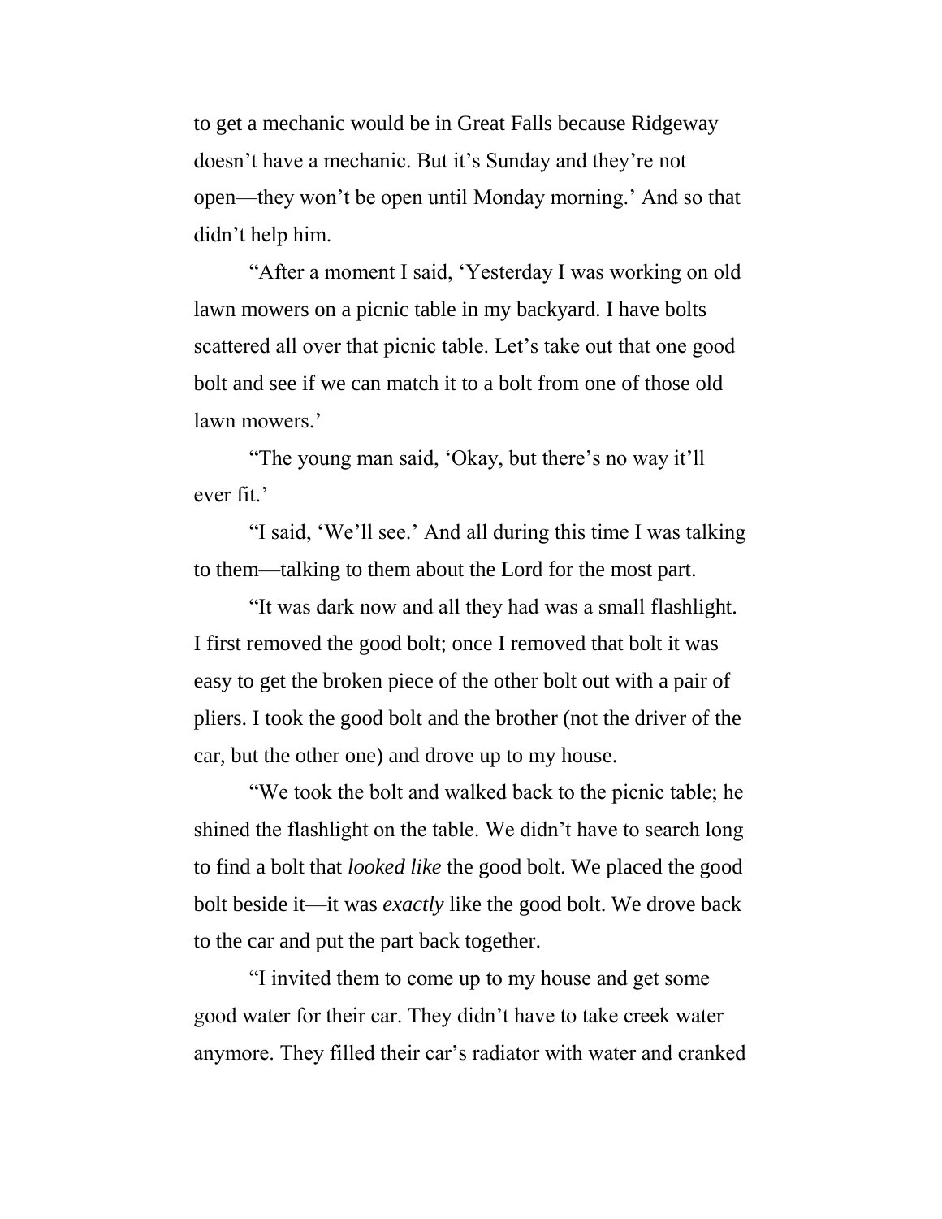to get a mechanic would be in Great Falls because Ridgeway doesn't have a mechanic. But it's Sunday and they're not open—they won't be open until Monday morning.' And so that didn't help him.

"After a moment I said, 'Yesterday I was working on old lawn mowers on a picnic table in my backyard. I have bolts scattered all over that picnic table. Let's take out that one good bolt and see if we can match it to a bolt from one of those old lawn mowers.'

"The young man said, 'Okay, but there's no way it'll ever fit.'

"I said, 'We'll see.' And all during this time I was talking to them—talking to them about the Lord for the most part.

"It was dark now and all they had was a small flashlight. I first removed the good bolt; once I removed that bolt it was easy to get the broken piece of the other bolt out with a pair of pliers. I took the good bolt and the brother (not the driver of the car, but the other one) and drove up to my house.

"We took the bolt and walked back to the picnic table; he shined the flashlight on the table. We didn't have to search long to find a bolt that *looked like* the good bolt. We placed the good bolt beside it—it was *exactly* like the good bolt. We drove back to the car and put the part back together.

"I invited them to come up to my house and get some good water for their car. They didn't have to take creek water anymore. They filled their car's radiator with water and cranked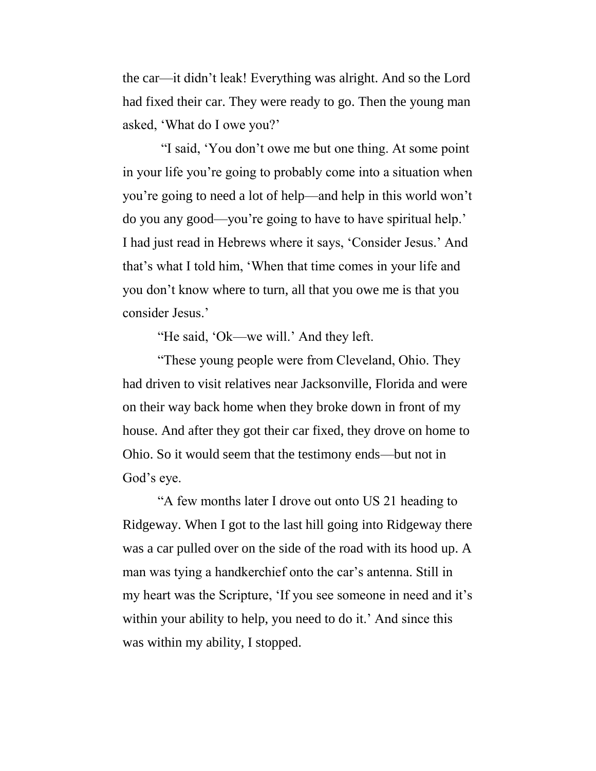the car—it didn't leak! Everything was alright. And so the Lord had fixed their car. They were ready to go. Then the young man asked, 'What do I owe you?'

"I said, 'You don't owe me but one thing. At some point in your life you're going to probably come into a situation when you're going to need a lot of help—and help in this world won't do you any good—you're going to have to have spiritual help.' I had just read in Hebrews where it says, 'Consider Jesus.' And that's what I told him, 'When that time comes in your life and you don't know where to turn, all that you owe me is that you consider Jesus.'

"He said, 'Ok—we will.' And they left.

"These young people were from Cleveland, Ohio. They had driven to visit relatives near Jacksonville, Florida and were on their way back home when they broke down in front of my house. And after they got their car fixed, they drove on home to Ohio. So it would seem that the testimony ends—but not in God's eye.

"A few months later I drove out onto US 21 heading to Ridgeway. When I got to the last hill going into Ridgeway there was a car pulled over on the side of the road with its hood up. A man was tying a handkerchief onto the car's antenna. Still in my heart was the Scripture, 'If you see someone in need and it's within your ability to help, you need to do it.' And since this was within my ability, I stopped.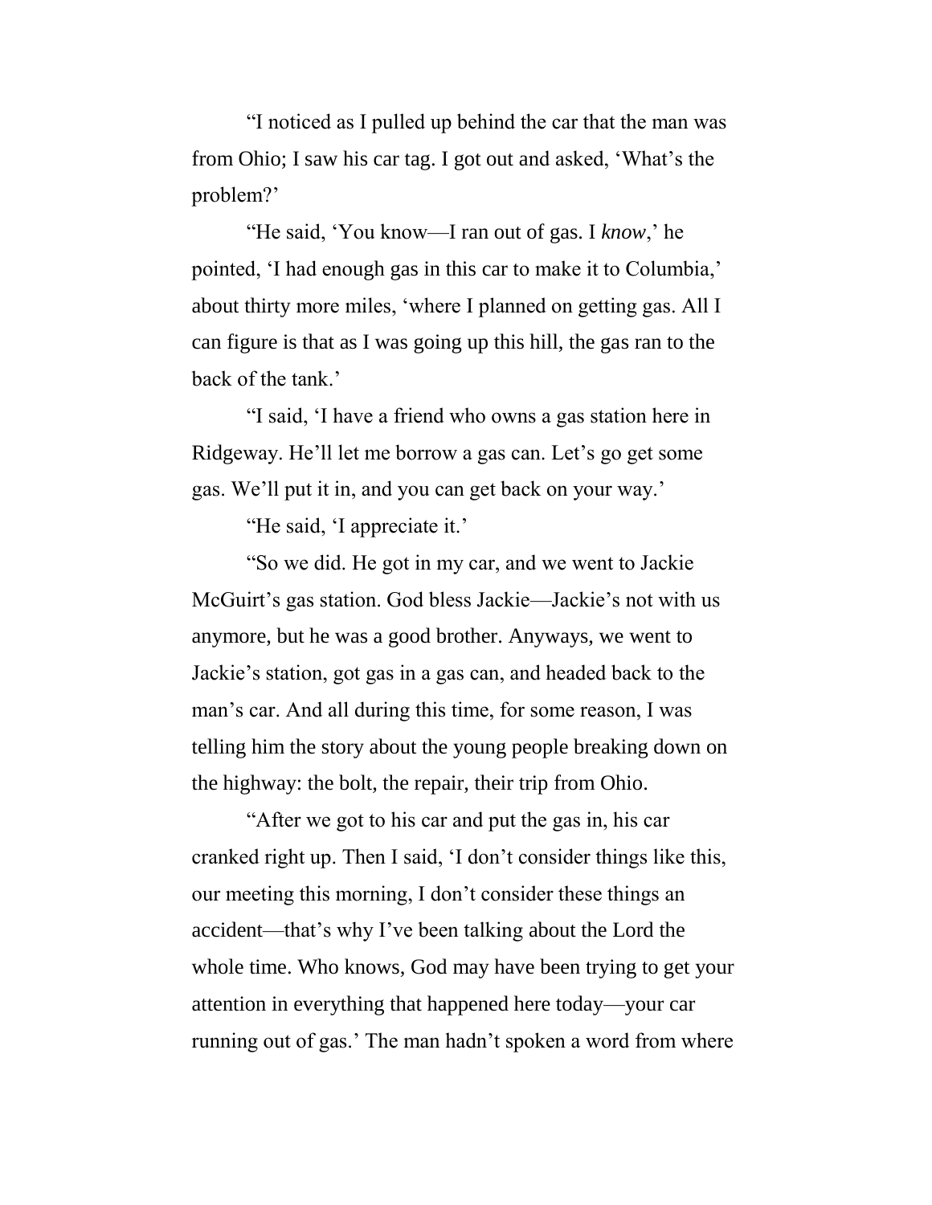"I noticed as I pulled up behind the car that the man was from Ohio; I saw his car tag. I got out and asked, 'What's the problem?'

"He said, 'You know—I ran out of gas. I *know*,' he pointed, 'I had enough gas in this car to make it to Columbia,' about thirty more miles, 'where I planned on getting gas. All I can figure is that as I was going up this hill, the gas ran to the back of the tank.'

"I said, 'I have a friend who owns a gas station here in Ridgeway. He'll let me borrow a gas can. Let's go get some gas. We'll put it in, and you can get back on your way.'

"He said, 'I appreciate it.'

"So we did. He got in my car, and we went to Jackie McGuirt's gas station. God bless Jackie—Jackie's not with us anymore, but he was a good brother. Anyways, we went to Jackie's station, got gas in a gas can, and headed back to the man's car. And all during this time, for some reason, I was telling him the story about the young people breaking down on the highway: the bolt, the repair, their trip from Ohio.

"After we got to his car and put the gas in, his car cranked right up. Then I said, 'I don't consider things like this, our meeting this morning, I don't consider these things an accident—that's why I've been talking about the Lord the whole time. Who knows, God may have been trying to get your attention in everything that happened here today—your car running out of gas.' The man hadn't spoken a word from where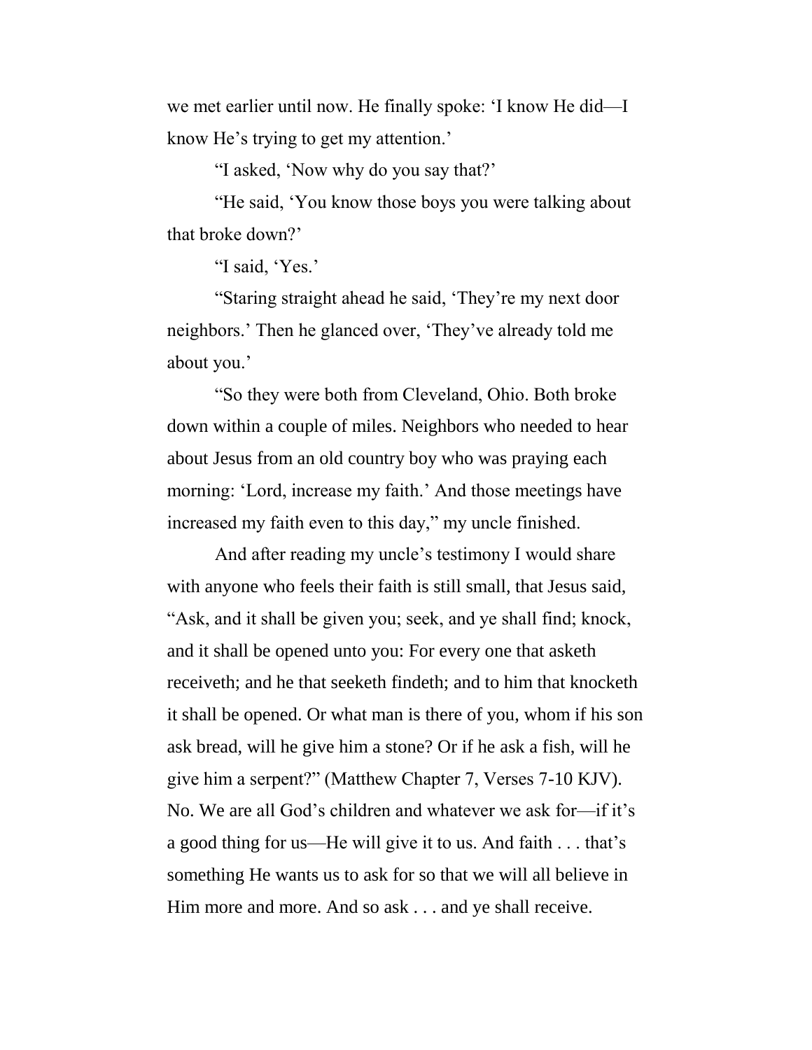we met earlier until now. He finally spoke: 'I know He did—I know He's trying to get my attention.'

"I asked, 'Now why do you say that?'

"He said, 'You know those boys you were talking about that broke down?'

"I said, 'Yes.'

"Staring straight ahead he said, 'They're my next door neighbors.' Then he glanced over, 'They've already told me about you.'

"So they were both from Cleveland, Ohio. Both broke down within a couple of miles. Neighbors who needed to hear about Jesus from an old country boy who was praying each morning: 'Lord, increase my faith.' And those meetings have increased my faith even to this day," my uncle finished.

And after reading my uncle's testimony I would share with anyone who feels their faith is still small, that Jesus said, "Ask, and it shall be given you; seek, and ye shall find; knock, and it shall be opened unto you: For every one that asketh receiveth; and he that seeketh findeth; and to him that knocketh it shall be opened. Or what man is there of you, whom if his son ask bread, will he give him a stone? Or if he ask a fish, will he give him a serpent?" (Matthew Chapter 7, Verses 7-10 KJV). No. We are all God's children and whatever we ask for—if it's a good thing for us—He will give it to us. And faith . . . that's something He wants us to ask for so that we will all believe in Him more and more. And so ask . . . and ye shall receive.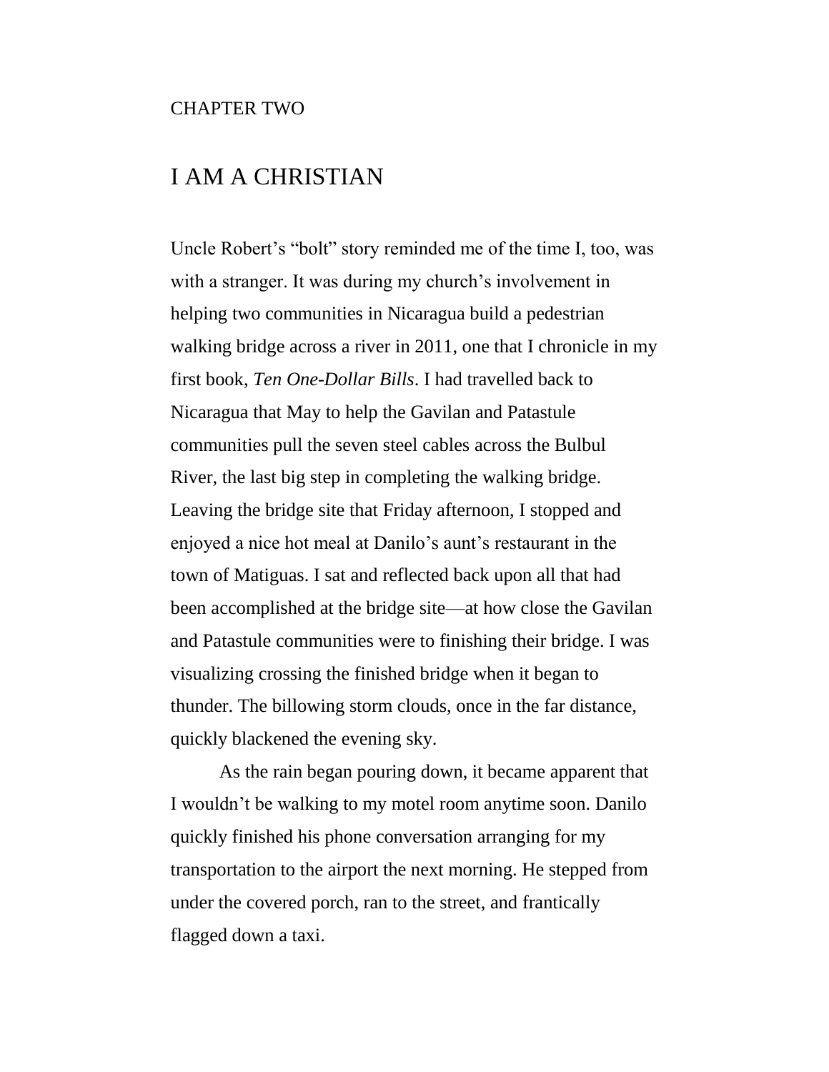CHAPTER TWO

# I AM A CHRISTIAN

Uncle Robert's "bolt" story reminded me of the time I, too, was with a stranger. It was during my church's involvement in helping two communities in Nicaragua build a pedestrian walking bridge across a river in 2011, one that I chronicle in my first book, *Ten One-Dollar Bills*. I had travelled back to Nicaragua that May to help the Gavilan and Patastule communities pull the seven steel cables across the Bulbul River, the last big step in completing the walking bridge. Leaving the bridge site that Friday afternoon, I stopped and enjoyed a nice hot meal at Danilo's aunt's restaurant in the town of Matiguas. I sat and reflected back upon all that had been accomplished at the bridge site—at how close the Gavilan and Patastule communities were to finishing their bridge. I was visualizing crossing the finished bridge when it began to thunder. The billowing storm clouds, once in the far distance, quickly blackened the evening sky.

As the rain began pouring down, it became apparent that I wouldn't be walking to my motel room anytime soon. Danilo quickly finished his phone conversation arranging for my transportation to the airport the next morning. He stepped from under the covered porch, ran to the street, and frantically flagged down a taxi.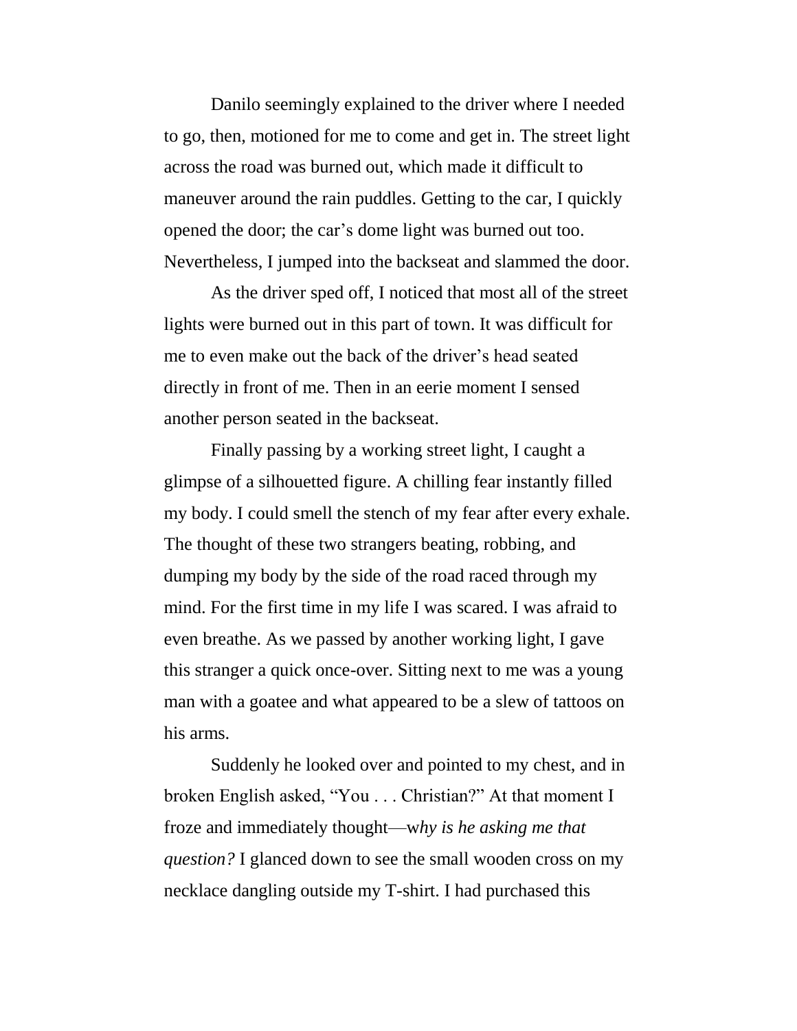Danilo seemingly explained to the driver where I needed to go, then, motioned for me to come and get in. The street light across the road was burned out, which made it difficult to maneuver around the rain puddles. Getting to the car, I quickly opened the door; the car's dome light was burned out too. Nevertheless, I jumped into the backseat and slammed the door.

As the driver sped off, I noticed that most all of the street lights were burned out in this part of town. It was difficult for me to even make out the back of the driver's head seated directly in front of me. Then in an eerie moment I sensed another person seated in the backseat.

Finally passing by a working street light, I caught a glimpse of a silhouetted figure. A chilling fear instantly filled my body. I could smell the stench of my fear after every exhale. The thought of these two strangers beating, robbing, and dumping my body by the side of the road raced through my mind. For the first time in my life I was scared. I was afraid to even breathe. As we passed by another working light, I gave this stranger a quick once-over. Sitting next to me was a young man with a goatee and what appeared to be a slew of tattoos on his arms.

Suddenly he looked over and pointed to my chest, and in broken English asked, "You . . . Christian?" At that moment I froze and immediately thought—w*hy is he asking me that question?* I glanced down to see the small wooden cross on my necklace dangling outside my T-shirt. I had purchased this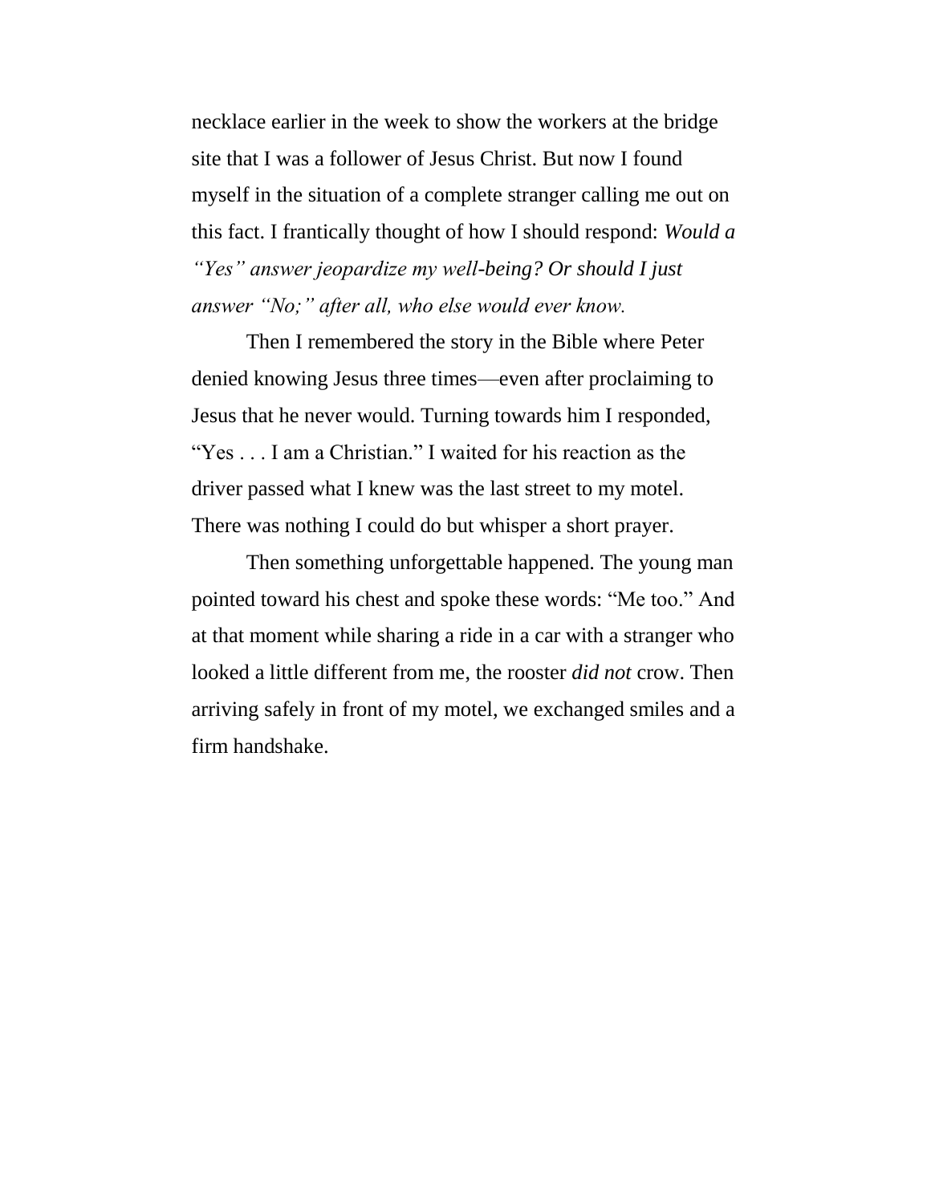necklace earlier in the week to show the workers at the bridge site that I was a follower of Jesus Christ. But now I found myself in the situation of a complete stranger calling me out on this fact. I frantically thought of how I should respond: *Would a "Yes" answer jeopardize my well-being? Or should I just answer "No;" after all, who else would ever know.*

Then I remembered the story in the Bible where Peter denied knowing Jesus three times—even after proclaiming to Jesus that he never would. Turning towards him I responded, "Yes . . . I am a Christian." I waited for his reaction as the driver passed what I knew was the last street to my motel. There was nothing I could do but whisper a short prayer.

Then something unforgettable happened. The young man pointed toward his chest and spoke these words: "Me too." And at that moment while sharing a ride in a car with a stranger who looked a little different from me, the rooster *did not* crow. Then arriving safely in front of my motel, we exchanged smiles and a firm handshake.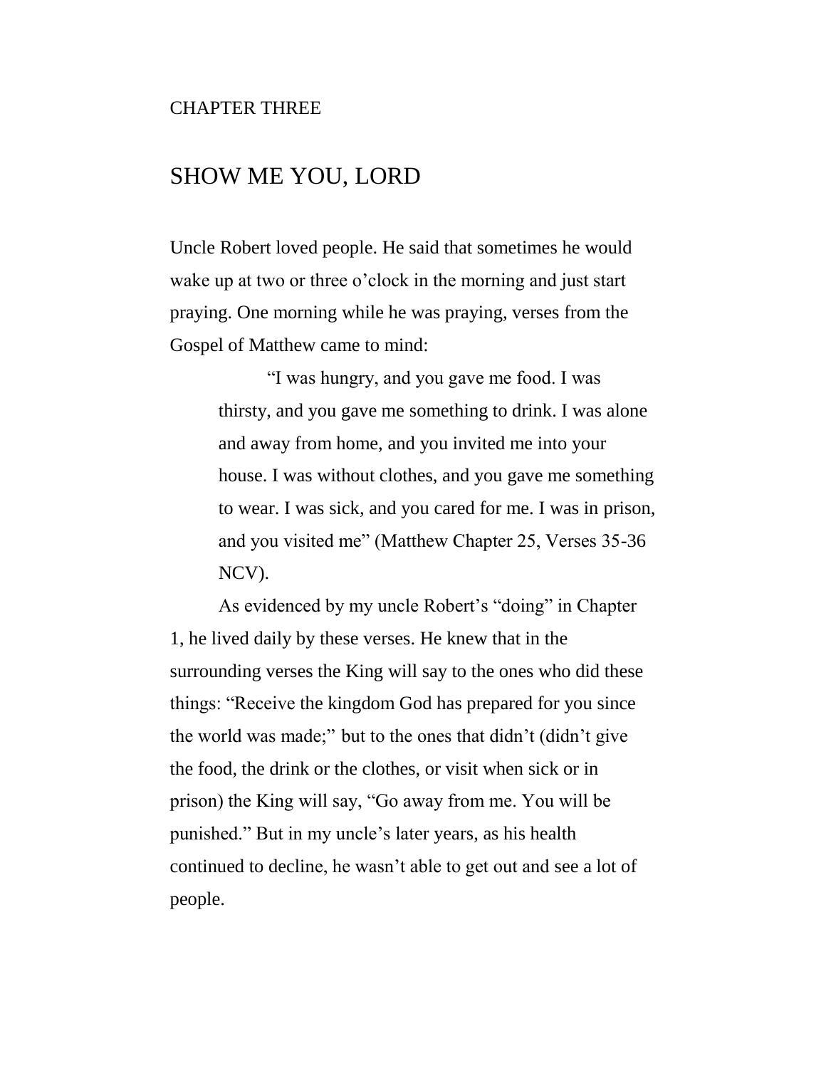CHAPTER THREE

# SHOW ME YOU, LORD

Uncle Robert loved people. He said that sometimes he would wake up at two or three o'clock in the morning and just start praying. One morning while he was praying, verses from the Gospel of Matthew came to mind:

> "I was hungry, and you gave me food. I was thirsty, and you gave me something to drink. I was alone and away from home, and you invited me into your house. I was without clothes, and you gave me something to wear. I was sick, and you cared for me. I was in prison, and you visited me" (Matthew Chapter 25, Verses 35-36 NCV).

As evidenced by my uncle Robert's "doing" in Chapter 1, he lived daily by these verses. He knew that in the surrounding verses the King will say to the ones who did these things: "Receive the kingdom God has prepared for you since the world was made;" but to the ones that didn't (didn't give the food, the drink or the clothes, or visit when sick or in prison) the King will say, "Go away from me. You will be punished." But in my uncle's later years, as his health continued to decline, he wasn't able to get out and see a lot of people.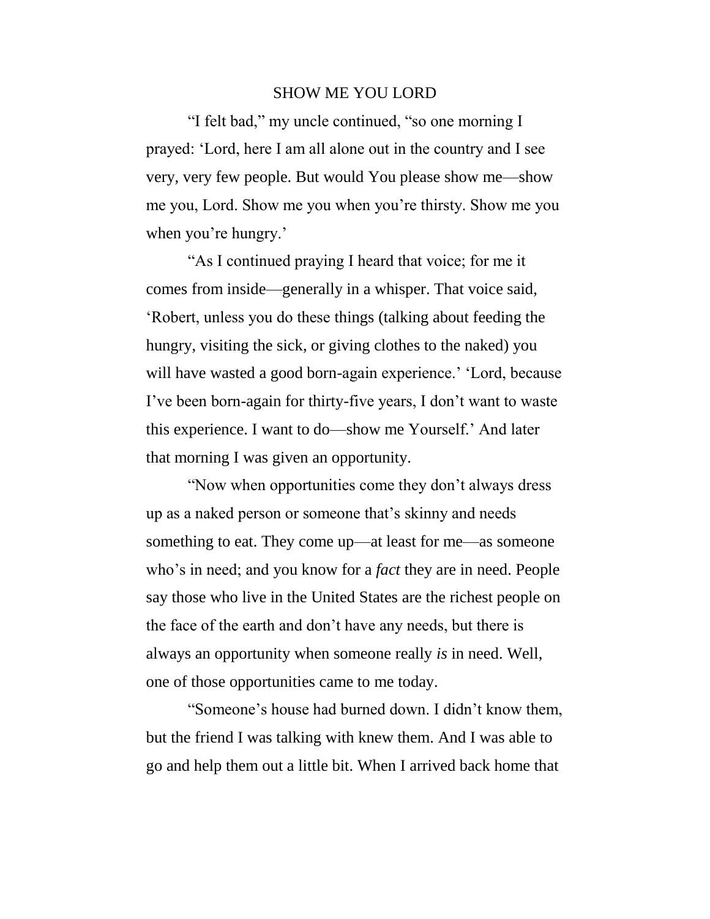## SHOW ME YOU LORD

"I felt bad," my uncle continued, "so one morning I prayed: 'Lord, here I am all alone out in the country and I see very, very few people. But would You please show me—show me you, Lord. Show me you when you're thirsty. Show me you when you're hungry.'

"As I continued praying I heard that voice; for me it comes from inside—generally in a whisper. That voice said, 'Robert, unless you do these things (talking about feeding the hungry, visiting the sick, or giving clothes to the naked) you will have wasted a good born-again experience.' 'Lord, because I've been born-again for thirty-five years, I don't want to waste this experience. I want to do—show me Yourself.' And later that morning I was given an opportunity.

"Now when opportunities come they don't always dress up as a naked person or someone that's skinny and needs something to eat. They come up—at least for me—as someone who's in need; and you know for a *fact* they are in need. People say those who live in the United States are the richest people on the face of the earth and don't have any needs, but there is always an opportunity when someone really *is* in need. Well, one of those opportunities came to me today.

"Someone's house had burned down. I didn't know them, but the friend I was talking with knew them. And I was able to go and help them out a little bit. When I arrived back home that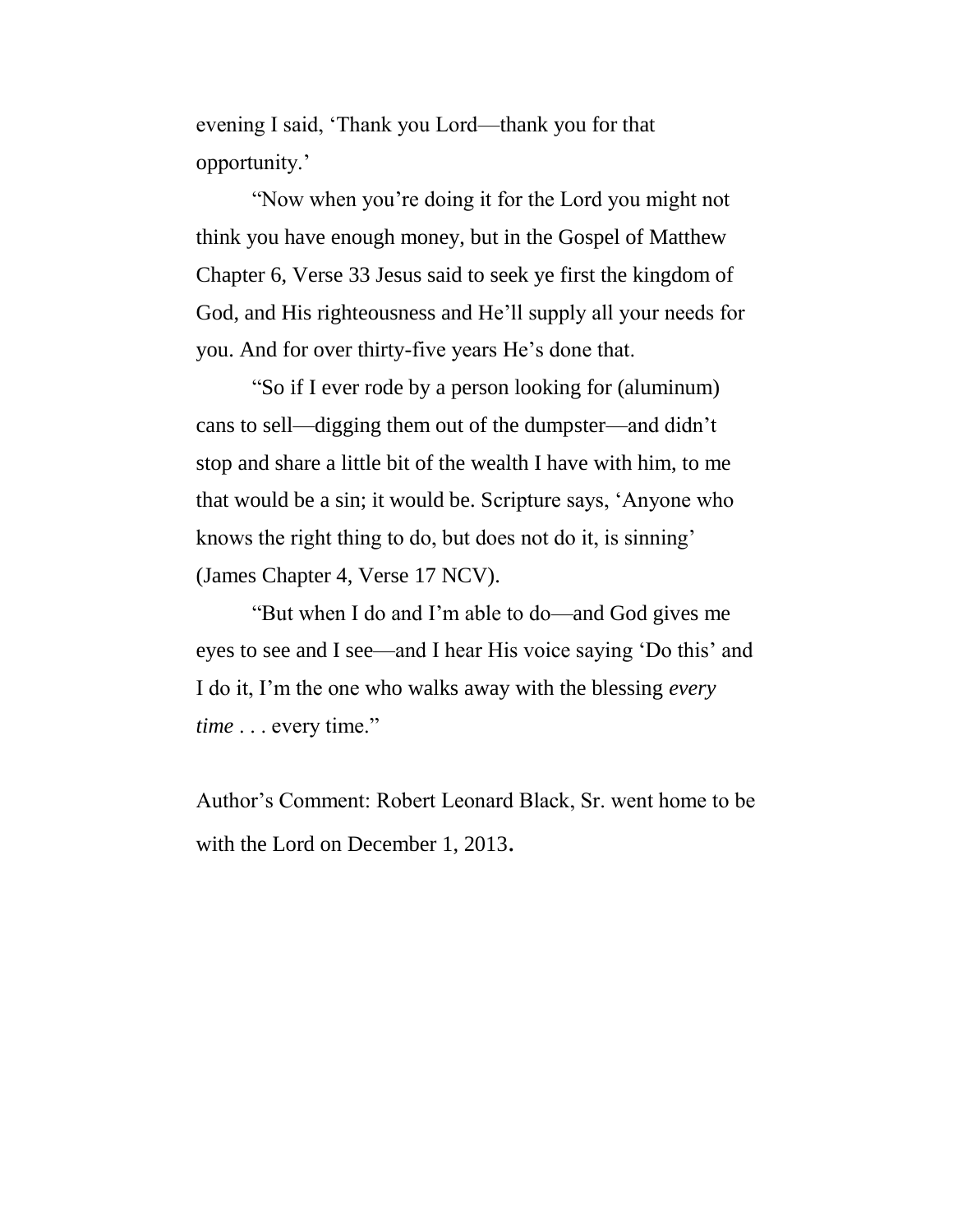evening I said, 'Thank you Lord—thank you for that opportunity.'

"Now when you're doing it for the Lord you might not think you have enough money, but in the Gospel of Matthew Chapter 6, Verse 33 Jesus said to seek ye first the kingdom of God, and His righteousness and He'll supply all your needs for you. And for over thirty-five years He's done that.

"So if I ever rode by a person looking for (aluminum) cans to sell—digging them out of the dumpster—and didn't stop and share a little bit of the wealth I have with him, to me that would be a sin; it would be. Scripture says, 'Anyone who knows the right thing to do, but does not do it, is sinning' (James Chapter 4, Verse 17 NCV).

"But when I do and I'm able to do—and God gives me eyes to see and I see—and I hear His voice saying 'Do this' and I do it, I'm the one who walks away with the blessing *every time* . . . every time."

Author's Comment: Robert Leonard Black, Sr. went home to be with the Lord on December 1, 2013.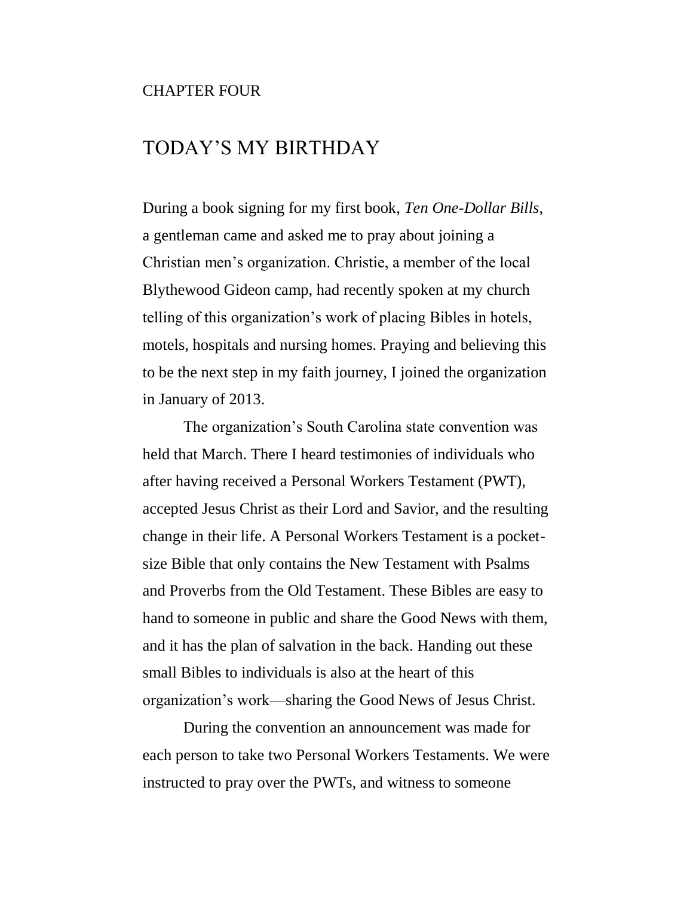CHAPTER FOUR

# TODAY'S MY BIRTHDAY

During a book signing for my first book, *Ten One-Dollar Bills*, a gentleman came and asked me to pray about joining a Christian men's organization. Christie, a member of the local Blythewood Gideon camp, had recently spoken at my church telling of this organization's work of placing Bibles in hotels, motels, hospitals and nursing homes. Praying and believing this to be the next step in my faith journey, I joined the organization in January of 2013.

The organization's South Carolina state convention was held that March. There I heard testimonies of individuals who after having received a Personal Workers Testament (PWT), accepted Jesus Christ as their Lord and Savior, and the resulting change in their life. A Personal Workers Testament is a pocket-size Bible that only contains the New Testament with Psalms and Proverbs from the Old Testament. These Bibles are easy to hand to someone in public and share the Good News with them, and it has the plan of salvation in the back. Handing out these small Bibles to individuals is also at the heart of this organization's work—sharing the Good News of Jesus Christ.

During the convention an announcement was made for each person to take two Personal Workers Testaments. We were instructed to pray over the PWTs, and witness to someone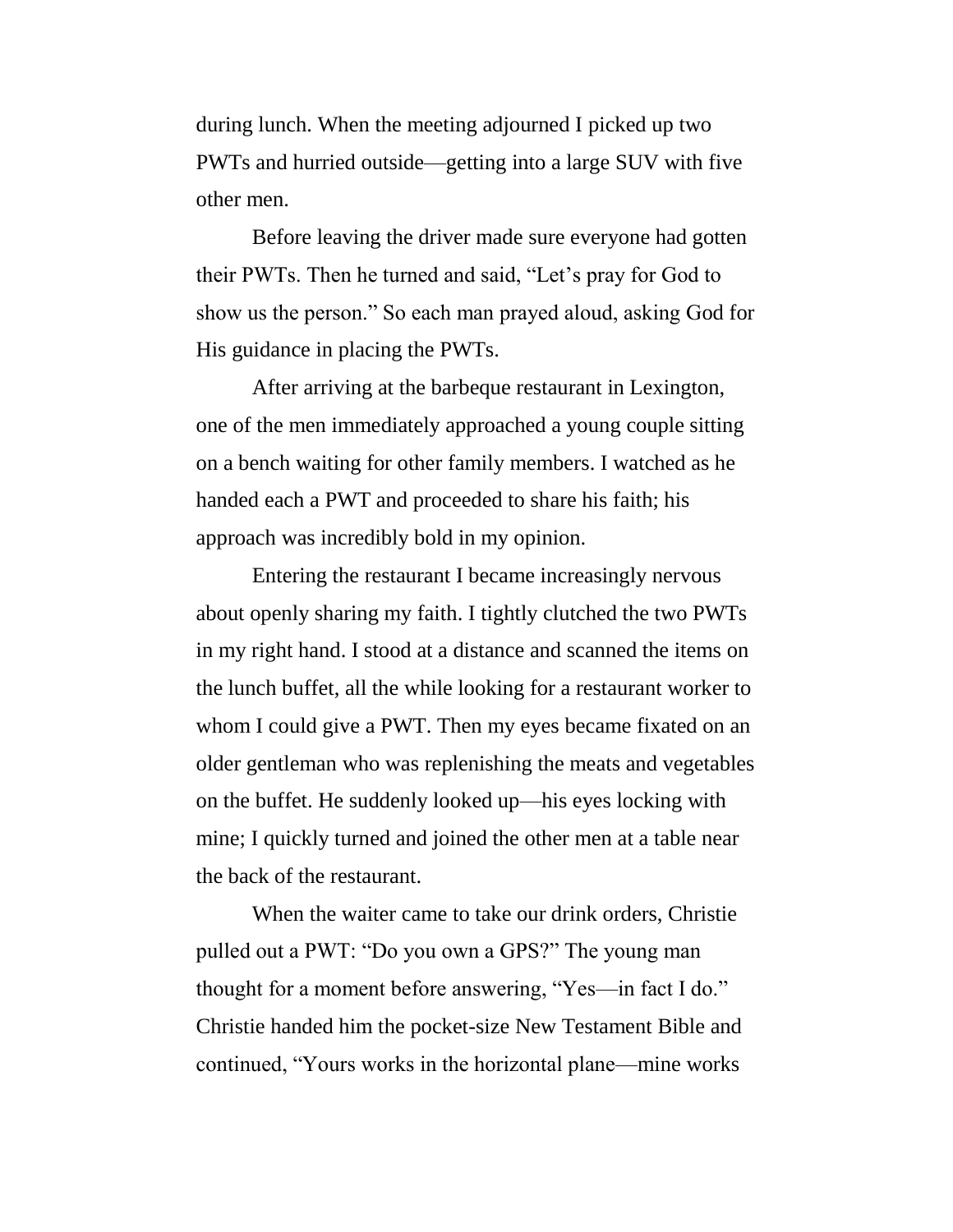during lunch. When the meeting adjourned I picked up two PWTs and hurried outside—getting into a large SUV with five other men.

Before leaving the driver made sure everyone had gotten their PWTs. Then he turned and said, "Let's pray for God to show us the person." So each man prayed aloud, asking God for His guidance in placing the PWTs.

After arriving at the barbeque restaurant in Lexington, one of the men immediately approached a young couple sitting on a bench waiting for other family members. I watched as he handed each a PWT and proceeded to share his faith; his approach was incredibly bold in my opinion.

Entering the restaurant I became increasingly nervous about openly sharing my faith. I tightly clutched the two PWTs in my right hand. I stood at a distance and scanned the items on the lunch buffet, all the while looking for a restaurant worker to whom I could give a PWT. Then my eyes became fixated on an older gentleman who was replenishing the meats and vegetables on the buffet. He suddenly looked up—his eyes locking with mine; I quickly turned and joined the other men at a table near the back of the restaurant.

When the waiter came to take our drink orders, Christie pulled out a PWT: "Do you own a GPS?" The young man thought for a moment before answering, "Yes—in fact I do." Christie handed him the pocket-size New Testament Bible and continued, "Yours works in the horizontal plane—mine works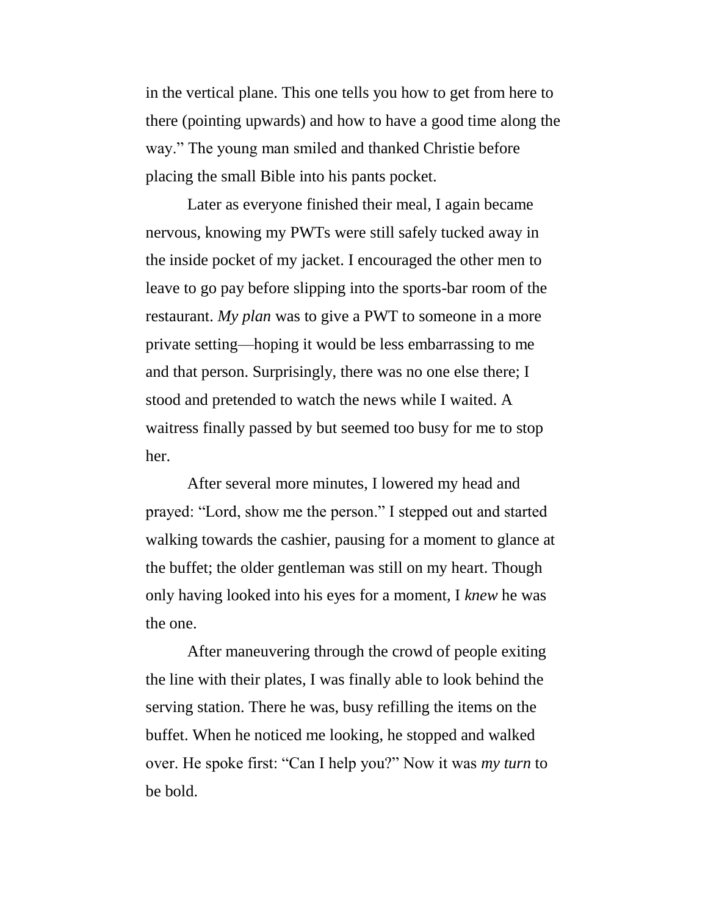in the vertical plane. This one tells you how to get from here to there (pointing upwards) and how to have a good time along the way." The young man smiled and thanked Christie before placing the small Bible into his pants pocket.

Later as everyone finished their meal, I again became nervous, knowing my PWTs were still safely tucked away in the inside pocket of my jacket. I encouraged the other men to leave to go pay before slipping into the sports-bar room of the restaurant. *My plan* was to give a PWT to someone in a more private setting—hoping it would be less embarrassing to me and that person. Surprisingly, there was no one else there; I stood and pretended to watch the news while I waited. A waitress finally passed by but seemed too busy for me to stop her.

After several more minutes, I lowered my head and prayed: "Lord, show me the person." I stepped out and started walking towards the cashier, pausing for a moment to glance at the buffet; the older gentleman was still on my heart. Though only having looked into his eyes for a moment, I *knew* he was the one.

After maneuvering through the crowd of people exiting the line with their plates, I was finally able to look behind the serving station. There he was, busy refilling the items on the buffet. When he noticed me looking, he stopped and walked over. He spoke first: "Can I help you?" Now it was *my turn* to be bold.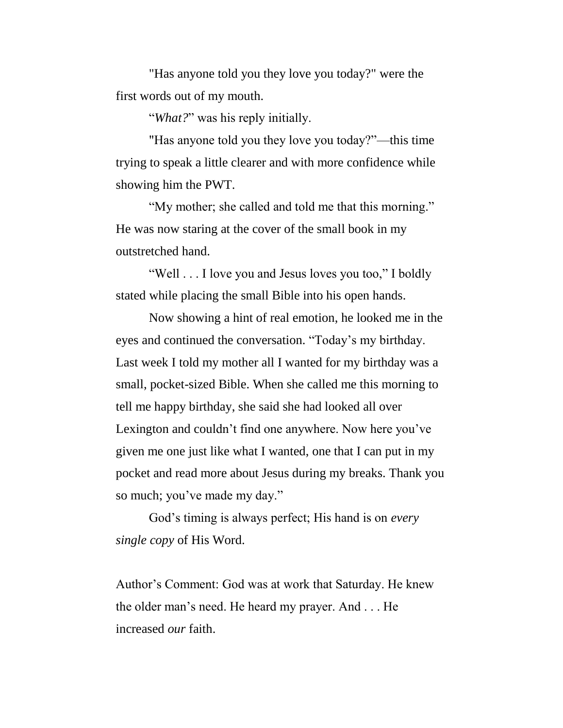"Has anyone told you they love you today?" were the first words out of my mouth.

"*What?*" was his reply initially.

"Has anyone told you they love you today?"—this time trying to speak a little clearer and with more confidence while showing him the PWT.

"My mother; she called and told me that this morning." He was now staring at the cover of the small book in my outstretched hand.

"Well . . . I love you and Jesus loves you too," I boldly stated while placing the small Bible into his open hands.

Now showing a hint of real emotion, he looked me in the eyes and continued the conversation. "Today's my birthday. Last week I told my mother all I wanted for my birthday was a small, pocket-sized Bible. When she called me this morning to tell me happy birthday, she said she had looked all over Lexington and couldn't find one anywhere. Now here you've given me one just like what I wanted, one that I can put in my pocket and read more about Jesus during my breaks. Thank you so much; you've made my day."

God's timing is always perfect; His hand is on *every single copy* of His Word.

Author's Comment: God was at work that Saturday. He knew the older man's need. He heard my prayer. And . . . He increased *our* faith.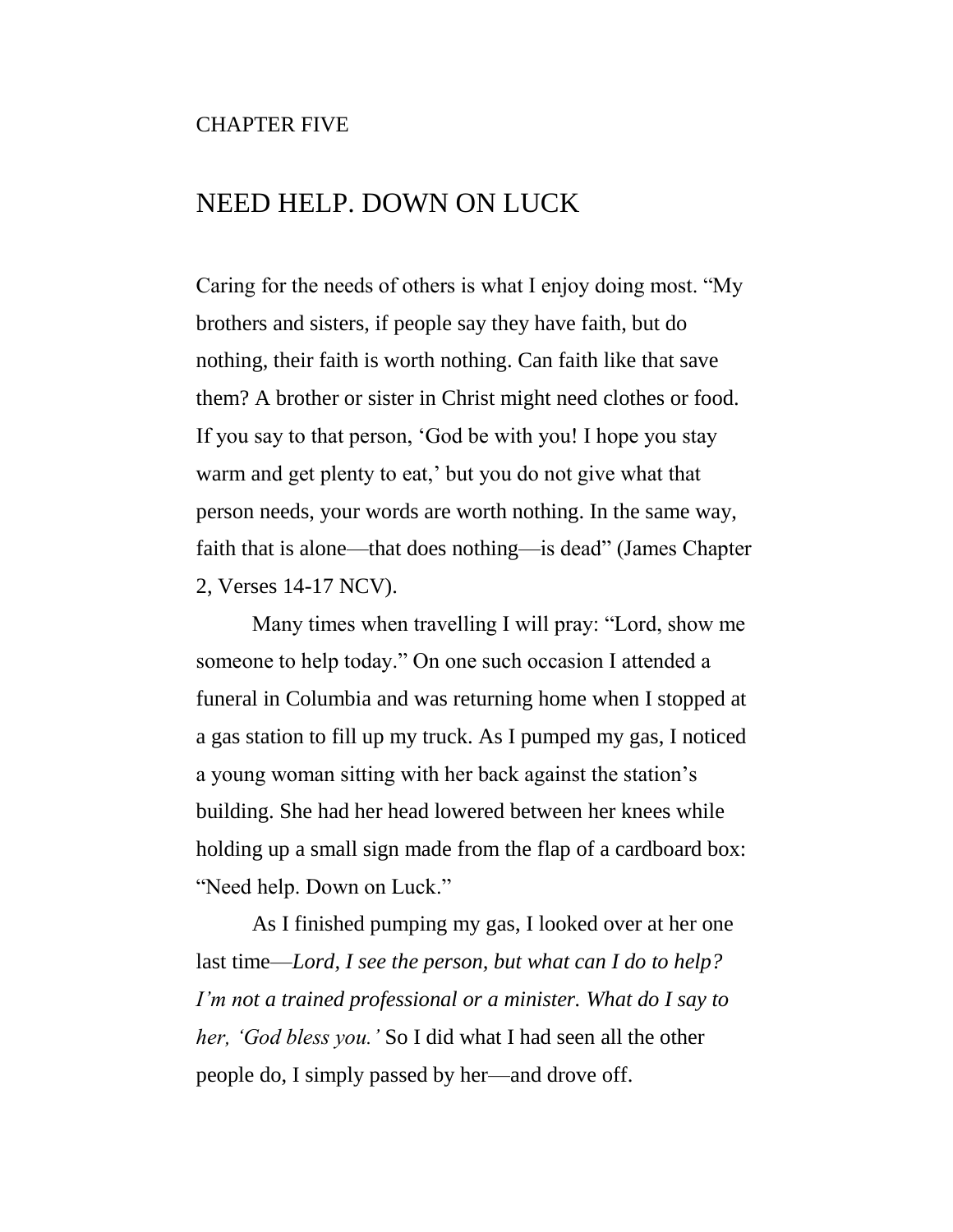CHAPTER FIVE

# NEED HELP. DOWN ON LUCK

Caring for the needs of others is what I enjoy doing most. "My brothers and sisters, if people say they have faith, but do nothing, their faith is worth nothing. Can faith like that save them? A brother or sister in Christ might need clothes or food. If you say to that person, 'God be with you! I hope you stay warm and get plenty to eat,' but you do not give what that person needs, your words are worth nothing. In the same way, faith that is alone—that does nothing—is dead" (James Chapter 2, Verses 14-17 NCV).

Many times when travelling I will pray: "Lord, show me someone to help today." On one such occasion I attended a funeral in Columbia and was returning home when I stopped at a gas station to fill up my truck. As I pumped my gas, I noticed a young woman sitting with her back against the station's building. She had her head lowered between her knees while holding up a small sign made from the flap of a cardboard box: "Need help. Down on Luck."

As I finished pumping my gas, I looked over at her one last time—*Lord, I see the person, but what can I do to help? I'm not a trained professional or a minister. What do I say to her, 'God bless you.'* So I did what I had seen all the other people do, I simply passed by her—and drove off.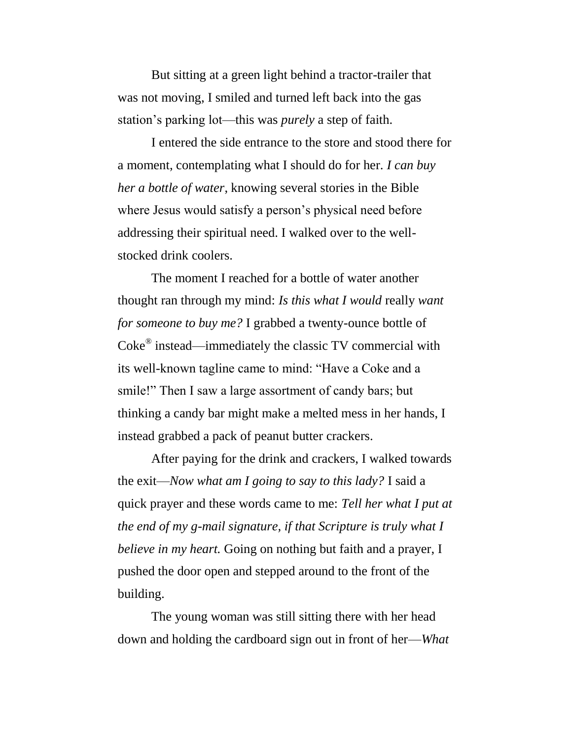But sitting at a green light behind a tractor-trailer that was not moving, I smiled and turned left back into the gas station's parking lot—this was *purely* a step of faith.

I entered the side entrance to the store and stood there for a moment, contemplating what I should do for her. *I can buy her a bottle of water*, knowing several stories in the Bible where Jesus would satisfy a person's physical need before addressing their spiritual need. I walked over to the well-stocked drink coolers.

The moment I reached for a bottle of water another thought ran through my mind: *Is this what I would* really *want for someone to buy me?* I grabbed a twenty-ounce bottle of Coke® instead—immediately the classic TV commercial with its well-known tagline came to mind: "Have a Coke and a smile!" Then I saw a large assortment of candy bars; but thinking a candy bar might make a melted mess in her hands, I instead grabbed a pack of peanut butter crackers.

After paying for the drink and crackers, I walked towards the exit—*Now what am I going to say to this lady?* I said a quick prayer and these words came to me: *Tell her what I put at the end of my g-mail signature, if that Scripture is truly what I believe in my heart.* Going on nothing but faith and a prayer, I pushed the door open and stepped around to the front of the building.

The young woman was still sitting there with her head down and holding the cardboard sign out in front of her—*What*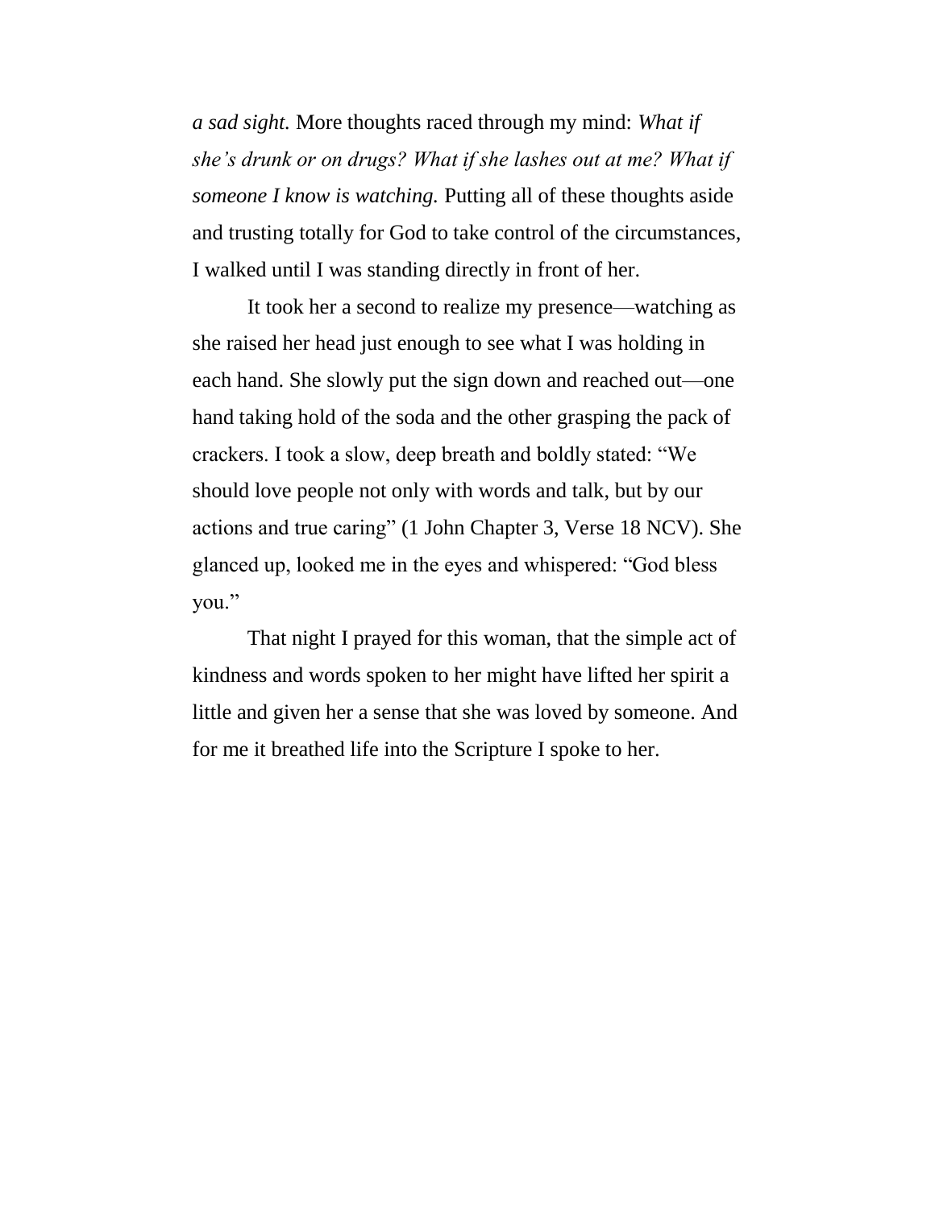*a sad sight.* More thoughts raced through my mind: *What if she's drunk or on drugs? What if she lashes out at me? What if someone I know is watching.* Putting all of these thoughts aside and trusting totally for God to take control of the circumstances, I walked until I was standing directly in front of her.

It took her a second to realize my presence—watching as she raised her head just enough to see what I was holding in each hand. She slowly put the sign down and reached out—one hand taking hold of the soda and the other grasping the pack of crackers. I took a slow, deep breath and boldly stated: "We should love people not only with words and talk, but by our actions and true caring" (1 John Chapter 3, Verse 18 NCV). She glanced up, looked me in the eyes and whispered: "God bless you."

That night I prayed for this woman, that the simple act of kindness and words spoken to her might have lifted her spirit a little and given her a sense that she was loved by someone. And for me it breathed life into the Scripture I spoke to her.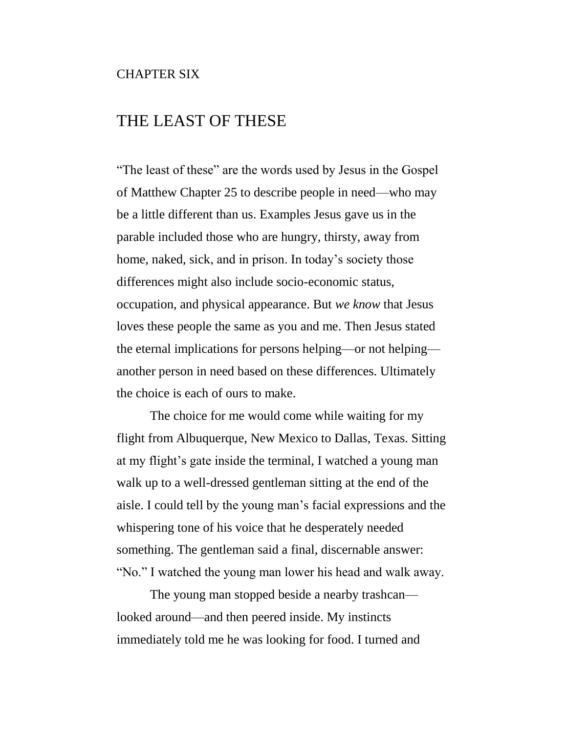CHAPTER SIX

# THE LEAST OF THESE

"The least of these" are the words used by Jesus in the Gospel of Matthew Chapter 25 to describe people in need—who may be a little different than us. Examples Jesus gave us in the parable included those who are hungry, thirsty, away from home, naked, sick, and in prison. In today's society those differences might also include socio-economic status, occupation, and physical appearance. But *we know* that Jesus loves these people the same as you and me. Then Jesus stated the eternal implications for persons helping—or not helping—another person in need based on these differences. Ultimately the choice is each of ours to make.

The choice for me would come while waiting for my flight from Albuquerque, New Mexico to Dallas, Texas. Sitting at my flight's gate inside the terminal, I watched a young man walk up to a well-dressed gentleman sitting at the end of the aisle. I could tell by the young man's facial expressions and the whispering tone of his voice that he desperately needed something. The gentleman said a final, discernable answer: "No." I watched the young man lower his head and walk away.

The young man stopped beside a nearby trashcan—looked around—and then peered inside. My instincts immediately told me he was looking for food. I turned and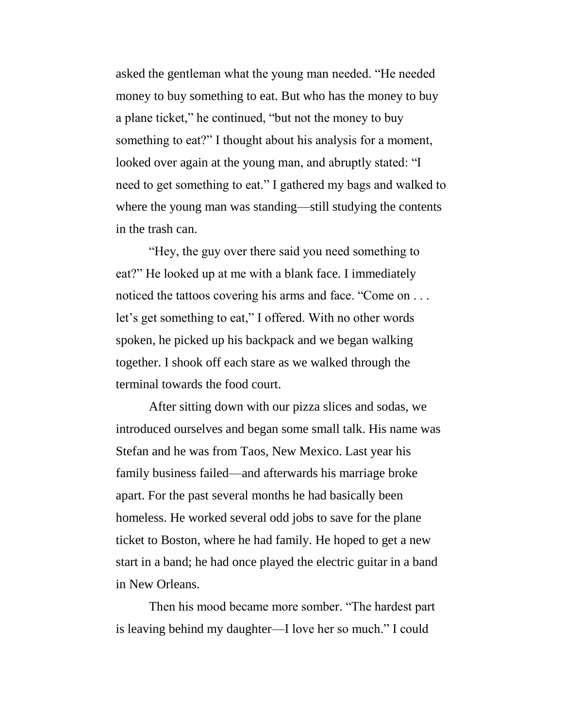asked the gentleman what the young man needed. "He needed money to buy something to eat. But who has the money to buy a plane ticket," he continued, "but not the money to buy something to eat?" I thought about his analysis for a moment, looked over again at the young man, and abruptly stated: "I need to get something to eat." I gathered my bags and walked to where the young man was standing—still studying the contents in the trash can.

"Hey, the guy over there said you need something to eat?" He looked up at me with a blank face. I immediately noticed the tattoos covering his arms and face. "Come on . . . let's get something to eat," I offered. With no other words spoken, he picked up his backpack and we began walking together. I shook off each stare as we walked through the terminal towards the food court.

After sitting down with our pizza slices and sodas, we introduced ourselves and began some small talk. His name was Stefan and he was from Taos, New Mexico. Last year his family business failed—and afterwards his marriage broke apart. For the past several months he had basically been homeless. He worked several odd jobs to save for the plane ticket to Boston, where he had family. He hoped to get a new start in a band; he had once played the electric guitar in a band in New Orleans.

Then his mood became more somber. "The hardest part is leaving behind my daughter—I love her so much." I could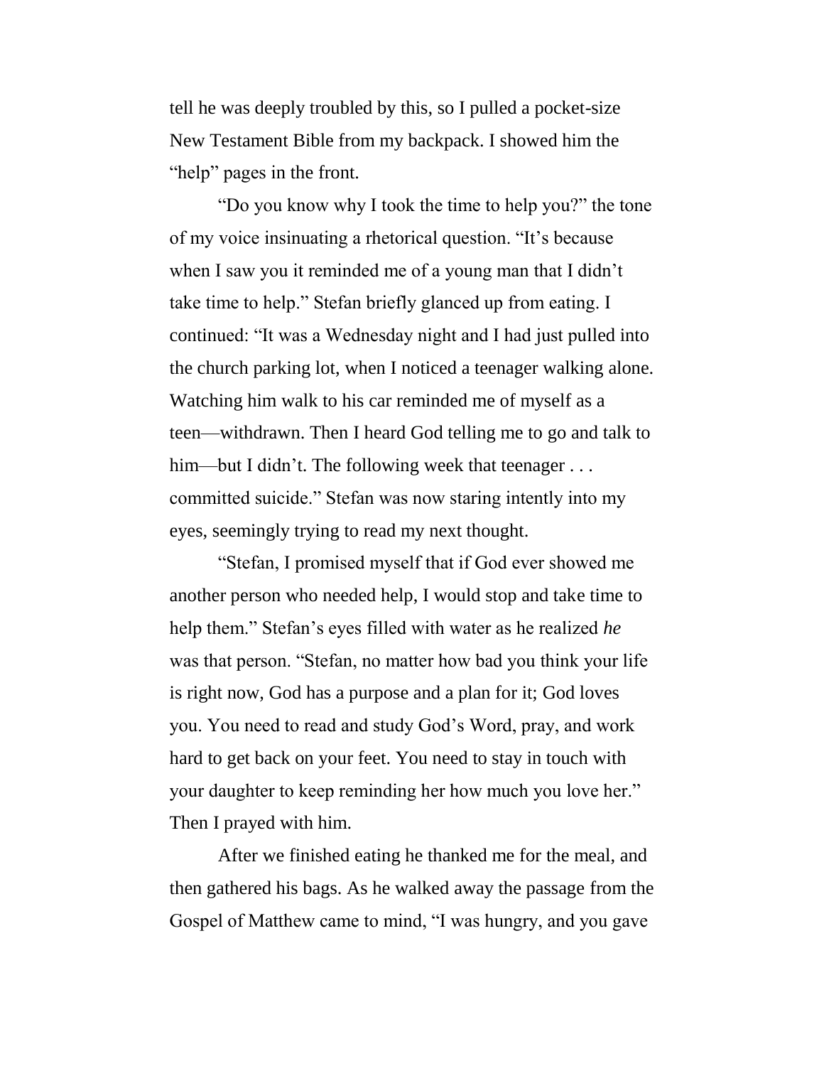tell he was deeply troubled by this, so I pulled a pocket-size New Testament Bible from my backpack. I showed him the "help" pages in the front.

"Do you know why I took the time to help you?" the tone of my voice insinuating a rhetorical question. "It's because when I saw you it reminded me of a young man that I didn't take time to help." Stefan briefly glanced up from eating. I continued: "It was a Wednesday night and I had just pulled into the church parking lot, when I noticed a teenager walking alone. Watching him walk to his car reminded me of myself as a teen—withdrawn. Then I heard God telling me to go and talk to him—but I didn't. The following week that teenager . . . committed suicide." Stefan was now staring intently into my eyes, seemingly trying to read my next thought.

"Stefan, I promised myself that if God ever showed me another person who needed help, I would stop and take time to help them." Stefan's eyes filled with water as he realized *he* was that person. "Stefan, no matter how bad you think your life is right now, God has a purpose and a plan for it; God loves you. You need to read and study God's Word, pray, and work hard to get back on your feet. You need to stay in touch with your daughter to keep reminding her how much you love her." Then I prayed with him.

After we finished eating he thanked me for the meal, and then gathered his bags. As he walked away the passage from the Gospel of Matthew came to mind, "I was hungry, and you gave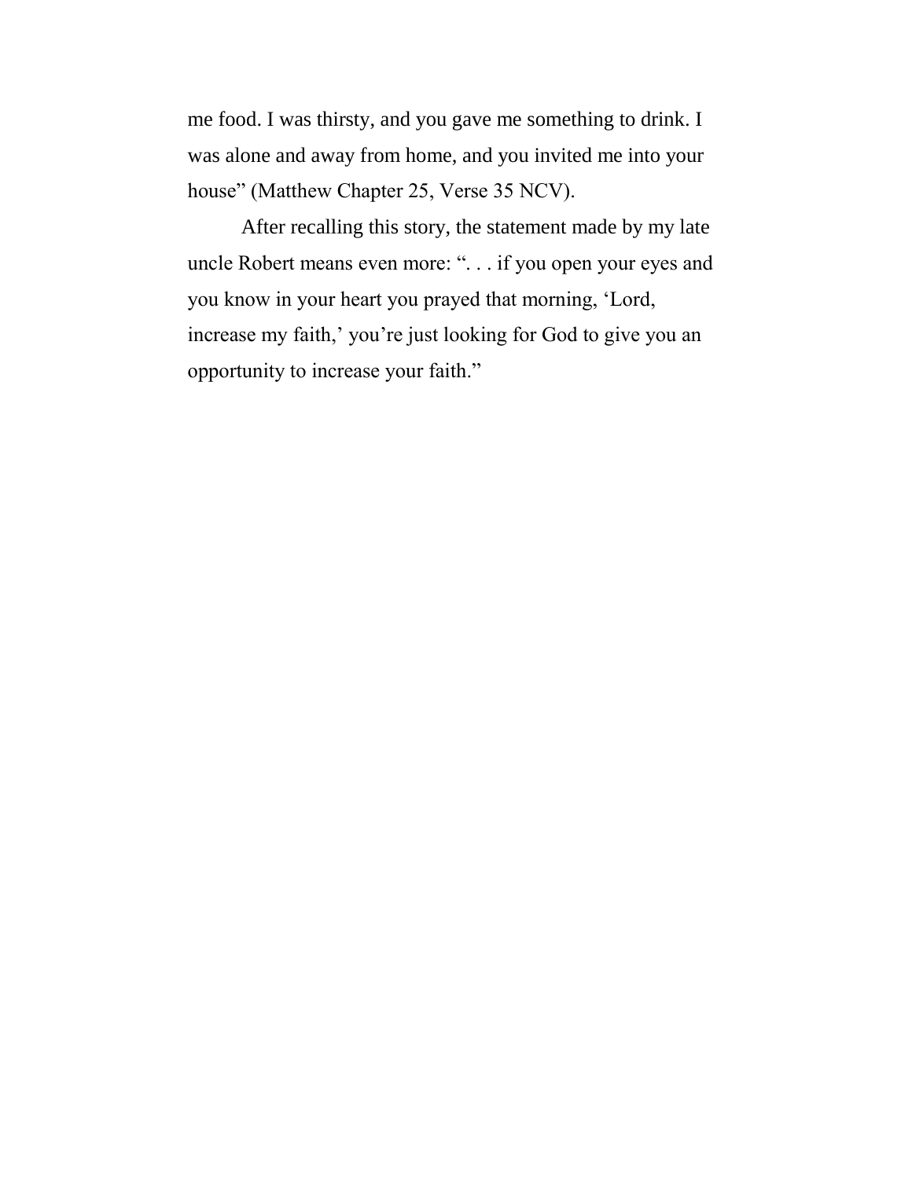me food. I was thirsty, and you gave me something to drink. I was alone and away from home, and you invited me into your house" (Matthew Chapter 25, Verse 35 NCV).

After recalling this story, the statement made by my late uncle Robert means even more: ". . . if you open your eyes and you know in your heart you prayed that morning, 'Lord, increase my faith,' you're just looking for God to give you an opportunity to increase your faith."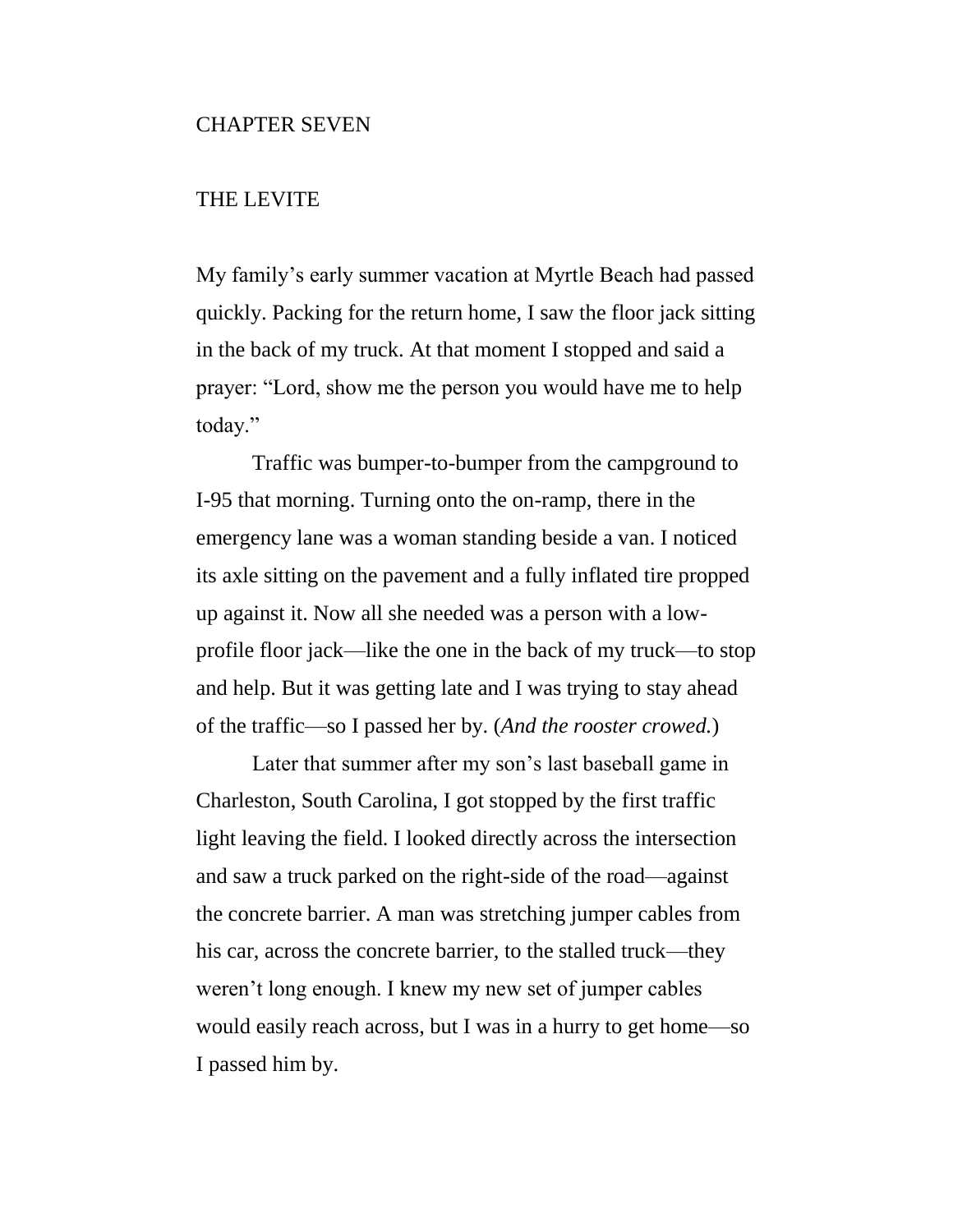# CHAPTER SEVEN

## THE LEVITE

My family's early summer vacation at Myrtle Beach had passed quickly. Packing for the return home, I saw the floor jack sitting in the back of my truck. At that moment I stopped and said a prayer: "Lord, show me the person you would have me to help today."

Traffic was bumper-to-bumper from the campground to I-95 that morning. Turning onto the on-ramp, there in the emergency lane was a woman standing beside a van. I noticed its axle sitting on the pavement and a fully inflated tire propped up against it. Now all she needed was a person with a low-profile floor jack—like the one in the back of my truck—to stop and help. But it was getting late and I was trying to stay ahead of the traffic—so I passed her by. (*And the rooster crowed.*)

Later that summer after my son's last baseball game in Charleston, South Carolina, I got stopped by the first traffic light leaving the field. I looked directly across the intersection and saw a truck parked on the right-side of the road—against the concrete barrier. A man was stretching jumper cables from his car, across the concrete barrier, to the stalled truck—they weren't long enough. I knew my new set of jumper cables would easily reach across, but I was in a hurry to get home—so I passed him by.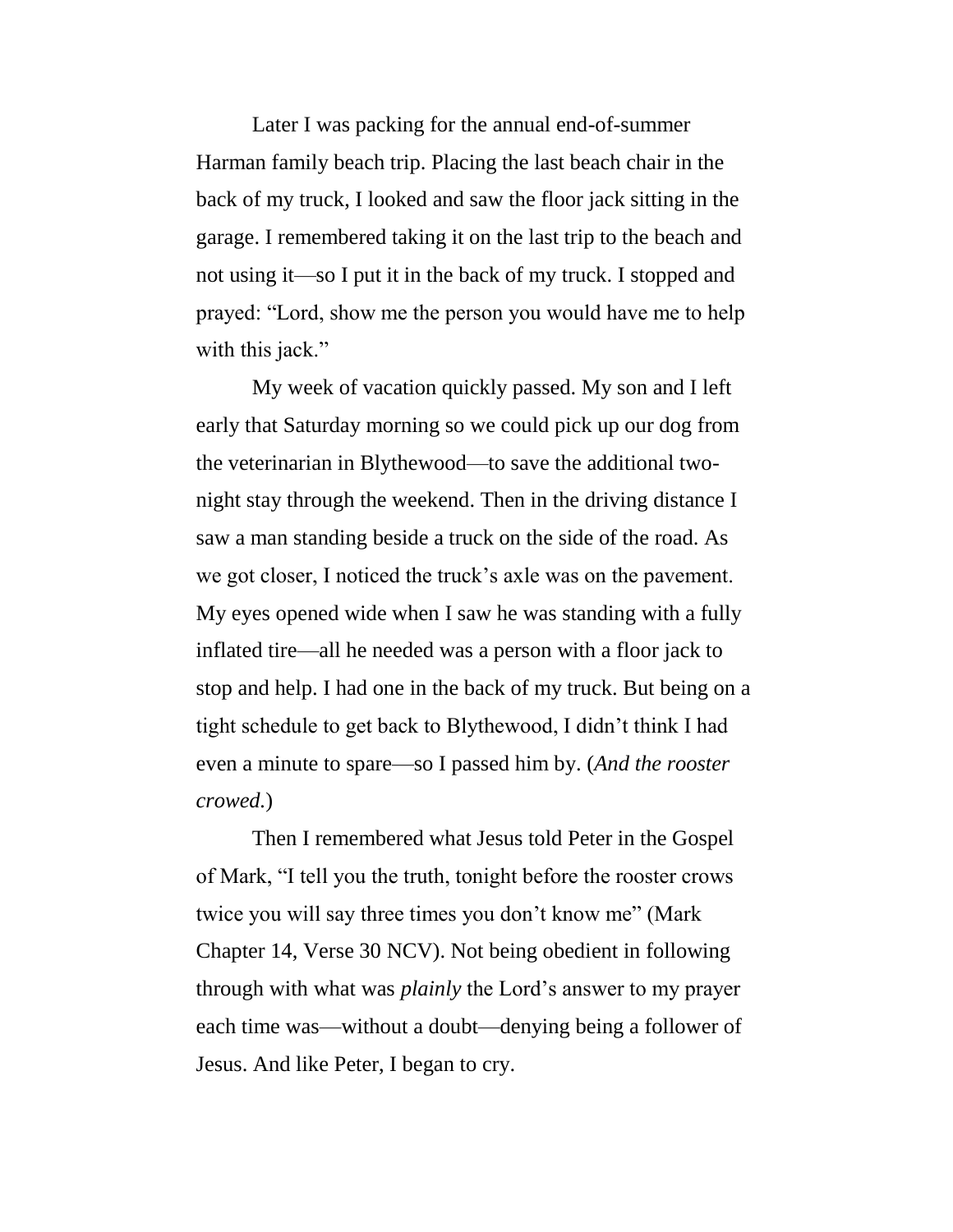Later I was packing for the annual end-of-summer Harman family beach trip. Placing the last beach chair in the back of my truck, I looked and saw the floor jack sitting in the garage. I remembered taking it on the last trip to the beach and not using it—so I put it in the back of my truck. I stopped and prayed: "Lord, show me the person you would have me to help with this jack."

My week of vacation quickly passed. My son and I left early that Saturday morning so we could pick up our dog from the veterinarian in Blythewood—to save the additional two-night stay through the weekend. Then in the driving distance I saw a man standing beside a truck on the side of the road. As we got closer, I noticed the truck's axle was on the pavement. My eyes opened wide when I saw he was standing with a fully inflated tire—all he needed was a person with a floor jack to stop and help. I had one in the back of my truck. But being on a tight schedule to get back to Blythewood, I didn't think I had even a minute to spare—so I passed him by. (*And the rooster crowed.*)

Then I remembered what Jesus told Peter in the Gospel of Mark, "I tell you the truth, tonight before the rooster crows twice you will say three times you don't know me" (Mark Chapter 14, Verse 30 NCV). Not being obedient in following through with what was *plainly* the Lord's answer to my prayer each time was—without a doubt—denying being a follower of Jesus. And like Peter, I began to cry.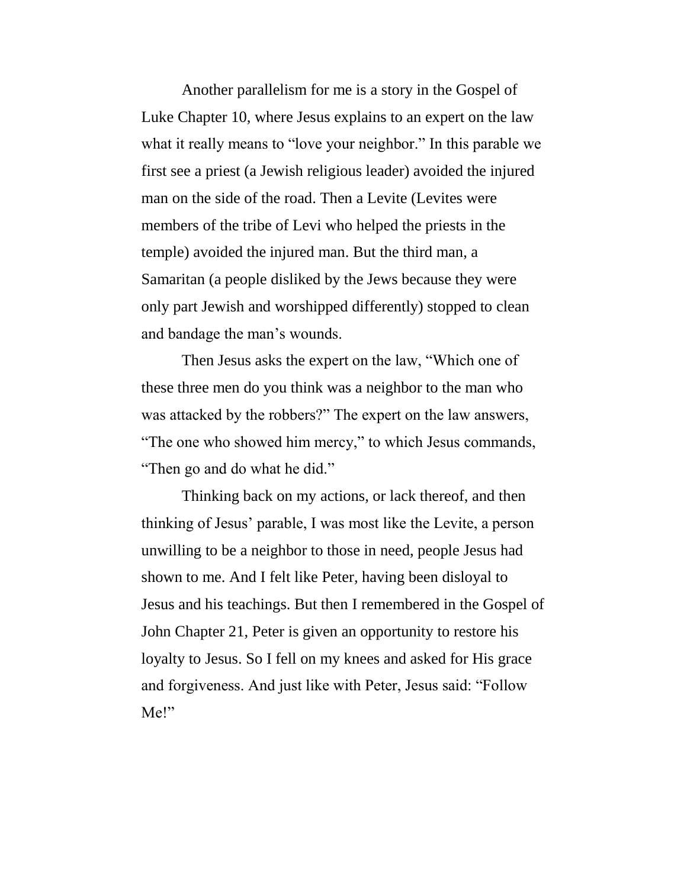Another parallelism for me is a story in the Gospel of Luke Chapter 10, where Jesus explains to an expert on the law what it really means to "love your neighbor." In this parable we first see a priest (a Jewish religious leader) avoided the injured man on the side of the road. Then a Levite (Levites were members of the tribe of Levi who helped the priests in the temple) avoided the injured man. But the third man, a Samaritan (a people disliked by the Jews because they were only part Jewish and worshipped differently) stopped to clean and bandage the man's wounds.

Then Jesus asks the expert on the law, "Which one of these three men do you think was a neighbor to the man who was attacked by the robbers?" The expert on the law answers, "The one who showed him mercy," to which Jesus commands, "Then go and do what he did."

Thinking back on my actions, or lack thereof, and then thinking of Jesus' parable, I was most like the Levite, a person unwilling to be a neighbor to those in need, people Jesus had shown to me. And I felt like Peter, having been disloyal to Jesus and his teachings. But then I remembered in the Gospel of John Chapter 21, Peter is given an opportunity to restore his loyalty to Jesus. So I fell on my knees and asked for His grace and forgiveness. And just like with Peter, Jesus said: "Follow Me!"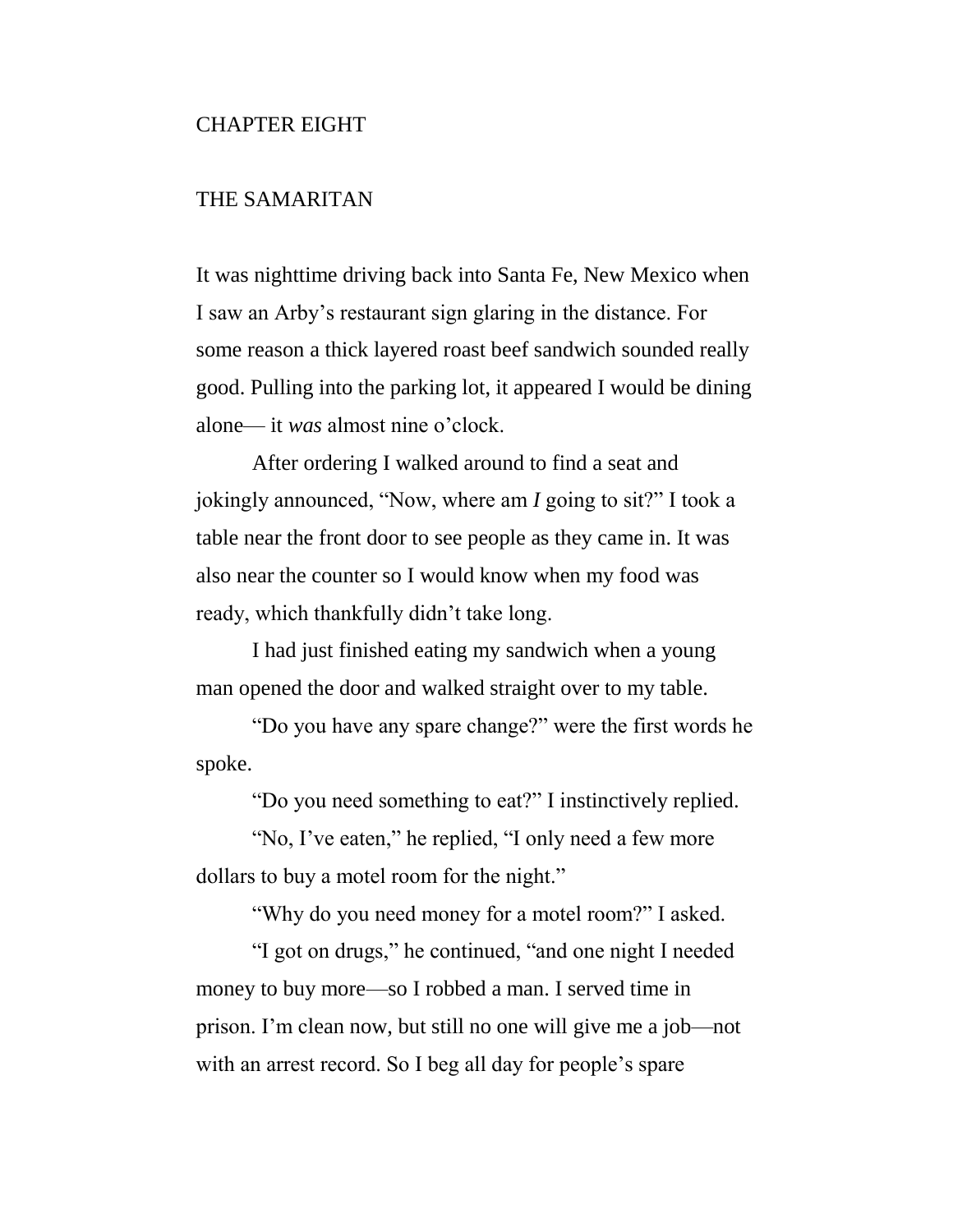# CHAPTER EIGHT

## THE SAMARITAN

It was nighttime driving back into Santa Fe, New Mexico when I saw an Arby's restaurant sign glaring in the distance. For some reason a thick layered roast beef sandwich sounded really good. Pulling into the parking lot, it appeared I would be dining alone— it *was* almost nine o'clock.

After ordering I walked around to find a seat and jokingly announced, "Now, where am *I* going to sit?" I took a table near the front door to see people as they came in. It was also near the counter so I would know when my food was ready, which thankfully didn't take long.

I had just finished eating my sandwich when a young man opened the door and walked straight over to my table.

"Do you have any spare change?" were the first words he spoke.

"Do you need something to eat?" I instinctively replied.

"No, I've eaten," he replied, "I only need a few more dollars to buy a motel room for the night."

"Why do you need money for a motel room?" I asked.

"I got on drugs," he continued, "and one night I needed money to buy more—so I robbed a man. I served time in prison. I'm clean now, but still no one will give me a job—not with an arrest record. So I beg all day for people's spare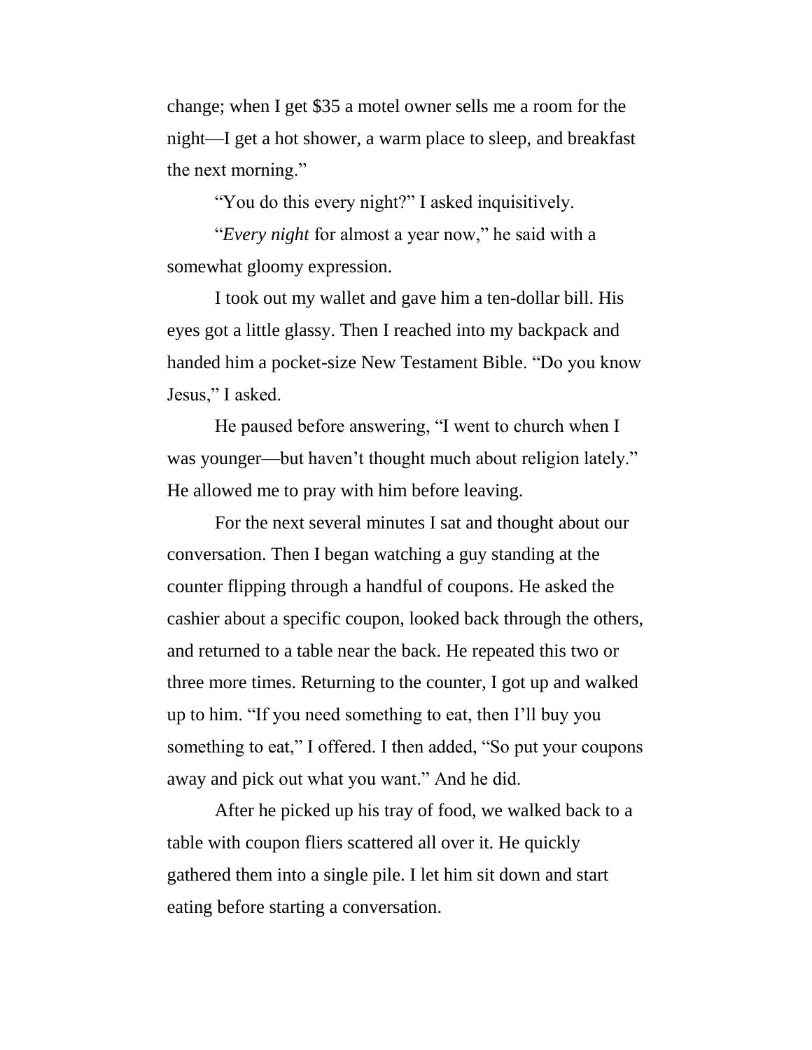change; when I get $35 a motel owner sells me a room for the night—I get a hot shower, a warm place to sleep, and breakfast the next morning."

"You do this every night?" I asked inquisitively.

"*Every night* for almost a year now," he said with a somewhat gloomy expression.

I took out my wallet and gave him a ten-dollar bill. His eyes got a little glassy. Then I reached into my backpack and handed him a pocket-size New Testament Bible. "Do you know Jesus," I asked.

He paused before answering, "I went to church when I was younger—but haven't thought much about religion lately." He allowed me to pray with him before leaving.

For the next several minutes I sat and thought about our conversation. Then I began watching a guy standing at the counter flipping through a handful of coupons. He asked the cashier about a specific coupon, looked back through the others, and returned to a table near the back. He repeated this two or three more times. Returning to the counter, I got up and walked up to him. "If you need something to eat, then I'll buy you something to eat," I offered. I then added, "So put your coupons away and pick out what you want." And he did.

After he picked up his tray of food, we walked back to a table with coupon fliers scattered all over it. He quickly gathered them into a single pile. I let him sit down and start eating before starting a conversation.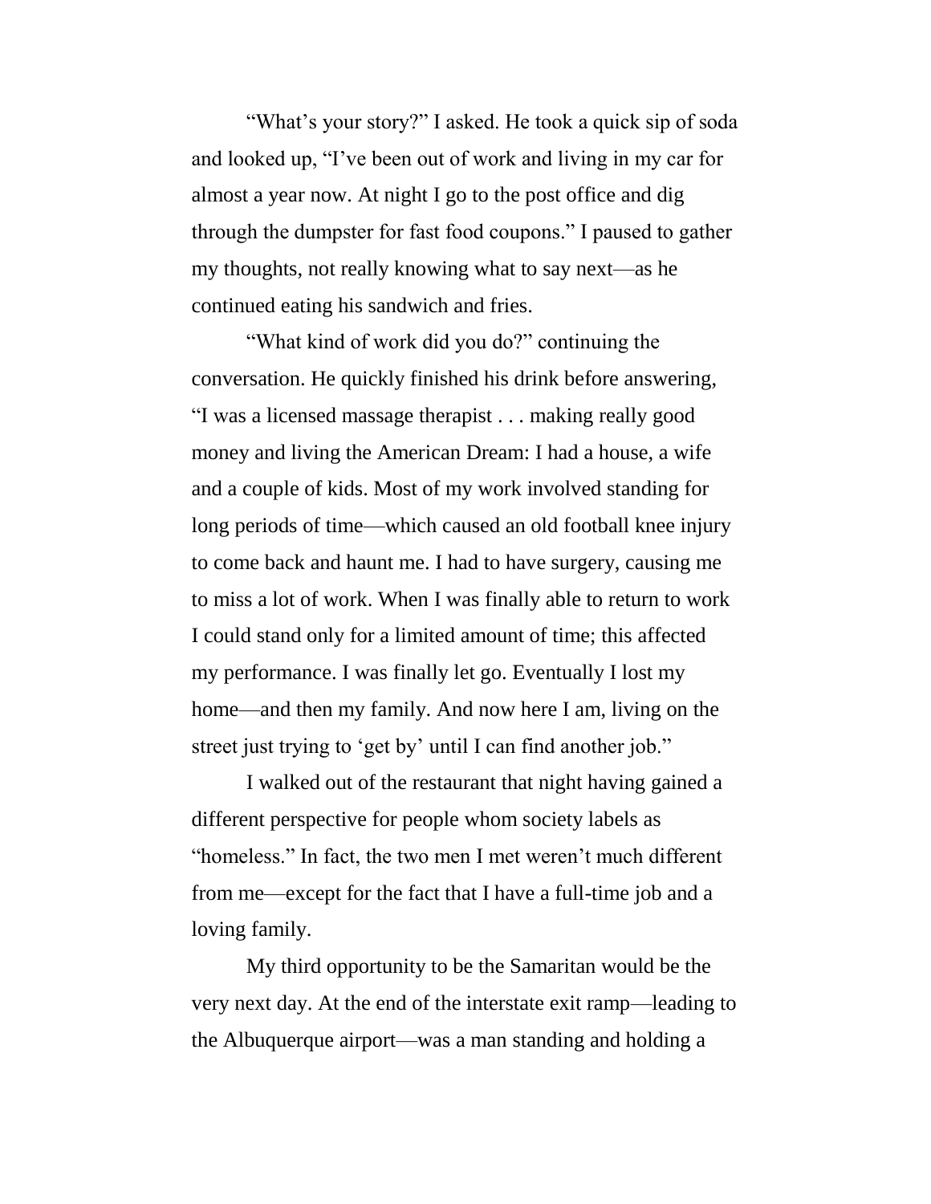"What's your story?" I asked. He took a quick sip of soda and looked up, "I've been out of work and living in my car for almost a year now. At night I go to the post office and dig through the dumpster for fast food coupons." I paused to gather my thoughts, not really knowing what to say next—as he continued eating his sandwich and fries.

"What kind of work did you do?" continuing the conversation. He quickly finished his drink before answering, "I was a licensed massage therapist . . . making really good money and living the American Dream: I had a house, a wife and a couple of kids. Most of my work involved standing for long periods of time—which caused an old football knee injury to come back and haunt me. I had to have surgery, causing me to miss a lot of work. When I was finally able to return to work I could stand only for a limited amount of time; this affected my performance. I was finally let go. Eventually I lost my home—and then my family. And now here I am, living on the street just trying to 'get by' until I can find another job."

I walked out of the restaurant that night having gained a different perspective for people whom society labels as "homeless." In fact, the two men I met weren't much different from me—except for the fact that I have a full-time job and a loving family.

My third opportunity to be the Samaritan would be the very next day. At the end of the interstate exit ramp—leading to the Albuquerque airport—was a man standing and holding a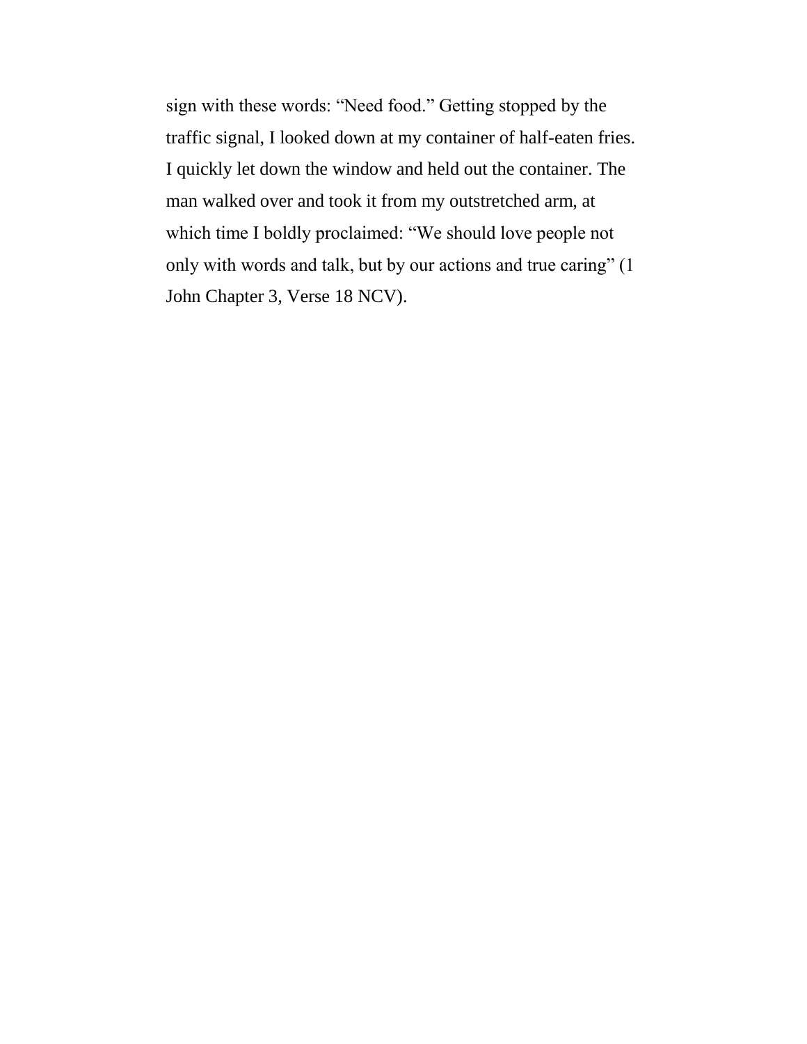sign with these words: "Need food." Getting stopped by the traffic signal, I looked down at my container of half-eaten fries. I quickly let down the window and held out the container. The man walked over and took it from my outstretched arm, at which time I boldly proclaimed: "We should love people not only with words and talk, but by our actions and true caring" (1 John Chapter 3, Verse 18 NCV).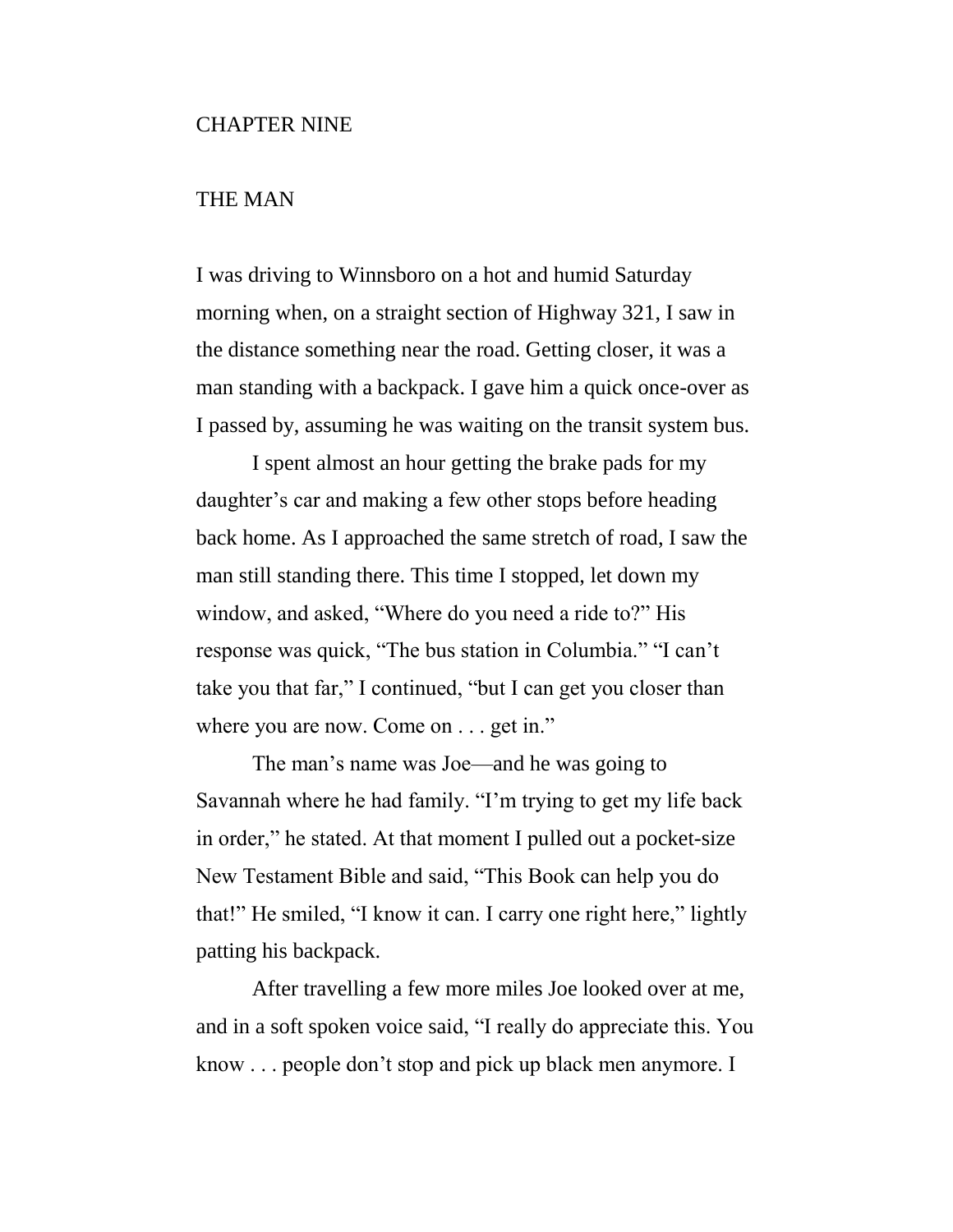# CHAPTER NINE

## THE MAN

I was driving to Winnsboro on a hot and humid Saturday morning when, on a straight section of Highway 321, I saw in the distance something near the road. Getting closer, it was a man standing with a backpack. I gave him a quick once-over as I passed by, assuming he was waiting on the transit system bus.

I spent almost an hour getting the brake pads for my daughter's car and making a few other stops before heading back home. As I approached the same stretch of road, I saw the man still standing there. This time I stopped, let down my window, and asked, "Where do you need a ride to?" His response was quick, "The bus station in Columbia." "I can't take you that far," I continued, "but I can get you closer than where you are now. Come on . . . get in."

The man's name was Joe—and he was going to Savannah where he had family. "I'm trying to get my life back in order," he stated. At that moment I pulled out a pocket-size New Testament Bible and said, "This Book can help you do that!" He smiled, "I know it can. I carry one right here," lightly patting his backpack.

After travelling a few more miles Joe looked over at me, and in a soft spoken voice said, "I really do appreciate this. You know . . . people don't stop and pick up black men anymore. I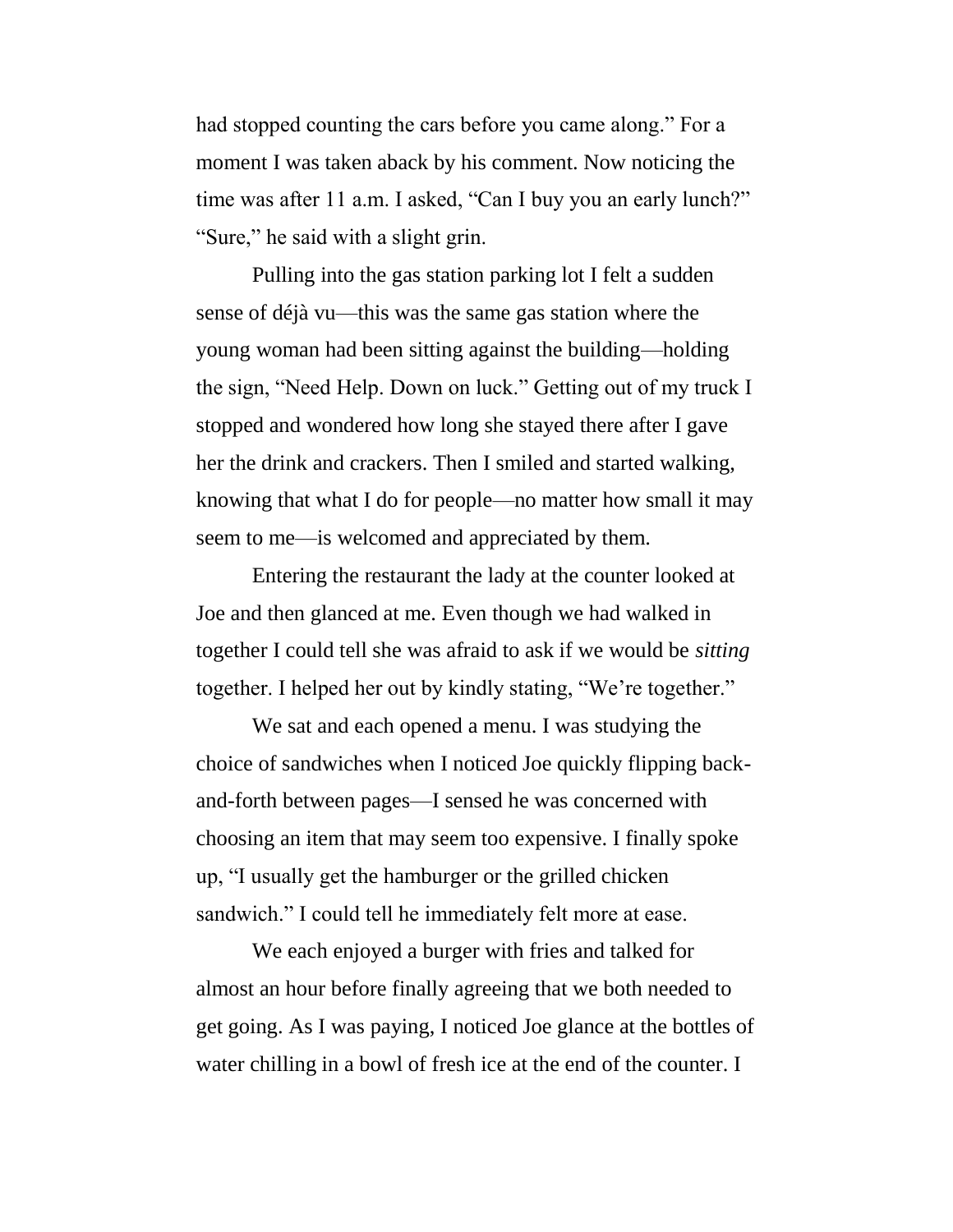had stopped counting the cars before you came along." For a moment I was taken aback by his comment. Now noticing the time was after 11 a.m. I asked, "Can I buy you an early lunch?" "Sure," he said with a slight grin.

Pulling into the gas station parking lot I felt a sudden sense of déjà vu—this was the same gas station where the young woman had been sitting against the building—holding the sign, "Need Help. Down on luck." Getting out of my truck I stopped and wondered how long she stayed there after I gave her the drink and crackers. Then I smiled and started walking, knowing that what I do for people—no matter how small it may seem to me—is welcomed and appreciated by them.

Entering the restaurant the lady at the counter looked at Joe and then glanced at me. Even though we had walked in together I could tell she was afraid to ask if we would be *sitting* together. I helped her out by kindly stating, "We're together."

We sat and each opened a menu. I was studying the choice of sandwiches when I noticed Joe quickly flipping back-and-forth between pages—I sensed he was concerned with choosing an item that may seem too expensive. I finally spoke up, "I usually get the hamburger or the grilled chicken sandwich." I could tell he immediately felt more at ease.

We each enjoyed a burger with fries and talked for almost an hour before finally agreeing that we both needed to get going. As I was paying, I noticed Joe glance at the bottles of water chilling in a bowl of fresh ice at the end of the counter. I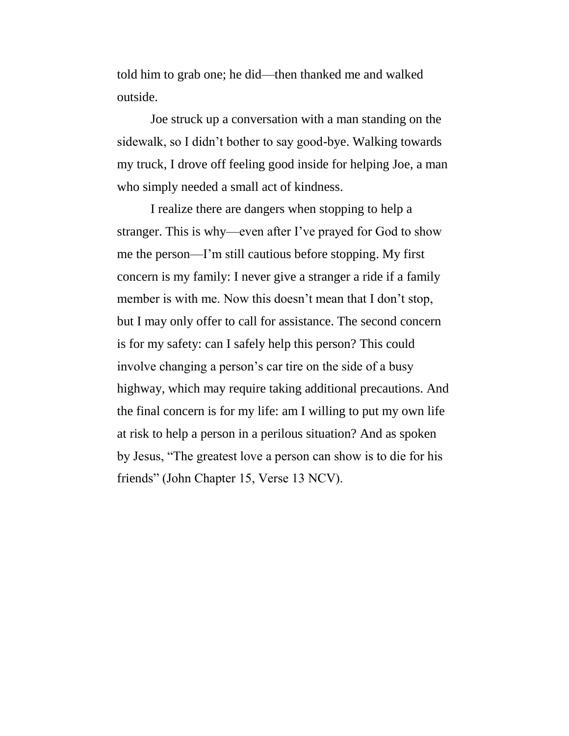told him to grab one; he did—then thanked me and walked outside.

Joe struck up a conversation with a man standing on the sidewalk, so I didn't bother to say good-bye. Walking towards my truck, I drove off feeling good inside for helping Joe, a man who simply needed a small act of kindness.

I realize there are dangers when stopping to help a stranger. This is why—even after I've prayed for God to show me the person—I'm still cautious before stopping. My first concern is my family: I never give a stranger a ride if a family member is with me. Now this doesn't mean that I don't stop, but I may only offer to call for assistance. The second concern is for my safety: can I safely help this person? This could involve changing a person's car tire on the side of a busy highway, which may require taking additional precautions. And the final concern is for my life: am I willing to put my own life at risk to help a person in a perilous situation? And as spoken by Jesus, "The greatest love a person can show is to die for his friends" (John Chapter 15, Verse 13 NCV).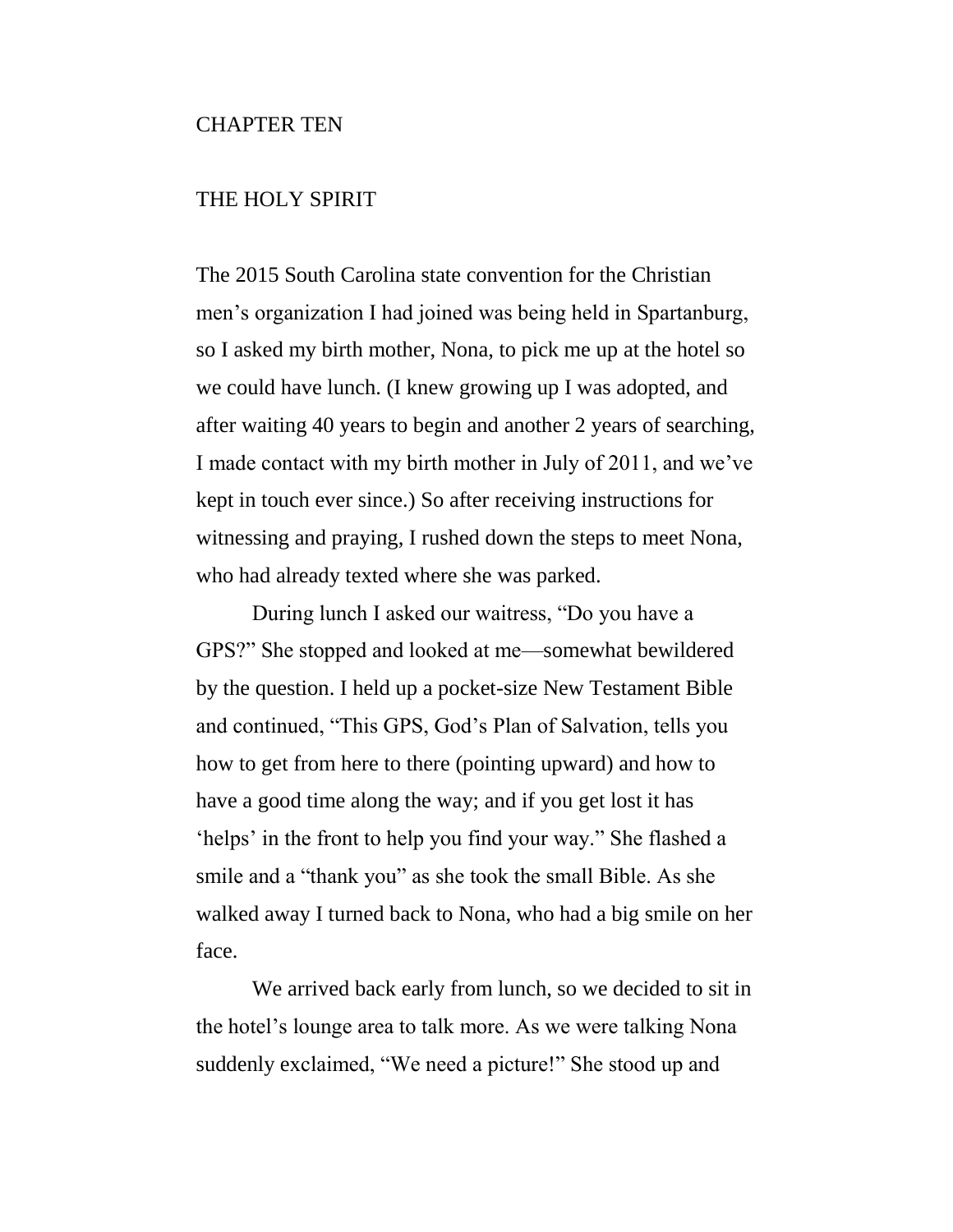# CHAPTER TEN

## THE HOLY SPIRIT

The 2015 South Carolina state convention for the Christian men's organization I had joined was being held in Spartanburg, so I asked my birth mother, Nona, to pick me up at the hotel so we could have lunch. (I knew growing up I was adopted, and after waiting 40 years to begin and another 2 years of searching, I made contact with my birth mother in July of 2011, and we've kept in touch ever since.) So after receiving instructions for witnessing and praying, I rushed down the steps to meet Nona, who had already texted where she was parked.

During lunch I asked our waitress, "Do you have a GPS?" She stopped and looked at me—somewhat bewildered by the question. I held up a pocket-size New Testament Bible and continued, "This GPS, God's Plan of Salvation, tells you how to get from here to there (pointing upward) and how to have a good time along the way; and if you get lost it has 'helps' in the front to help you find your way." She flashed a smile and a "thank you" as she took the small Bible. As she walked away I turned back to Nona, who had a big smile on her face.

We arrived back early from lunch, so we decided to sit in the hotel's lounge area to talk more. As we were talking Nona suddenly exclaimed, "We need a picture!" She stood up and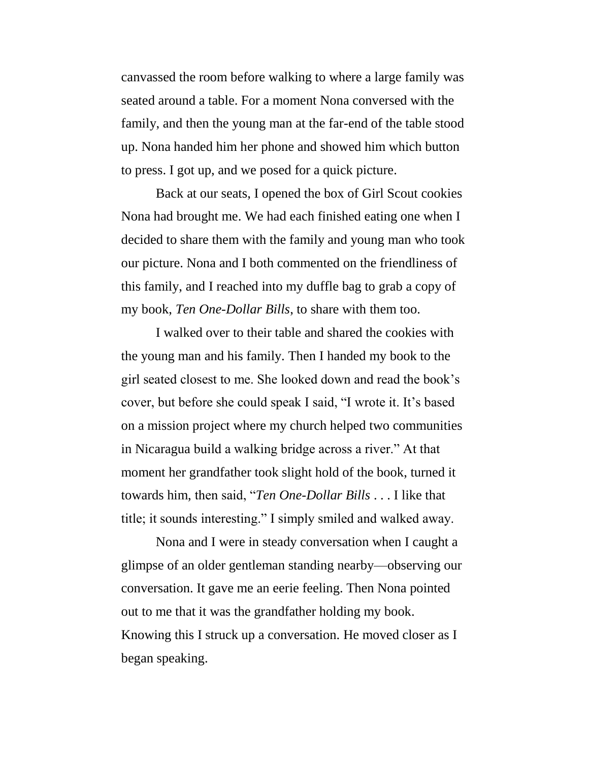canvassed the room before walking to where a large family was seated around a table. For a moment Nona conversed with the family, and then the young man at the far-end of the table stood up. Nona handed him her phone and showed him which button to press. I got up, and we posed for a quick picture.

Back at our seats, I opened the box of Girl Scout cookies Nona had brought me. We had each finished eating one when I decided to share them with the family and young man who took our picture. Nona and I both commented on the friendliness of this family, and I reached into my duffle bag to grab a copy of my book, *Ten One-Dollar Bills*, to share with them too.

I walked over to their table and shared the cookies with the young man and his family. Then I handed my book to the girl seated closest to me. She looked down and read the book's cover, but before she could speak I said, "I wrote it. It's based on a mission project where my church helped two communities in Nicaragua build a walking bridge across a river." At that moment her grandfather took slight hold of the book, turned it towards him, then said, "*Ten One-Dollar Bills* . . . I like that title; it sounds interesting." I simply smiled and walked away.

Nona and I were in steady conversation when I caught a glimpse of an older gentleman standing nearby—observing our conversation. It gave me an eerie feeling. Then Nona pointed out to me that it was the grandfather holding my book. Knowing this I struck up a conversation. He moved closer as I began speaking.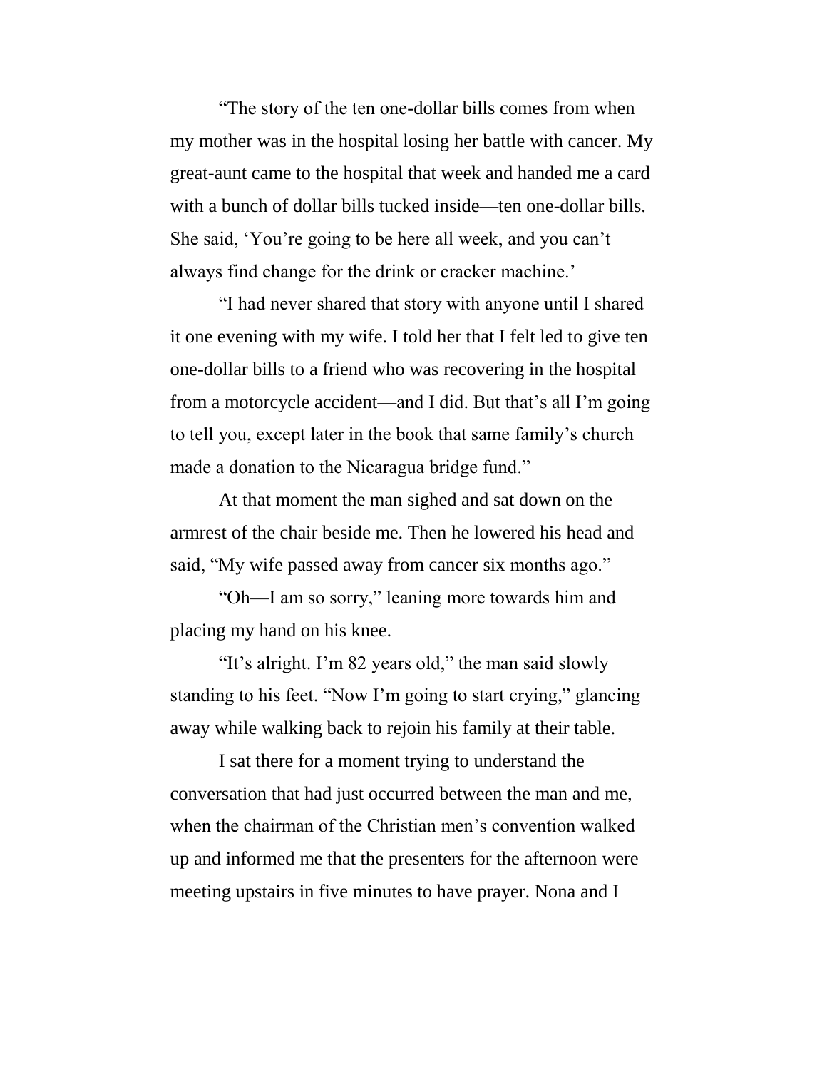"The story of the ten one-dollar bills comes from when my mother was in the hospital losing her battle with cancer. My great-aunt came to the hospital that week and handed me a card with a bunch of dollar bills tucked inside—ten one-dollar bills. She said, 'You're going to be here all week, and you can't always find change for the drink or cracker machine.'

"I had never shared that story with anyone until I shared it one evening with my wife. I told her that I felt led to give ten one-dollar bills to a friend who was recovering in the hospital from a motorcycle accident—and I did. But that's all I'm going to tell you, except later in the book that same family's church made a donation to the Nicaragua bridge fund."

At that moment the man sighed and sat down on the armrest of the chair beside me. Then he lowered his head and said, "My wife passed away from cancer six months ago."

"Oh—I am so sorry," leaning more towards him and placing my hand on his knee.

"It's alright. I'm 82 years old," the man said slowly standing to his feet. "Now I'm going to start crying," glancing away while walking back to rejoin his family at their table.

I sat there for a moment trying to understand the conversation that had just occurred between the man and me, when the chairman of the Christian men's convention walked up and informed me that the presenters for the afternoon were meeting upstairs in five minutes to have prayer. Nona and I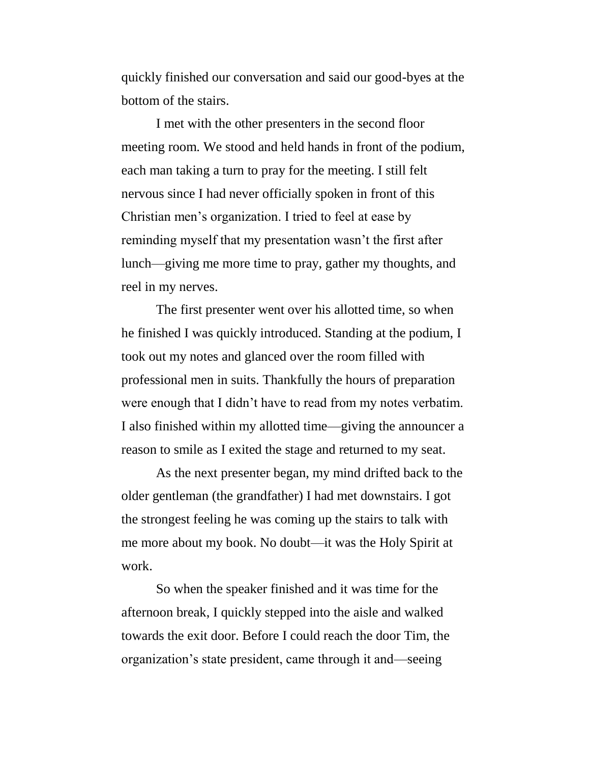quickly finished our conversation and said our good-byes at the bottom of the stairs.

I met with the other presenters in the second floor meeting room. We stood and held hands in front of the podium, each man taking a turn to pray for the meeting. I still felt nervous since I had never officially spoken in front of this Christian men's organization. I tried to feel at ease by reminding myself that my presentation wasn't the first after lunch—giving me more time to pray, gather my thoughts, and reel in my nerves.

The first presenter went over his allotted time, so when he finished I was quickly introduced. Standing at the podium, I took out my notes and glanced over the room filled with professional men in suits. Thankfully the hours of preparation were enough that I didn't have to read from my notes verbatim. I also finished within my allotted time—giving the announcer a reason to smile as I exited the stage and returned to my seat.

As the next presenter began, my mind drifted back to the older gentleman (the grandfather) I had met downstairs. I got the strongest feeling he was coming up the stairs to talk with me more about my book. No doubt—it was the Holy Spirit at work.

So when the speaker finished and it was time for the afternoon break, I quickly stepped into the aisle and walked towards the exit door. Before I could reach the door Tim, the organization's state president, came through it and—seeing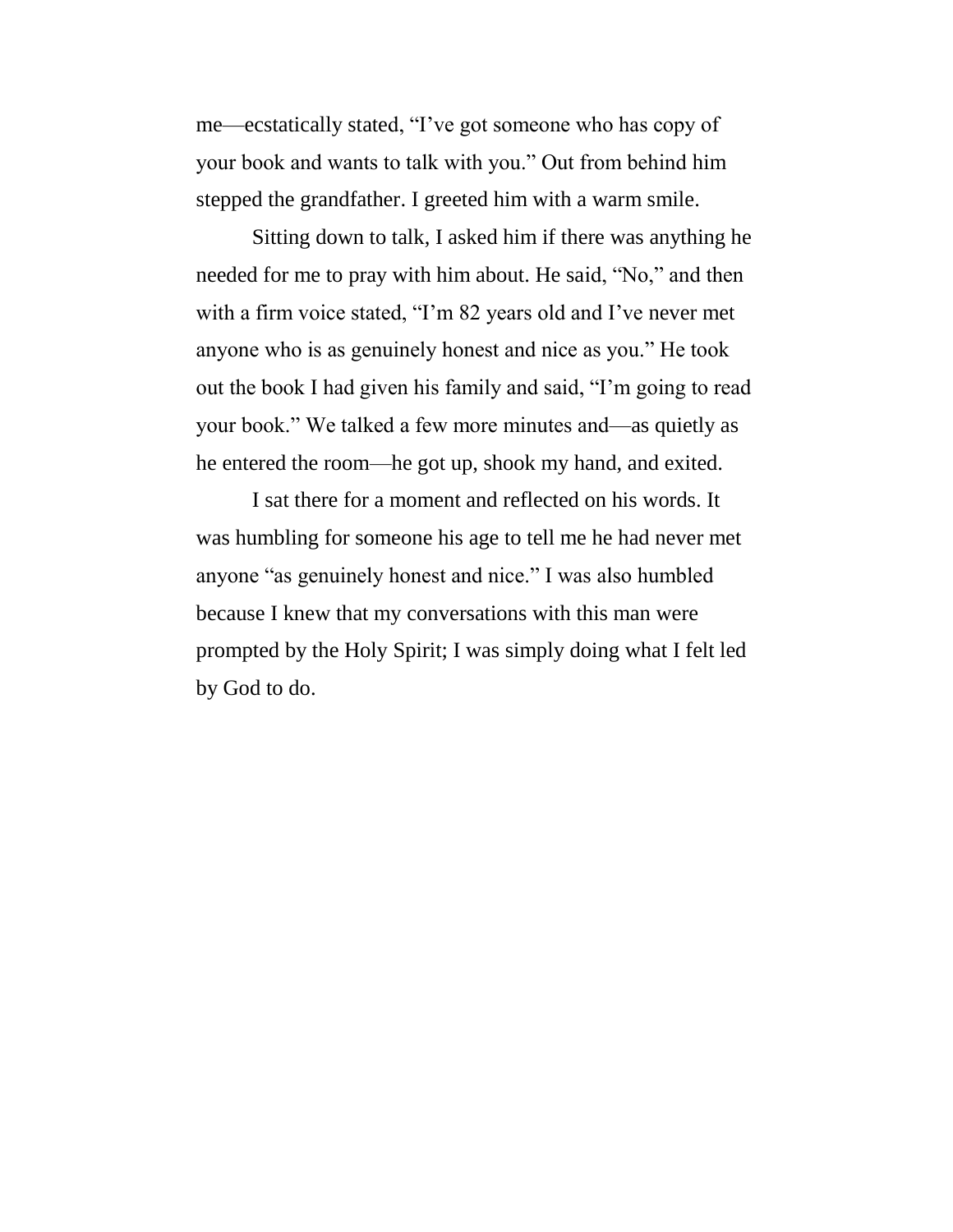me—ecstatically stated, "I've got someone who has copy of your book and wants to talk with you." Out from behind him stepped the grandfather. I greeted him with a warm smile.

Sitting down to talk, I asked him if there was anything he needed for me to pray with him about. He said, "No," and then with a firm voice stated, "I'm 82 years old and I've never met anyone who is as genuinely honest and nice as you." He took out the book I had given his family and said, "I'm going to read your book." We talked a few more minutes and—as quietly as he entered the room—he got up, shook my hand, and exited.

I sat there for a moment and reflected on his words. It was humbling for someone his age to tell me he had never met anyone "as genuinely honest and nice." I was also humbled because I knew that my conversations with this man were prompted by the Holy Spirit; I was simply doing what I felt led by God to do.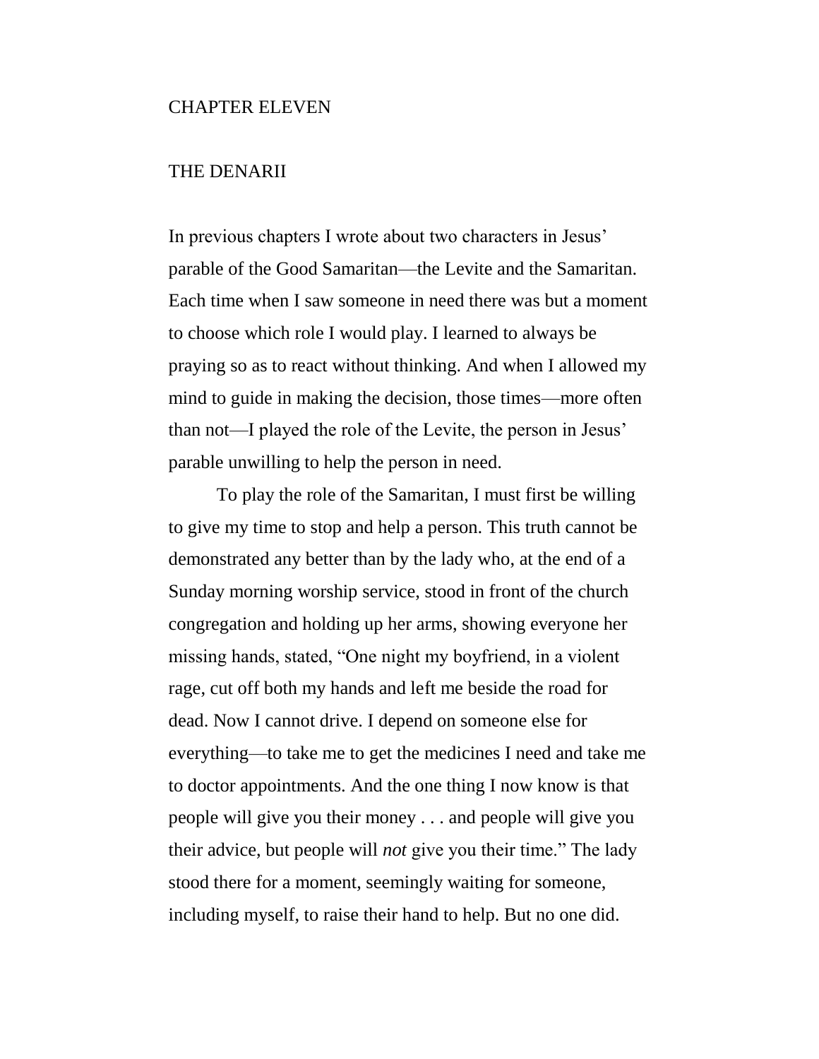# CHAPTER ELEVEN

## THE DENARII

In previous chapters I wrote about two characters in Jesus' parable of the Good Samaritan—the Levite and the Samaritan. Each time when I saw someone in need there was but a moment to choose which role I would play. I learned to always be praying so as to react without thinking. And when I allowed my mind to guide in making the decision, those times—more often than not—I played the role of the Levite, the person in Jesus' parable unwilling to help the person in need.

To play the role of the Samaritan, I must first be willing to give my time to stop and help a person. This truth cannot be demonstrated any better than by the lady who, at the end of a Sunday morning worship service, stood in front of the church congregation and holding up her arms, showing everyone her missing hands, stated, "One night my boyfriend, in a violent rage, cut off both my hands and left me beside the road for dead. Now I cannot drive. I depend on someone else for everything—to take me to get the medicines I need and take me to doctor appointments. And the one thing I now know is that people will give you their money . . . and people will give you their advice, but people will *not* give you their time." The lady stood there for a moment, seemingly waiting for someone, including myself, to raise their hand to help. But no one did.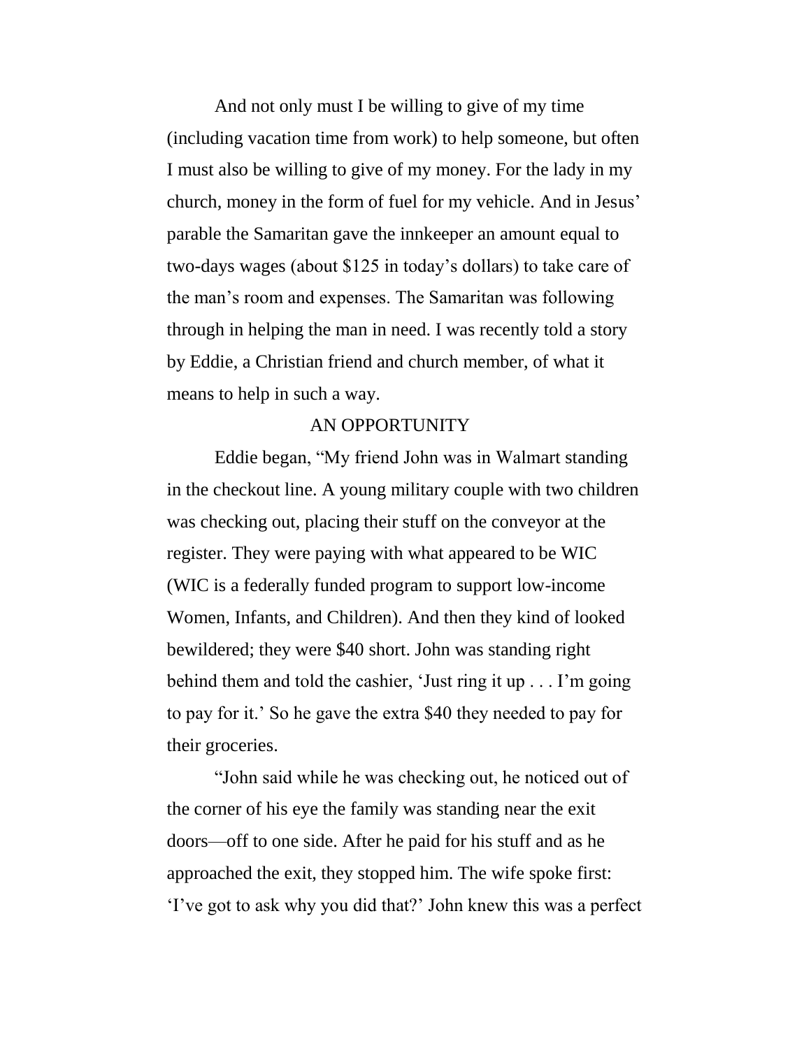And not only must I be willing to give of my time (including vacation time from work) to help someone, but often I must also be willing to give of my money. For the lady in my church, money in the form of fuel for my vehicle. And in Jesus' parable the Samaritan gave the innkeeper an amount equal to two-days wages (about $125 in today's dollars) to take care of the man's room and expenses. The Samaritan was following through in helping the man in need. I was recently told a story by Eddie, a Christian friend and church member, of what it means to help in such a way.

## AN OPPORTUNITY

Eddie began, "My friend John was in Walmart standing in the checkout line. A young military couple with two children was checking out, placing their stuff on the conveyor at the register. They were paying with what appeared to be WIC (WIC is a federally funded program to support low-income Women, Infants, and Children). And then they kind of looked bewildered; they were $40 short. John was standing right behind them and told the cashier, 'Just ring it up . . . I'm going to pay for it.' So he gave the extra $40 they needed to pay for their groceries.

"John said while he was checking out, he noticed out of the corner of his eye the family was standing near the exit doors—off to one side. After he paid for his stuff and as he approached the exit, they stopped him. The wife spoke first: 'I've got to ask why you did that?' John knew this was a perfect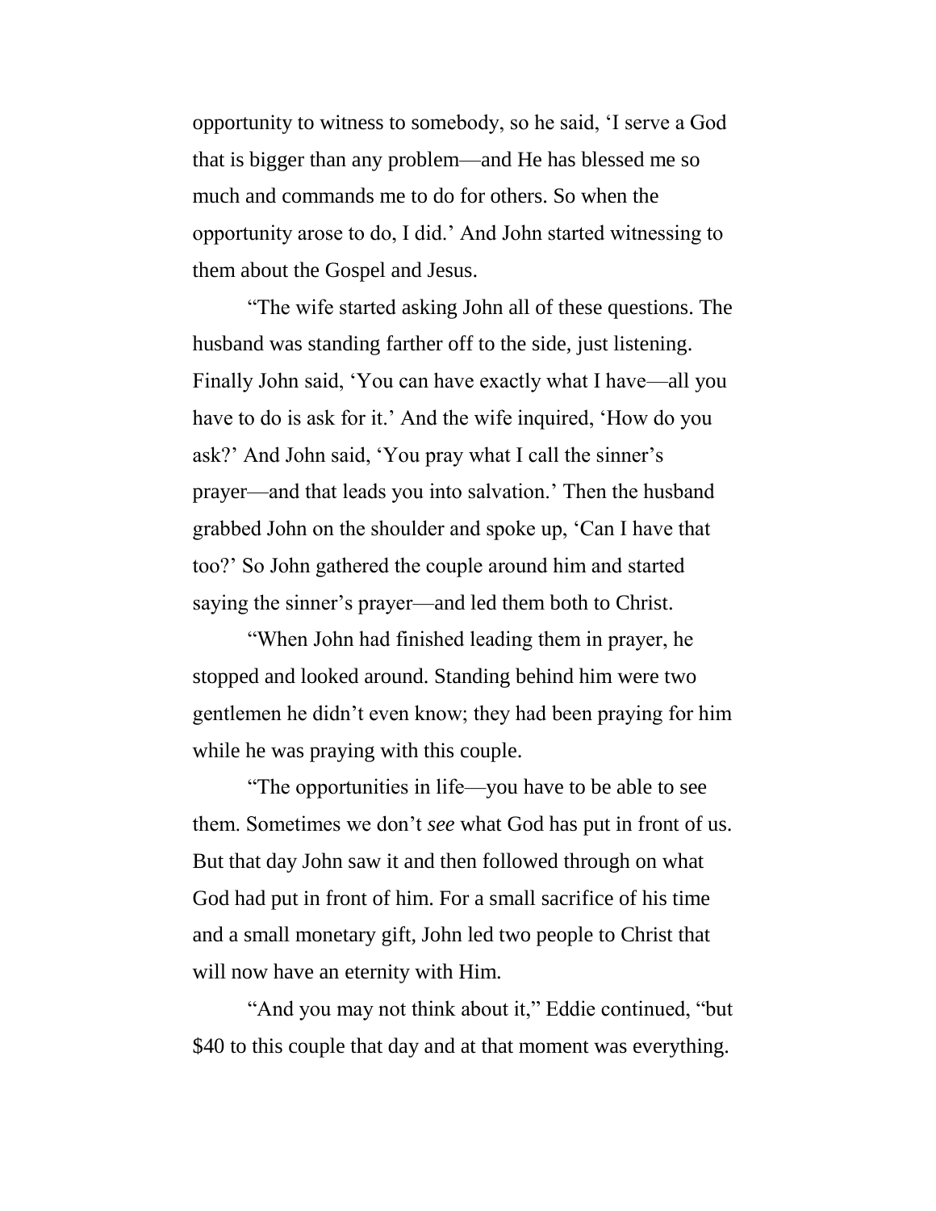opportunity to witness to somebody, so he said, 'I serve a God that is bigger than any problem—and He has blessed me so much and commands me to do for others. So when the opportunity arose to do, I did.' And John started witnessing to them about the Gospel and Jesus.

"The wife started asking John all of these questions. The husband was standing farther off to the side, just listening. Finally John said, 'You can have exactly what I have—all you have to do is ask for it.' And the wife inquired, 'How do you ask?' And John said, 'You pray what I call the sinner's prayer—and that leads you into salvation.' Then the husband grabbed John on the shoulder and spoke up, 'Can I have that too?' So John gathered the couple around him and started saying the sinner's prayer—and led them both to Christ.

"When John had finished leading them in prayer, he stopped and looked around. Standing behind him were two gentlemen he didn't even know; they had been praying for him while he was praying with this couple.

"The opportunities in life—you have to be able to see them. Sometimes we don't *see* what God has put in front of us. But that day John saw it and then followed through on what God had put in front of him. For a small sacrifice of his time and a small monetary gift, John led two people to Christ that will now have an eternity with Him.

"And you may not think about it," Eddie continued, "but $40 to this couple that day and at that moment was everything.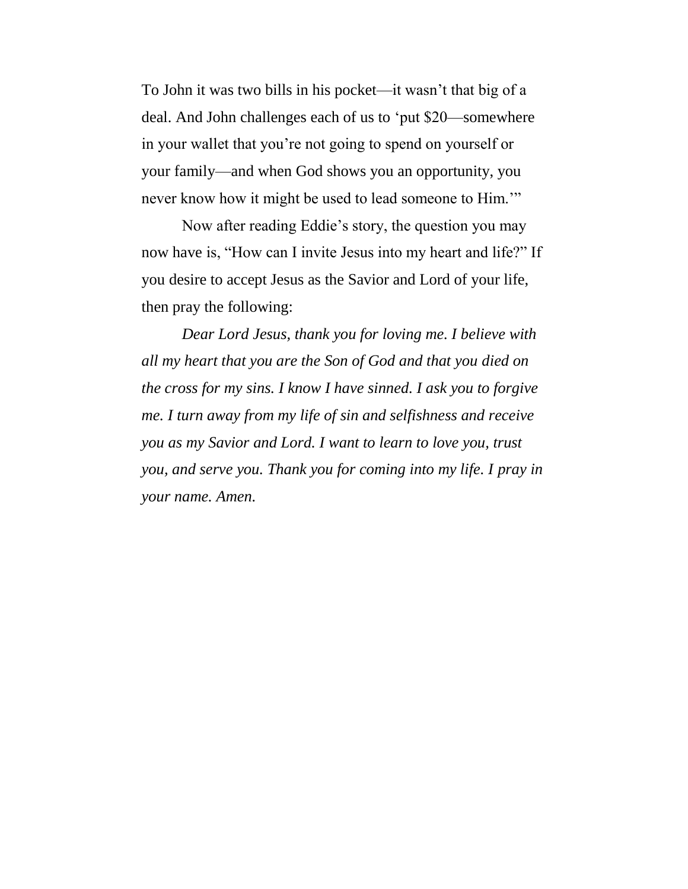To John it was two bills in his pocket—it wasn't that big of a deal. And John challenges each of us to 'put $20—somewhere in your wallet that you're not going to spend on yourself or your family—and when God shows you an opportunity, you never know how it might be used to lead someone to Him.'"

Now after reading Eddie's story, the question you may now have is, "How can I invite Jesus into my heart and life?" If you desire to accept Jesus as the Savior and Lord of your life, then pray the following:

*Dear Lord Jesus, thank you for loving me. I believe with all my heart that you are the Son of God and that you died on the cross for my sins. I know I have sinned. I ask you to forgive me. I turn away from my life of sin and selfishness and receive you as my Savior and Lord. I want to learn to love you, trust you, and serve you. Thank you for coming into my life. I pray in your name. Amen.*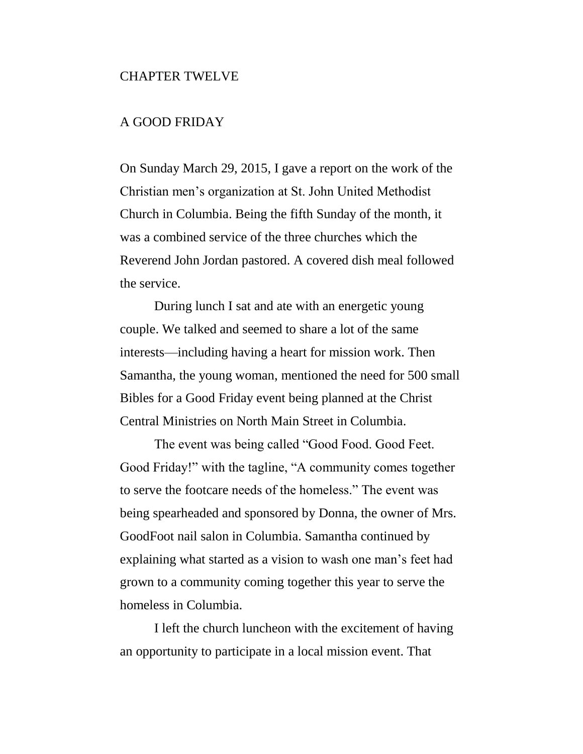# CHAPTER TWELVE

## A GOOD FRIDAY

On Sunday March 29, 2015, I gave a report on the work of the Christian men's organization at St. John United Methodist Church in Columbia. Being the fifth Sunday of the month, it was a combined service of the three churches which the Reverend John Jordan pastored. A covered dish meal followed the service.

During lunch I sat and ate with an energetic young couple. We talked and seemed to share a lot of the same interests—including having a heart for mission work. Then Samantha, the young woman, mentioned the need for 500 small Bibles for a Good Friday event being planned at the Christ Central Ministries on North Main Street in Columbia.

The event was being called "Good Food. Good Feet. Good Friday!" with the tagline, "A community comes together to serve the footcare needs of the homeless." The event was being spearheaded and sponsored by Donna, the owner of Mrs. GoodFoot nail salon in Columbia. Samantha continued by explaining what started as a vision to wash one man's feet had grown to a community coming together this year to serve the homeless in Columbia.

I left the church luncheon with the excitement of having an opportunity to participate in a local mission event. That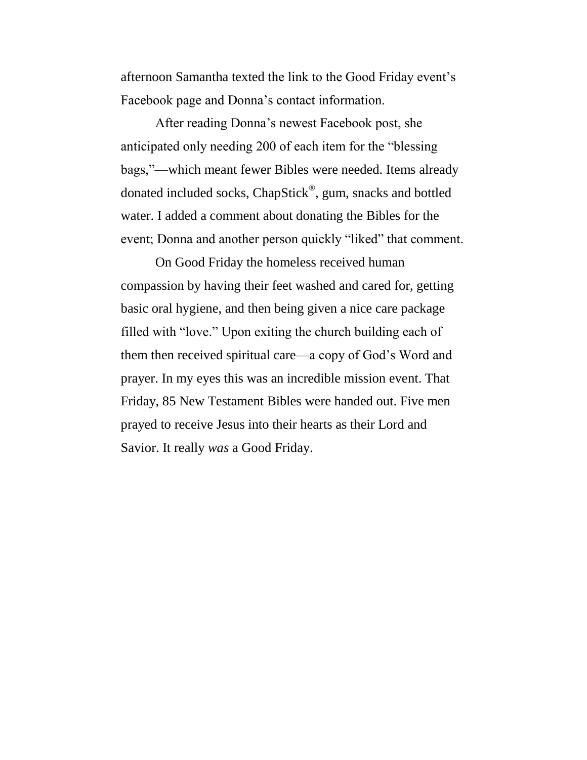afternoon Samantha texted the link to the Good Friday event's Facebook page and Donna's contact information.

After reading Donna's newest Facebook post, she anticipated only needing 200 of each item for the "blessing bags,"—which meant fewer Bibles were needed. Items already donated included socks, ChapStick®, gum, snacks and bottled water. I added a comment about donating the Bibles for the event; Donna and another person quickly "liked" that comment.

On Good Friday the homeless received human compassion by having their feet washed and cared for, getting basic oral hygiene, and then being given a nice care package filled with "love." Upon exiting the church building each of them then received spiritual care—a copy of God's Word and prayer. In my eyes this was an incredible mission event. That Friday, 85 New Testament Bibles were handed out. Five men prayed to receive Jesus into their hearts as their Lord and Savior. It really *was* a Good Friday.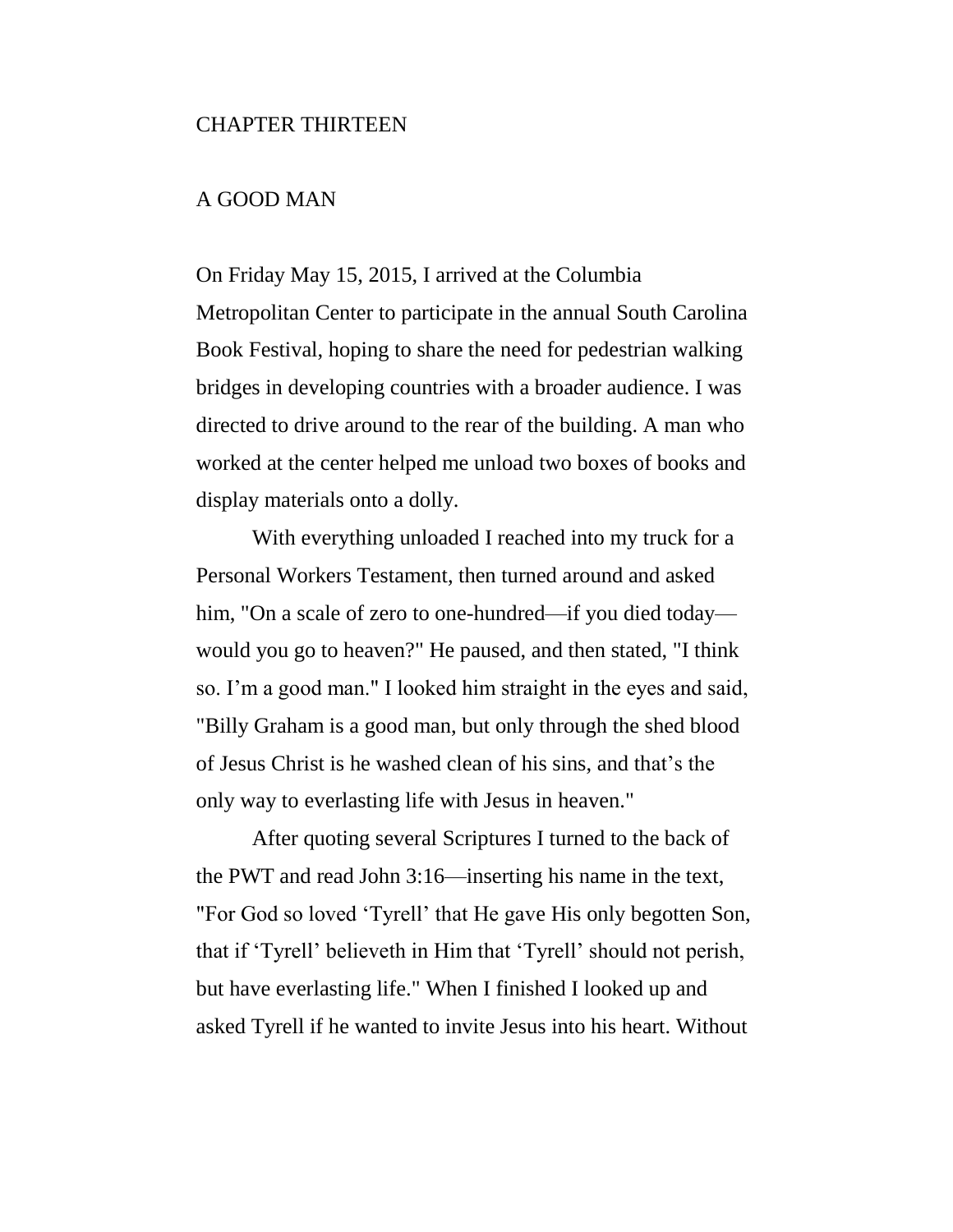# CHAPTER THIRTEEN

## A GOOD MAN

On Friday May 15, 2015, I arrived at the Columbia Metropolitan Center to participate in the annual South Carolina Book Festival, hoping to share the need for pedestrian walking bridges in developing countries with a broader audience. I was directed to drive around to the rear of the building. A man who worked at the center helped me unload two boxes of books and display materials onto a dolly.

With everything unloaded I reached into my truck for a Personal Workers Testament, then turned around and asked him, "On a scale of zero to one-hundred—if you died today—would you go to heaven?" He paused, and then stated, "I think so. I'm a good man." I looked him straight in the eyes and said, "Billy Graham is a good man, but only through the shed blood of Jesus Christ is he washed clean of his sins, and that's the only way to everlasting life with Jesus in heaven."

After quoting several Scriptures I turned to the back of the PWT and read John 3:16—inserting his name in the text, "For God so loved 'Tyrell' that He gave His only begotten Son, that if 'Tyrell' believeth in Him that 'Tyrell' should not perish, but have everlasting life." When I finished I looked up and asked Tyrell if he wanted to invite Jesus into his heart. Without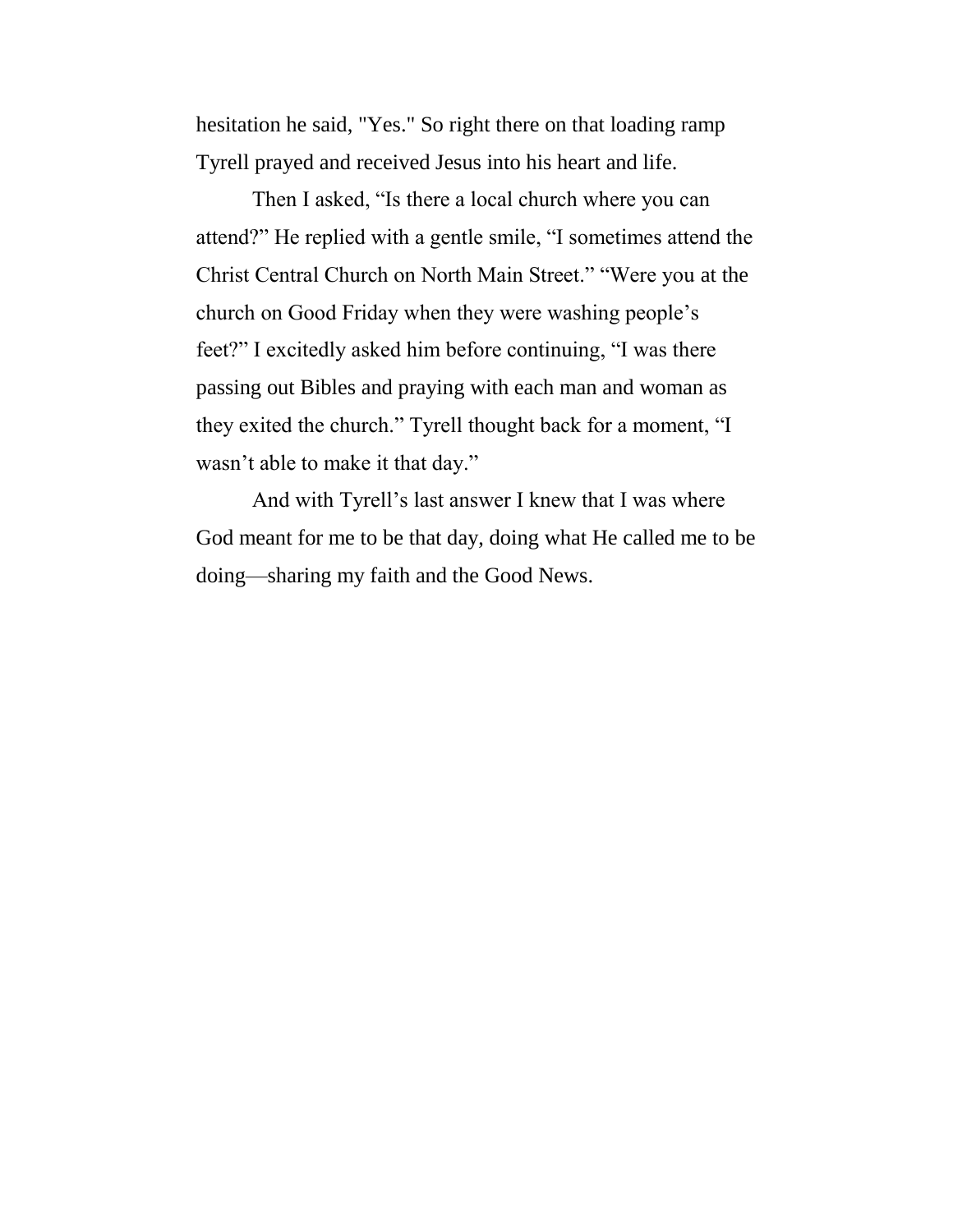hesitation he said, "Yes." So right there on that loading ramp Tyrell prayed and received Jesus into his heart and life.

Then I asked, “Is there a local church where you can attend?” He replied with a gentle smile, “I sometimes attend the Christ Central Church on North Main Street.” “Were you at the church on Good Friday when they were washing people’s feet?” I excitedly asked him before continuing, “I was there passing out Bibles and praying with each man and woman as they exited the church.” Tyrell thought back for a moment, “I wasn’t able to make it that day.”

And with Tyrell’s last answer I knew that I was where God meant for me to be that day, doing what He called me to be doing—sharing my faith and the Good News.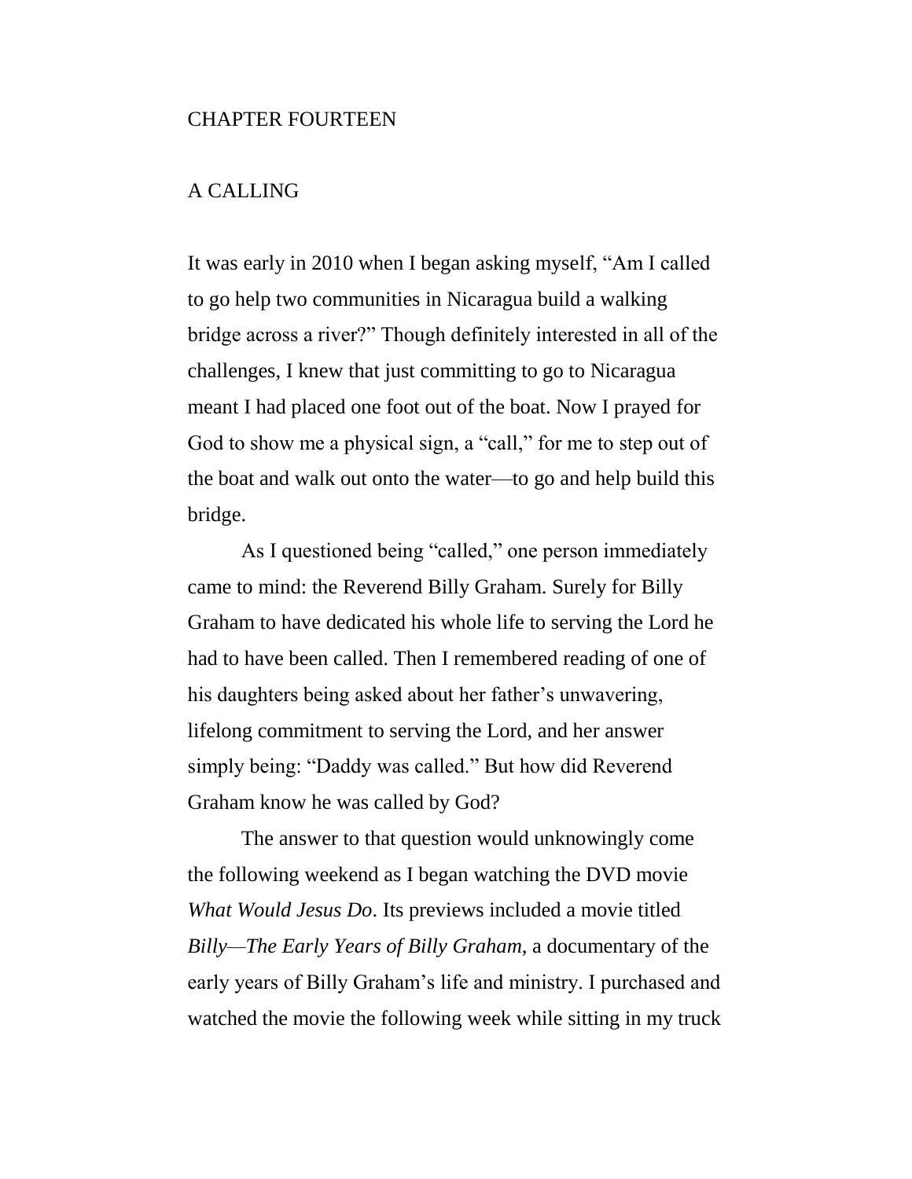# CHAPTER FOURTEEN

## A CALLING

It was early in 2010 when I began asking myself, "Am I called to go help two communities in Nicaragua build a walking bridge across a river?" Though definitely interested in all of the challenges, I knew that just committing to go to Nicaragua meant I had placed one foot out of the boat. Now I prayed for God to show me a physical sign, a "call," for me to step out of the boat and walk out onto the water—to go and help build this bridge.

As I questioned being "called," one person immediately came to mind: the Reverend Billy Graham. Surely for Billy Graham to have dedicated his whole life to serving the Lord he had to have been called. Then I remembered reading of one of his daughters being asked about her father's unwavering, lifelong commitment to serving the Lord, and her answer simply being: "Daddy was called." But how did Reverend Graham know he was called by God?

The answer to that question would unknowingly come the following weekend as I began watching the DVD movie *What Would Jesus Do*. Its previews included a movie titled *Billy—The Early Years of Billy Graham*, a documentary of the early years of Billy Graham's life and ministry. I purchased and watched the movie the following week while sitting in my truck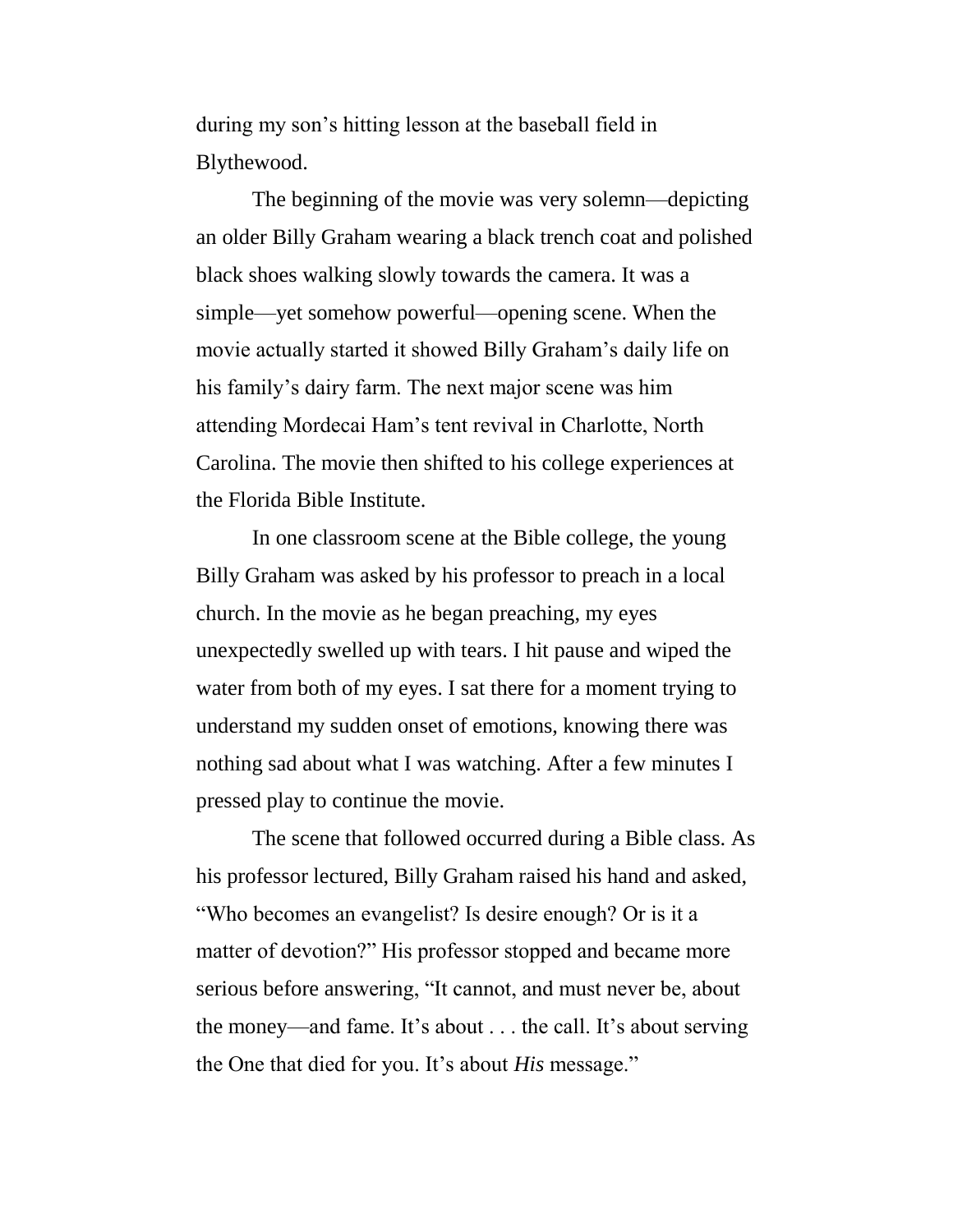during my son's hitting lesson at the baseball field in Blythewood.

The beginning of the movie was very solemn—depicting an older Billy Graham wearing a black trench coat and polished black shoes walking slowly towards the camera. It was a simple—yet somehow powerful—opening scene. When the movie actually started it showed Billy Graham's daily life on his family's dairy farm. The next major scene was him attending Mordecai Ham's tent revival in Charlotte, North Carolina. The movie then shifted to his college experiences at the Florida Bible Institute.

In one classroom scene at the Bible college, the young Billy Graham was asked by his professor to preach in a local church. In the movie as he began preaching, my eyes unexpectedly swelled up with tears. I hit pause and wiped the water from both of my eyes. I sat there for a moment trying to understand my sudden onset of emotions, knowing there was nothing sad about what I was watching. After a few minutes I pressed play to continue the movie.

The scene that followed occurred during a Bible class. As his professor lectured, Billy Graham raised his hand and asked, "Who becomes an evangelist? Is desire enough? Or is it a matter of devotion?" His professor stopped and became more serious before answering, "It cannot, and must never be, about the money—and fame. It's about . . . the call. It's about serving the One that died for you. It's about *His* message."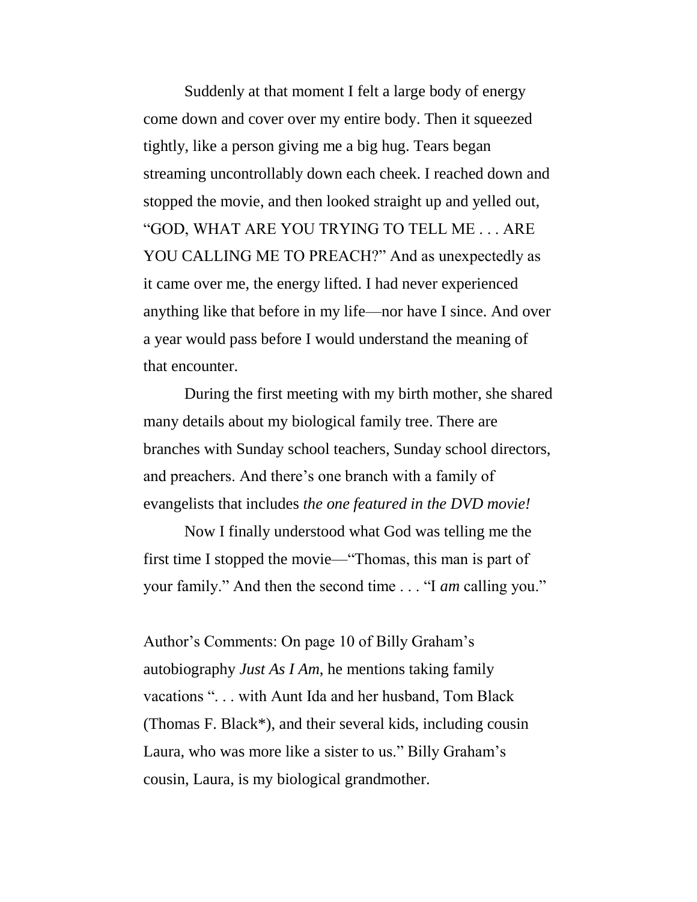Suddenly at that moment I felt a large body of energy come down and cover over my entire body. Then it squeezed tightly, like a person giving me a big hug. Tears began streaming uncontrollably down each cheek. I reached down and stopped the movie, and then looked straight up and yelled out, "GOD, WHAT ARE YOU TRYING TO TELL ME . . . ARE YOU CALLING ME TO PREACH?" And as unexpectedly as it came over me, the energy lifted. I had never experienced anything like that before in my life—nor have I since. And over a year would pass before I would understand the meaning of that encounter.

During the first meeting with my birth mother, she shared many details about my biological family tree. There are branches with Sunday school teachers, Sunday school directors, and preachers. And there's one branch with a family of evangelists that includes *the one featured in the DVD movie!*

Now I finally understood what God was telling me the first time I stopped the movie—"Thomas, this man is part of your family." And then the second time . . . "I *am* calling you."

Author's Comments: On page 10 of Billy Graham's autobiography *Just As I Am,* he mentions taking family vacations ". . . with Aunt Ida and her husband, Tom Black (Thomas F. Black*), and their several kids, including cousin Laura, who was more like a sister to us." Billy Graham's cousin, Laura, is my biological grandmother.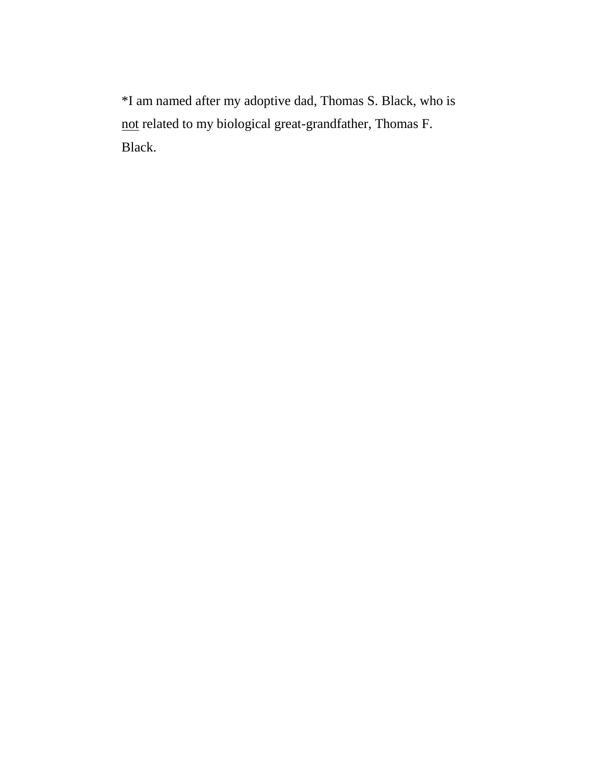*I am named after my adoptive dad, Thomas S. Black, who is <u>not</u> related to my biological great-grandfather, Thomas F. Black.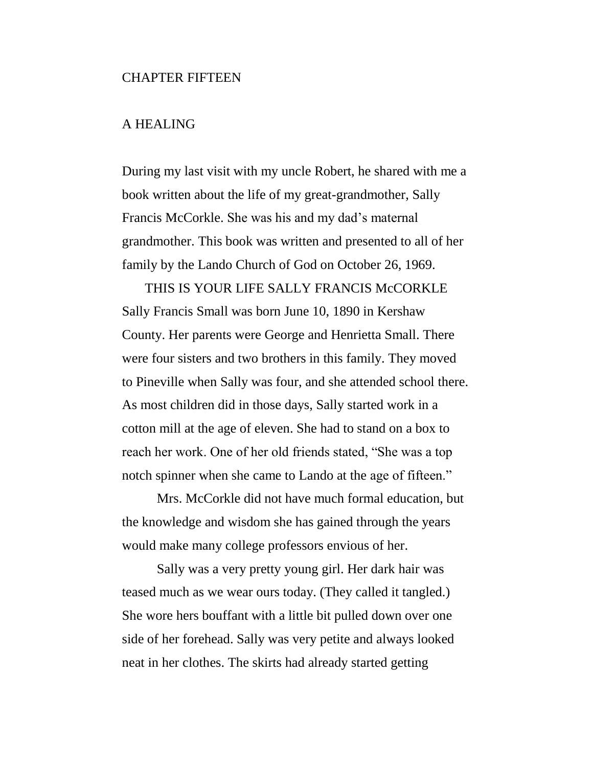# CHAPTER FIFTEEN

## A HEALING

During my last visit with my uncle Robert, he shared with me a book written about the life of my great-grandmother, Sally Francis McCorkle. She was his and my dad's maternal grandmother. This book was written and presented to all of her family by the Lando Church of God on October 26, 1969.

THIS IS YOUR LIFE SALLY FRANCIS McCORKLE

Sally Francis Small was born June 10, 1890 in Kershaw County. Her parents were George and Henrietta Small. There were four sisters and two brothers in this family. They moved to Pineville when Sally was four, and she attended school there. As most children did in those days, Sally started work in a cotton mill at the age of eleven. She had to stand on a box to reach her work. One of her old friends stated, "She was a top notch spinner when she came to Lando at the age of fifteen."

Mrs. McCorkle did not have much formal education, but the knowledge and wisdom she has gained through the years would make many college professors envious of her.

Sally was a very pretty young girl. Her dark hair was teased much as we wear ours today. (They called it tangled.) She wore hers bouffant with a little bit pulled down over one side of her forehead. Sally was very petite and always looked neat in her clothes. The skirts had already started getting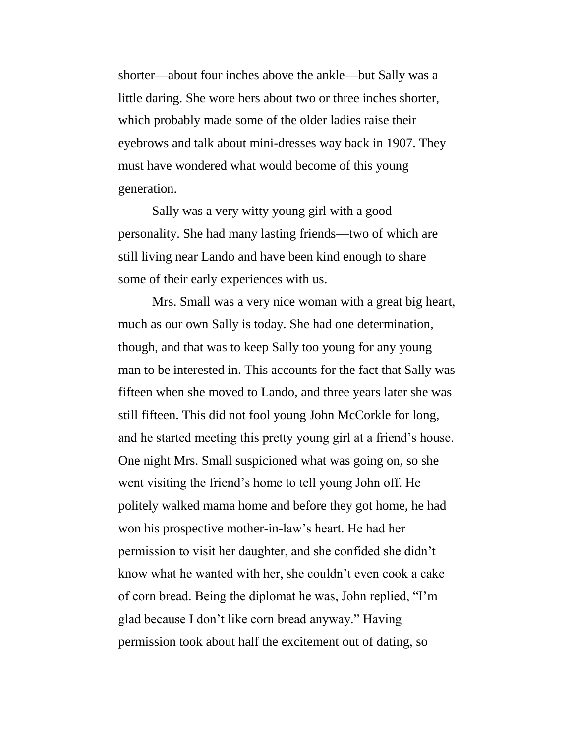shorter—about four inches above the ankle—but Sally was a little daring. She wore hers about two or three inches shorter, which probably made some of the older ladies raise their eyebrows and talk about mini-dresses way back in 1907. They must have wondered what would become of this young generation.

Sally was a very witty young girl with a good personality. She had many lasting friends—two of which are still living near Lando and have been kind enough to share some of their early experiences with us.

Mrs. Small was a very nice woman with a great big heart, much as our own Sally is today. She had one determination, though, and that was to keep Sally too young for any young man to be interested in. This accounts for the fact that Sally was fifteen when she moved to Lando, and three years later she was still fifteen. This did not fool young John McCorkle for long, and he started meeting this pretty young girl at a friend's house. One night Mrs. Small suspicioned what was going on, so she went visiting the friend's home to tell young John off. He politely walked mama home and before they got home, he had won his prospective mother-in-law's heart. He had her permission to visit her daughter, and she confided she didn't know what he wanted with her, she couldn't even cook a cake of corn bread. Being the diplomat he was, John replied, "I'm glad because I don't like corn bread anyway." Having permission took about half the excitement out of dating, so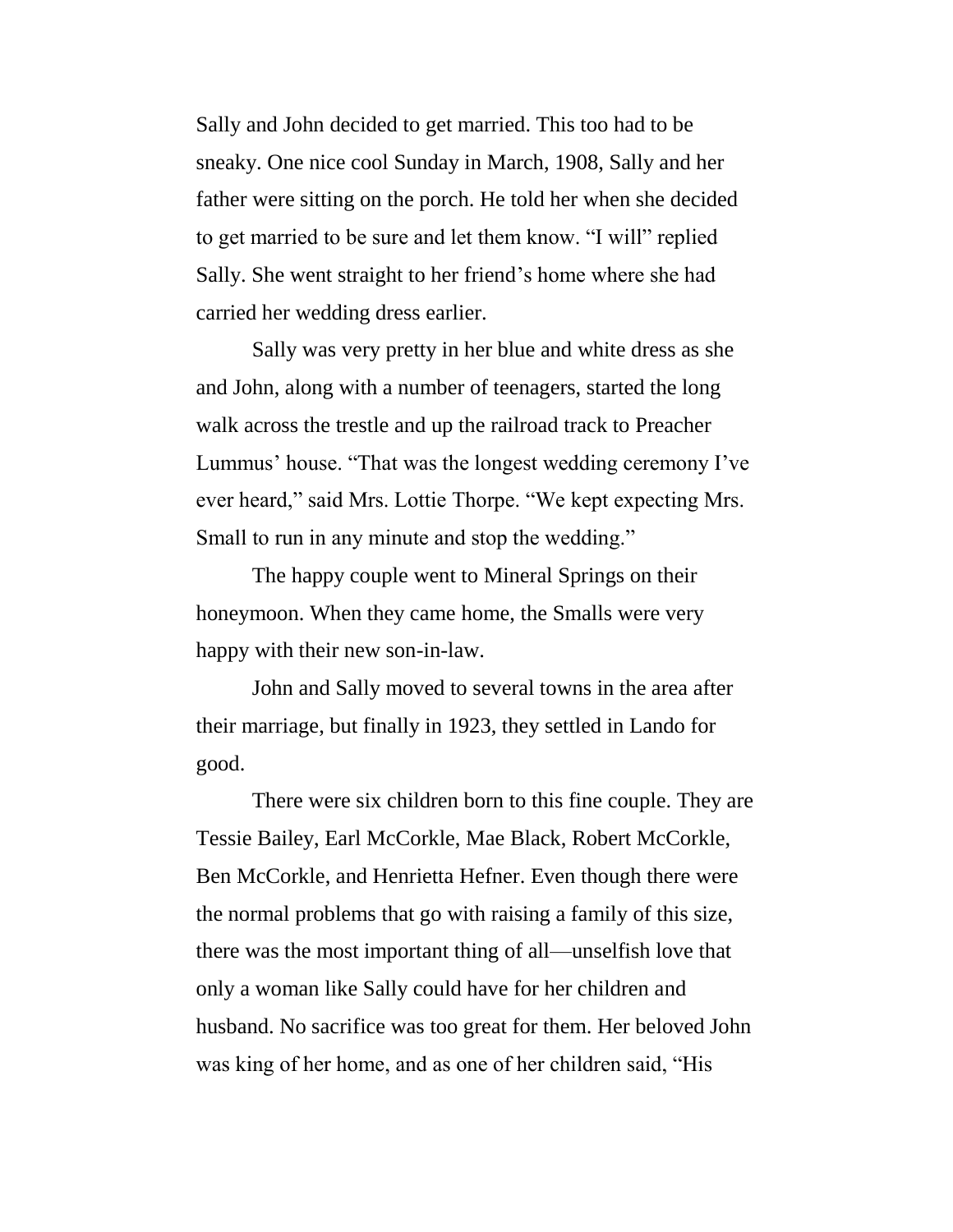Sally and John decided to get married. This too had to be sneaky. One nice cool Sunday in March, 1908, Sally and her father were sitting on the porch. He told her when she decided to get married to be sure and let them know. "I will" replied Sally. She went straight to her friend's home where she had carried her wedding dress earlier.

Sally was very pretty in her blue and white dress as she and John, along with a number of teenagers, started the long walk across the trestle and up the railroad track to Preacher Lummus' house. "That was the longest wedding ceremony I've ever heard," said Mrs. Lottie Thorpe. "We kept expecting Mrs. Small to run in any minute and stop the wedding."

The happy couple went to Mineral Springs on their honeymoon. When they came home, the Smalls were very happy with their new son-in-law.

John and Sally moved to several towns in the area after their marriage, but finally in 1923, they settled in Lando for good.

There were six children born to this fine couple. They are Tessie Bailey, Earl McCorkle, Mae Black, Robert McCorkle, Ben McCorkle, and Henrietta Hefner. Even though there were the normal problems that go with raising a family of this size, there was the most important thing of all—unselfish love that only a woman like Sally could have for her children and husband. No sacrifice was too great for them. Her beloved John was king of her home, and as one of her children said, "His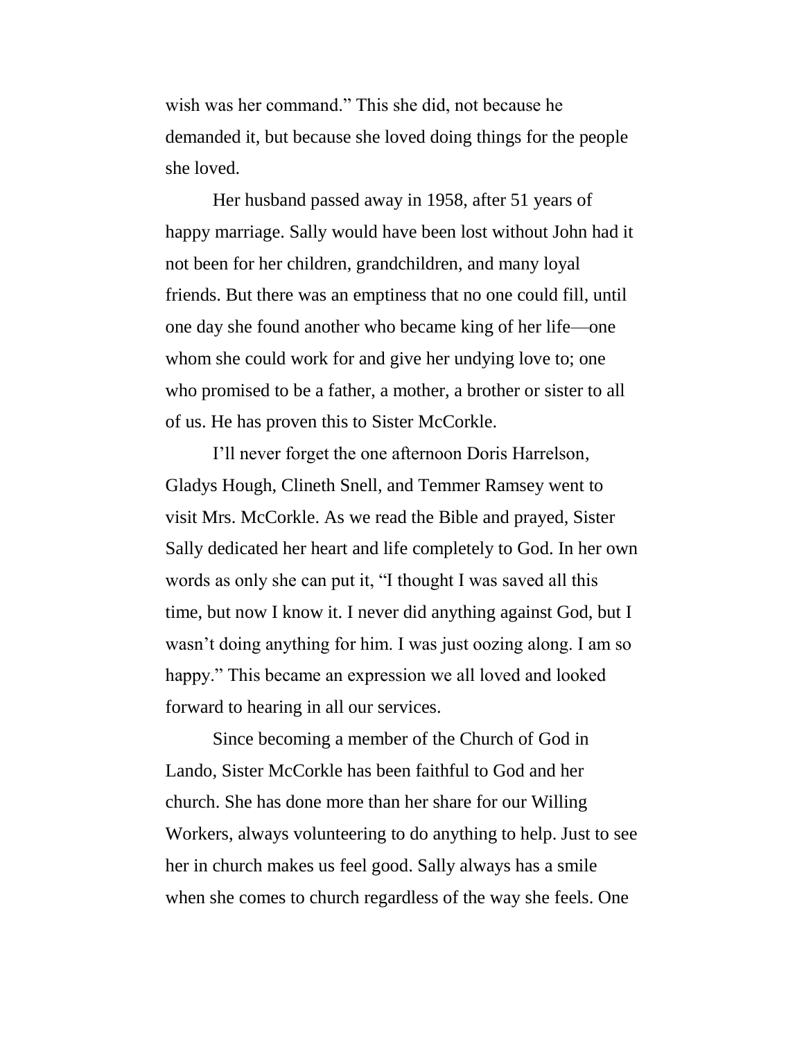wish was her command." This she did, not because he demanded it, but because she loved doing things for the people she loved.

Her husband passed away in 1958, after 51 years of happy marriage. Sally would have been lost without John had it not been for her children, grandchildren, and many loyal friends. But there was an emptiness that no one could fill, until one day she found another who became king of her life—one whom she could work for and give her undying love to; one who promised to be a father, a mother, a brother or sister to all of us. He has proven this to Sister McCorkle.

I'll never forget the one afternoon Doris Harrelson, Gladys Hough, Clineth Snell, and Temmer Ramsey went to visit Mrs. McCorkle. As we read the Bible and prayed, Sister Sally dedicated her heart and life completely to God. In her own words as only she can put it, "I thought I was saved all this time, but now I know it. I never did anything against God, but I wasn't doing anything for him. I was just oozing along. I am so happy." This became an expression we all loved and looked forward to hearing in all our services.

Since becoming a member of the Church of God in Lando, Sister McCorkle has been faithful to God and her church. She has done more than her share for our Willing Workers, always volunteering to do anything to help. Just to see her in church makes us feel good. Sally always has a smile when she comes to church regardless of the way she feels. One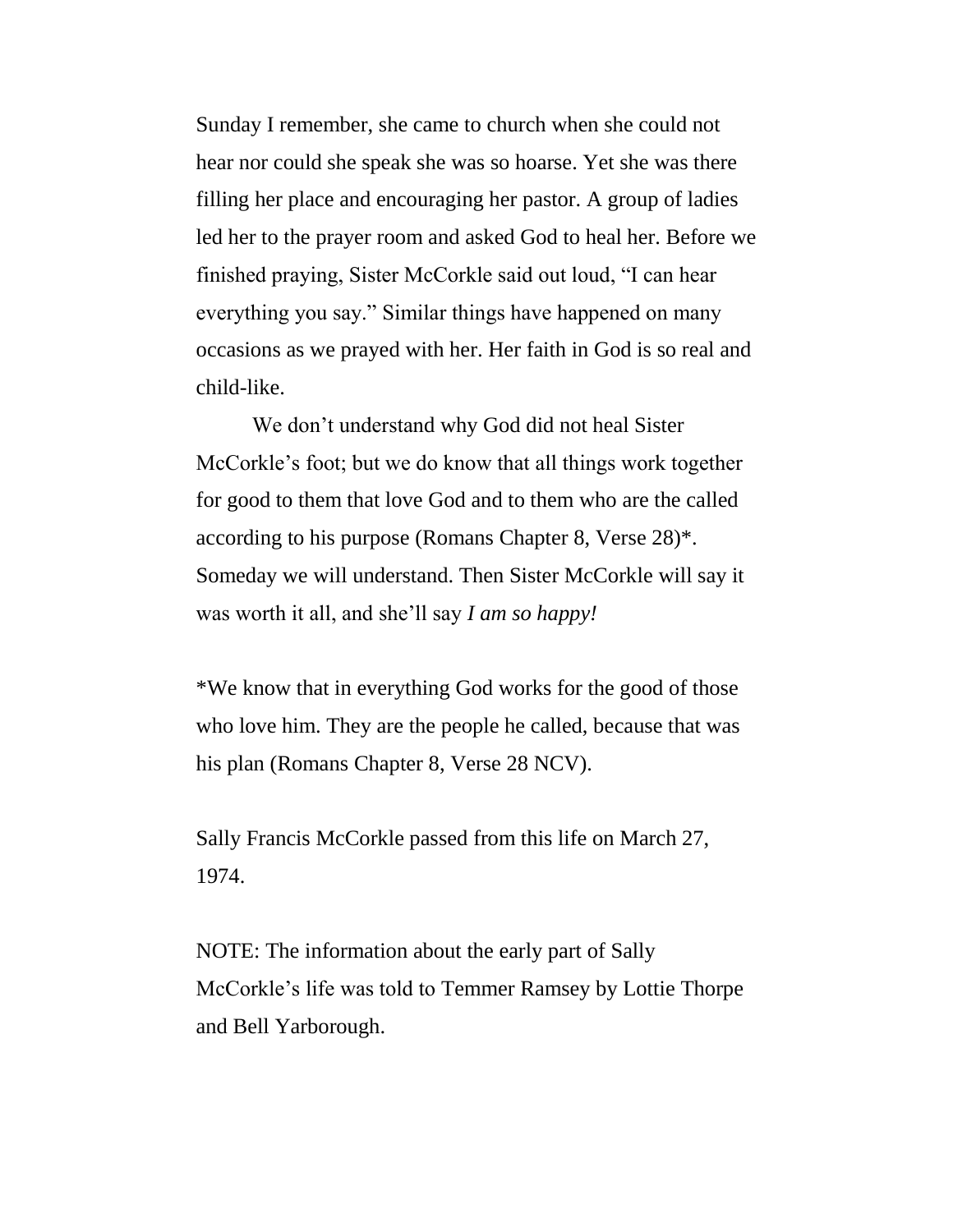Sunday I remember, she came to church when she could not hear nor could she speak she was so hoarse. Yet she was there filling her place and encouraging her pastor. A group of ladies led her to the prayer room and asked God to heal her. Before we finished praying, Sister McCorkle said out loud, "I can hear everything you say." Similar things have happened on many occasions as we prayed with her. Her faith in God is so real and child-like.

We don't understand why God did not heal Sister McCorkle's foot; but we do know that all things work together for good to them that love God and to them who are the called according to his purpose (Romans Chapter 8, Verse 28)*. Someday we will understand. Then Sister McCorkle will say it was worth it all, and she'll say *I am so happy!*

*We know that in everything God works for the good of those who love him. They are the people he called, because that was his plan (Romans Chapter 8, Verse 28 NCV).

Sally Francis McCorkle passed from this life on March 27, 1974.

NOTE: The information about the early part of Sally McCorkle's life was told to Temmer Ramsey by Lottie Thorpe and Bell Yarborough.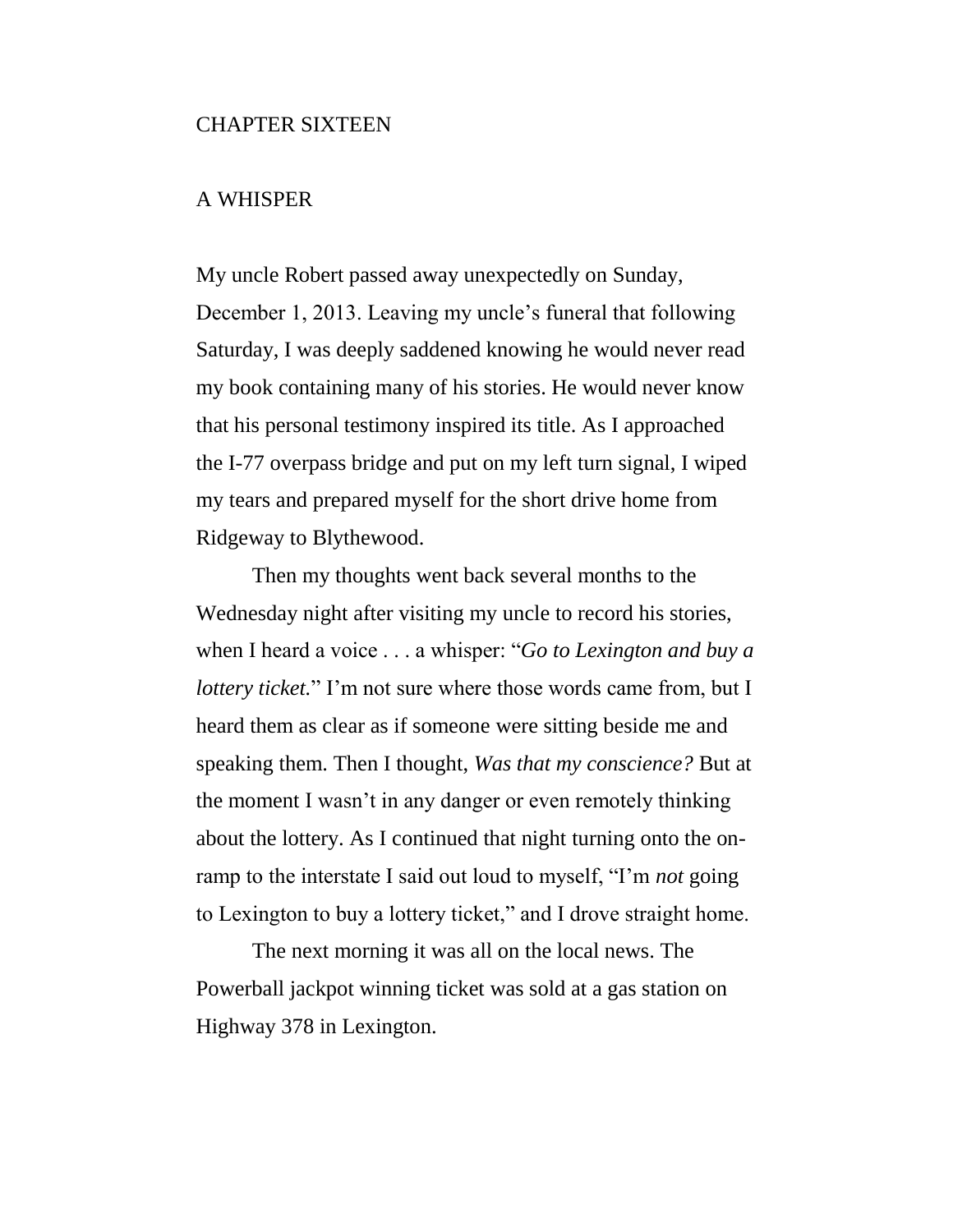# CHAPTER SIXTEEN

## A WHISPER

My uncle Robert passed away unexpectedly on Sunday, December 1, 2013. Leaving my uncle's funeral that following Saturday, I was deeply saddened knowing he would never read my book containing many of his stories. He would never know that his personal testimony inspired its title. As I approached the I-77 overpass bridge and put on my left turn signal, I wiped my tears and prepared myself for the short drive home from Ridgeway to Blythewood.

Then my thoughts went back several months to the Wednesday night after visiting my uncle to record his stories, when I heard a voice . . . a whisper: "*Go to Lexington and buy a lottery ticket.*" I'm not sure where those words came from, but I heard them as clear as if someone were sitting beside me and speaking them. Then I thought, *Was that my conscience?* But at the moment I wasn't in any danger or even remotely thinking about the lottery. As I continued that night turning onto the on-ramp to the interstate I said out loud to myself, "I'm *not* going to Lexington to buy a lottery ticket," and I drove straight home.

The next morning it was all on the local news. The Powerball jackpot winning ticket was sold at a gas station on Highway 378 in Lexington.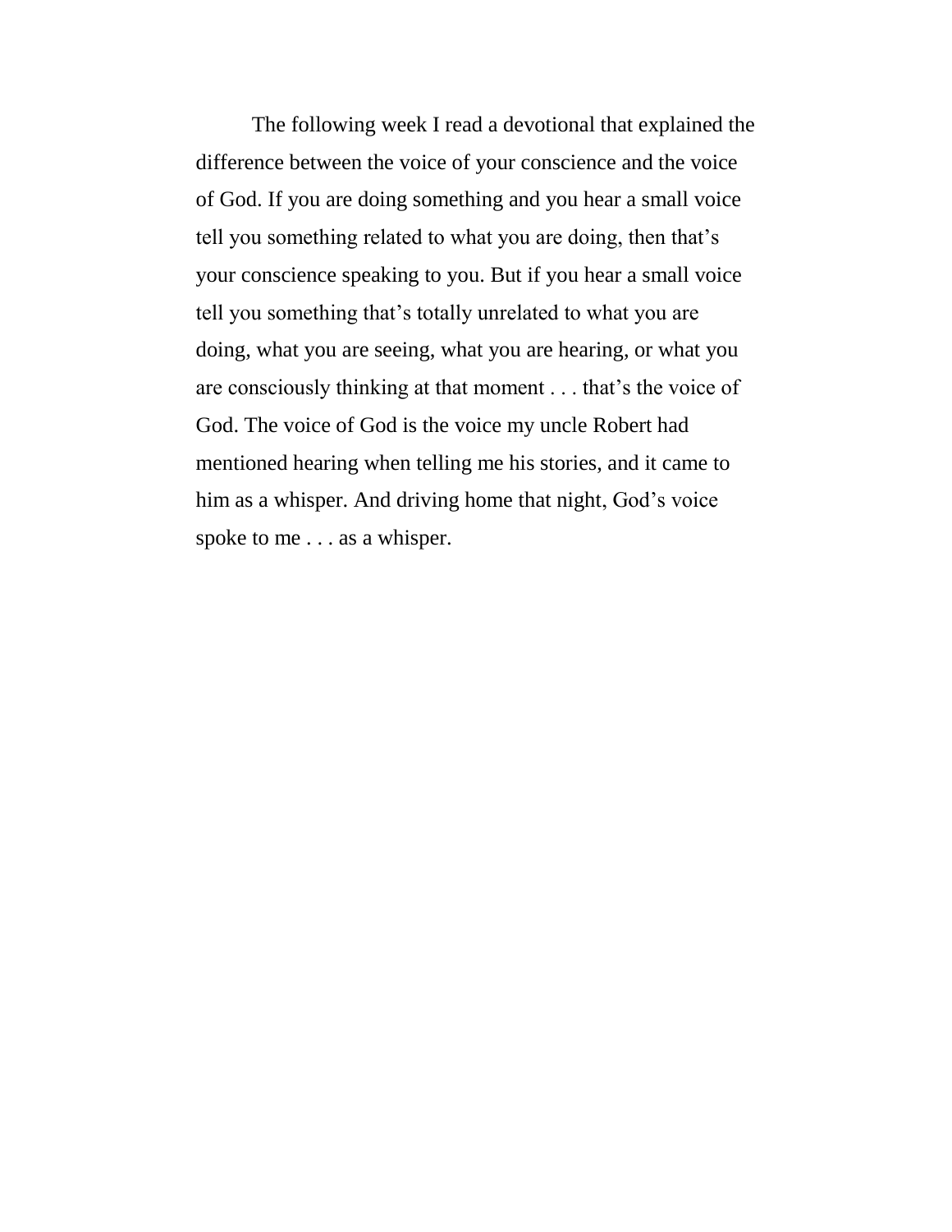The following week I read a devotional that explained the difference between the voice of your conscience and the voice of God. If you are doing something and you hear a small voice tell you something related to what you are doing, then that's your conscience speaking to you. But if you hear a small voice tell you something that's totally unrelated to what you are doing, what you are seeing, what you are hearing, or what you are consciously thinking at that moment . . . that's the voice of God. The voice of God is the voice my uncle Robert had mentioned hearing when telling me his stories, and it came to him as a whisper. And driving home that night, God's voice spoke to me . . . as a whisper.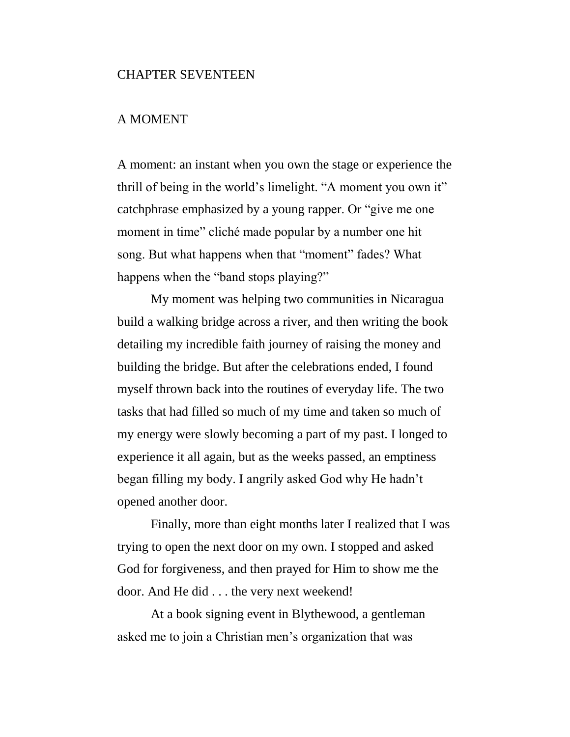# CHAPTER SEVENTEEN

## A MOMENT

A moment: an instant when you own the stage or experience the thrill of being in the world's limelight. "A moment you own it" catchphrase emphasized by a young rapper. Or "give me one moment in time" cliché made popular by a number one hit song. But what happens when that "moment" fades? What happens when the "band stops playing?"

My moment was helping two communities in Nicaragua build a walking bridge across a river, and then writing the book detailing my incredible faith journey of raising the money and building the bridge. But after the celebrations ended, I found myself thrown back into the routines of everyday life. The two tasks that had filled so much of my time and taken so much of my energy were slowly becoming a part of my past. I longed to experience it all again, but as the weeks passed, an emptiness began filling my body. I angrily asked God why He hadn't opened another door.

Finally, more than eight months later I realized that I was trying to open the next door on my own. I stopped and asked God for forgiveness, and then prayed for Him to show me the door. And He did . . . the very next weekend!

At a book signing event in Blythewood, a gentleman asked me to join a Christian men's organization that was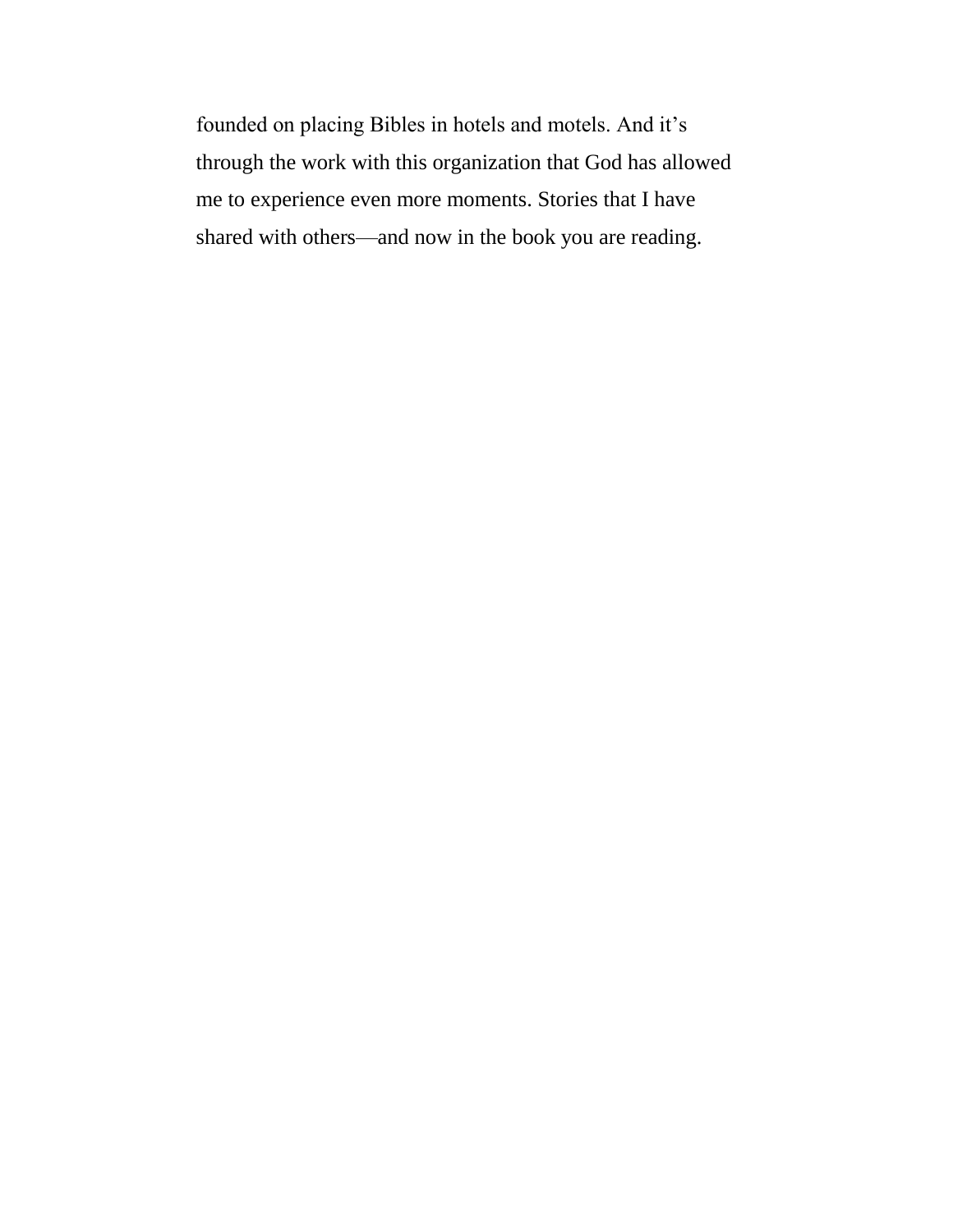founded on placing Bibles in hotels and motels. And it's through the work with this organization that God has allowed me to experience even more moments. Stories that I have shared with others—and now in the book you are reading.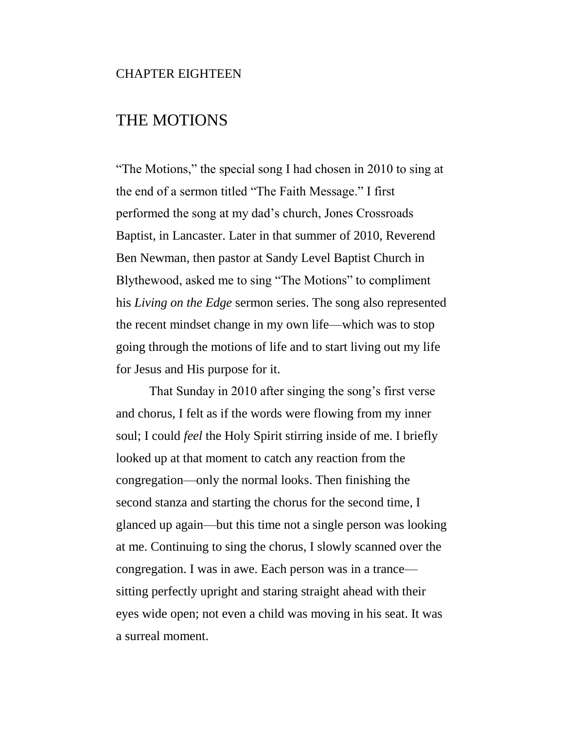CHAPTER EIGHTEEN

# THE MOTIONS

"The Motions," the special song I had chosen in 2010 to sing at the end of a sermon titled "The Faith Message." I first performed the song at my dad's church, Jones Crossroads Baptist, in Lancaster. Later in that summer of 2010, Reverend Ben Newman, then pastor at Sandy Level Baptist Church in Blythewood, asked me to sing "The Motions" to compliment his *Living on the Edge* sermon series. The song also represented the recent mindset change in my own life—which was to stop going through the motions of life and to start living out my life for Jesus and His purpose for it.

That Sunday in 2010 after singing the song's first verse and chorus, I felt as if the words were flowing from my inner soul; I could *feel* the Holy Spirit stirring inside of me. I briefly looked up at that moment to catch any reaction from the congregation—only the normal looks. Then finishing the second stanza and starting the chorus for the second time, I glanced up again—but this time not a single person was looking at me. Continuing to sing the chorus, I slowly scanned over the congregation. I was in awe. Each person was in a trance—sitting perfectly upright and staring straight ahead with their eyes wide open; not even a child was moving in his seat. It was a surreal moment.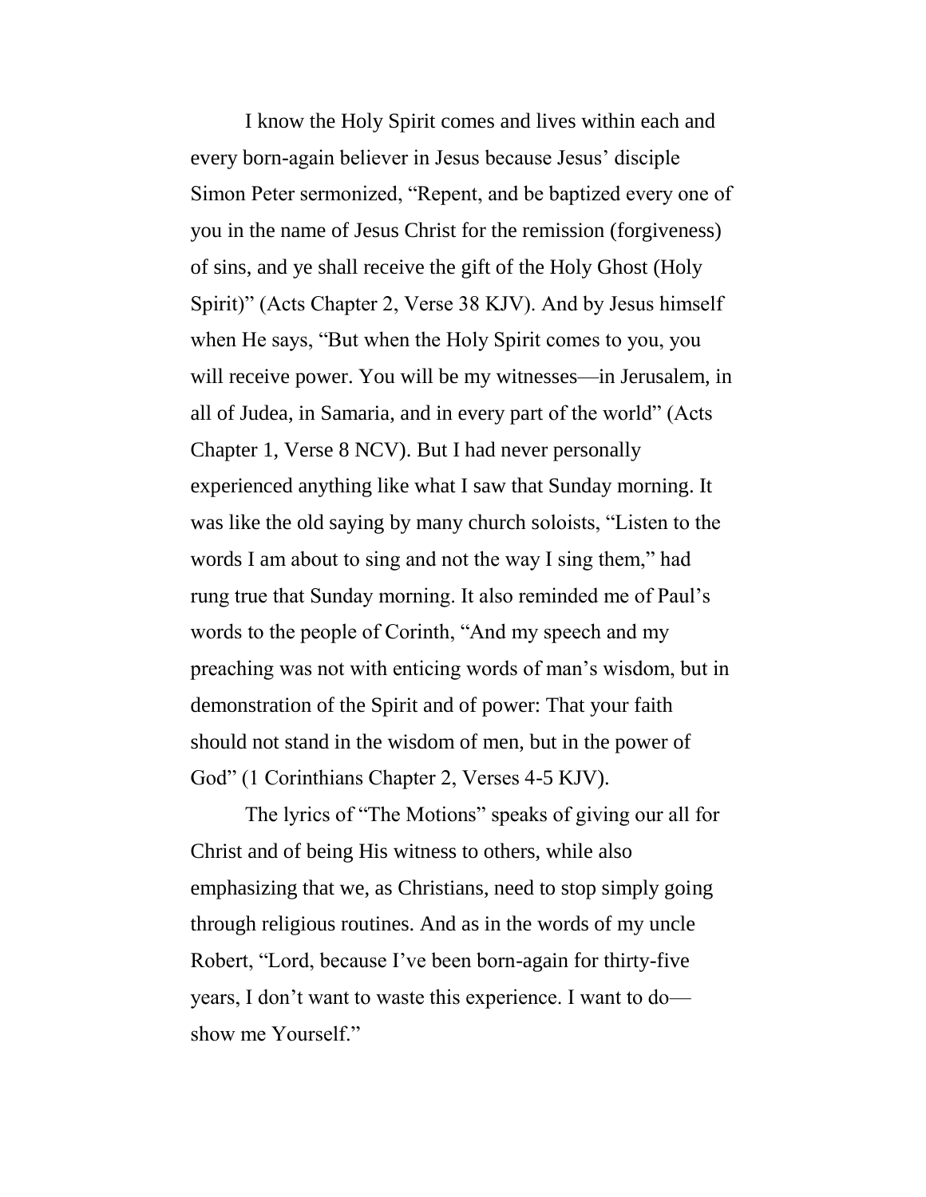I know the Holy Spirit comes and lives within each and every born-again believer in Jesus because Jesus' disciple Simon Peter sermonized, "Repent, and be baptized every one of you in the name of Jesus Christ for the remission (forgiveness) of sins, and ye shall receive the gift of the Holy Ghost (Holy Spirit)" (Acts Chapter 2, Verse 38 KJV). And by Jesus himself when He says, "But when the Holy Spirit comes to you, you will receive power. You will be my witnesses—in Jerusalem, in all of Judea, in Samaria, and in every part of the world" (Acts Chapter 1, Verse 8 NCV). But I had never personally experienced anything like what I saw that Sunday morning. It was like the old saying by many church soloists, "Listen to the words I am about to sing and not the way I sing them," had rung true that Sunday morning. It also reminded me of Paul's words to the people of Corinth, "And my speech and my preaching was not with enticing words of man's wisdom, but in demonstration of the Spirit and of power: That your faith should not stand in the wisdom of men, but in the power of God" (1 Corinthians Chapter 2, Verses 4-5 KJV).

The lyrics of "The Motions" speaks of giving our all for Christ and of being His witness to others, while also emphasizing that we, as Christians, need to stop simply going through religious routines. And as in the words of my uncle Robert, "Lord, because I've been born-again for thirty-five years, I don't want to waste this experience. I want to do—show me Yourself."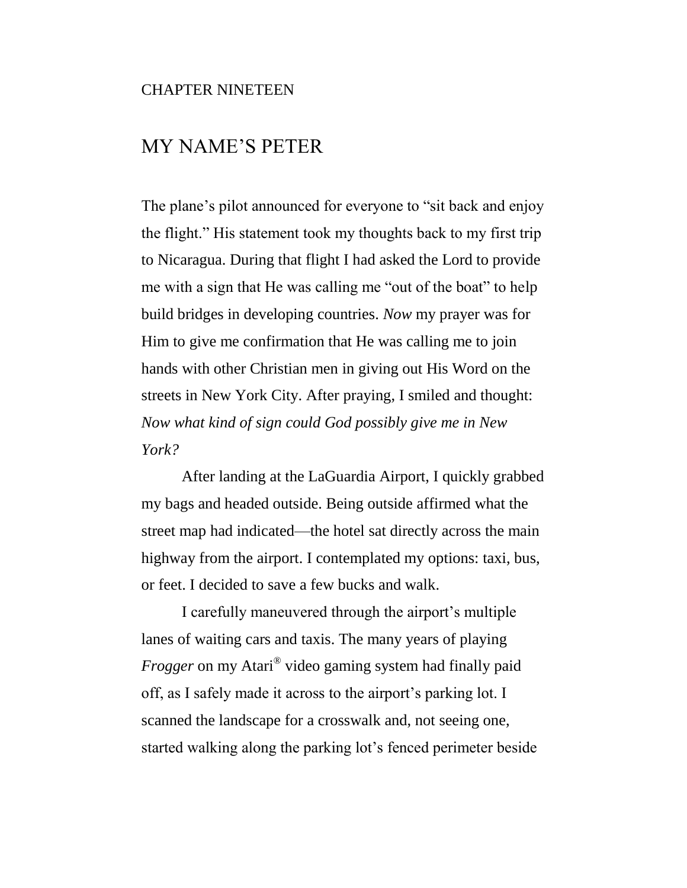CHAPTER NINETEEN

# MY NAME'S PETER

The plane's pilot announced for everyone to "sit back and enjoy the flight." His statement took my thoughts back to my first trip to Nicaragua. During that flight I had asked the Lord to provide me with a sign that He was calling me "out of the boat" to help build bridges in developing countries. *Now* my prayer was for Him to give me confirmation that He was calling me to join hands with other Christian men in giving out His Word on the streets in New York City. After praying, I smiled and thought: *Now what kind of sign could God possibly give me in New York?*

After landing at the LaGuardia Airport, I quickly grabbed my bags and headed outside. Being outside affirmed what the street map had indicated—the hotel sat directly across the main highway from the airport. I contemplated my options: taxi, bus, or feet. I decided to save a few bucks and walk.

I carefully maneuvered through the airport's multiple lanes of waiting cars and taxis. The many years of playing *Frogger* on my Atari® video gaming system had finally paid off, as I safely made it across to the airport's parking lot. I scanned the landscape for a crosswalk and, not seeing one, started walking along the parking lot's fenced perimeter beside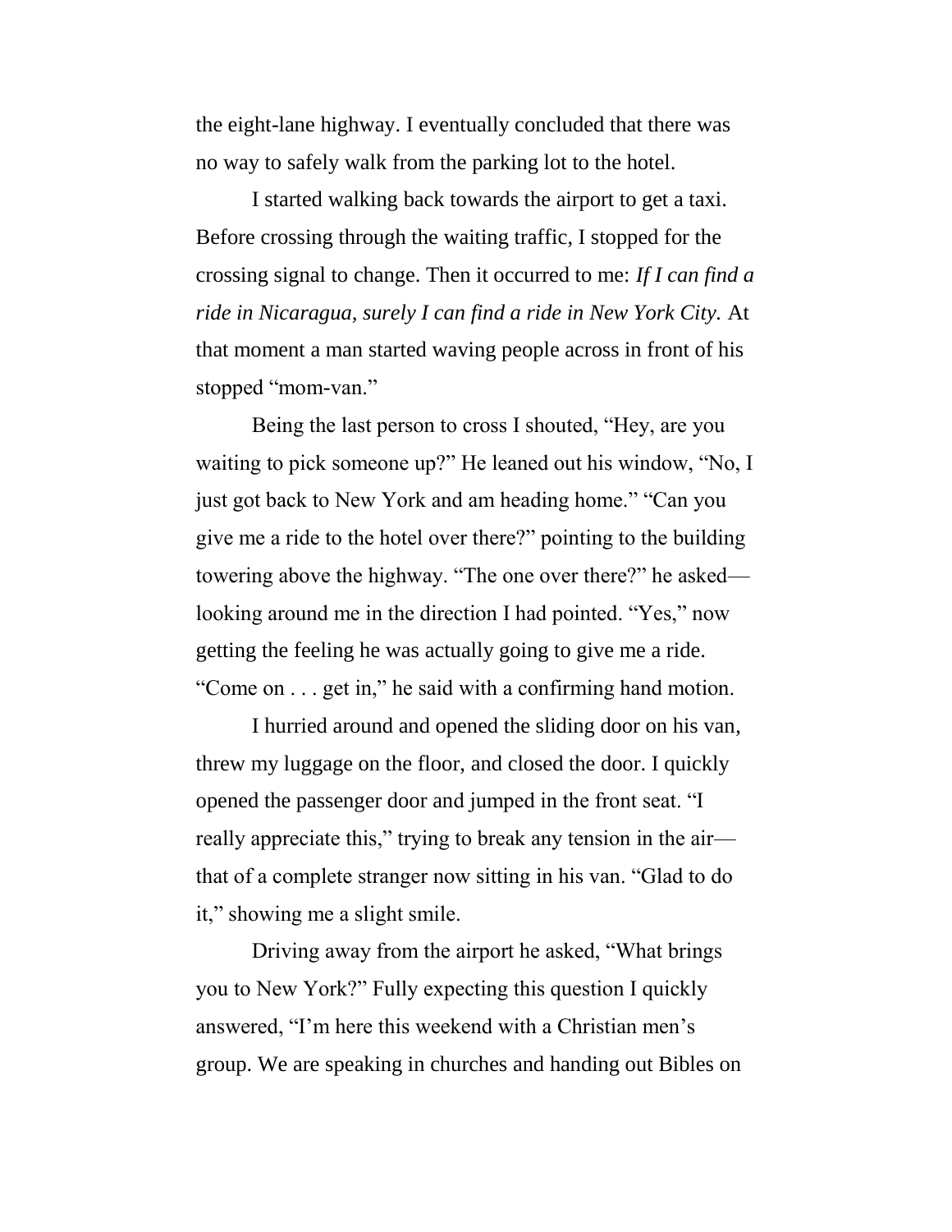the eight-lane highway. I eventually concluded that there was no way to safely walk from the parking lot to the hotel.

I started walking back towards the airport to get a taxi. Before crossing through the waiting traffic, I stopped for the crossing signal to change. Then it occurred to me: *If I can find a ride in Nicaragua, surely I can find a ride in New York City.* At that moment a man started waving people across in front of his stopped "mom-van."

Being the last person to cross I shouted, "Hey, are you waiting to pick someone up?" He leaned out his window, "No, I just got back to New York and am heading home." "Can you give me a ride to the hotel over there?" pointing to the building towering above the highway. "The one over there?" he asked—looking around me in the direction I had pointed. "Yes," now getting the feeling he was actually going to give me a ride. "Come on . . . get in," he said with a confirming hand motion.

I hurried around and opened the sliding door on his van, threw my luggage on the floor, and closed the door. I quickly opened the passenger door and jumped in the front seat. "I really appreciate this," trying to break any tension in the air—that of a complete stranger now sitting in his van. "Glad to do it," showing me a slight smile.

Driving away from the airport he asked, "What brings you to New York?" Fully expecting this question I quickly answered, "I'm here this weekend with a Christian men's group. We are speaking in churches and handing out Bibles on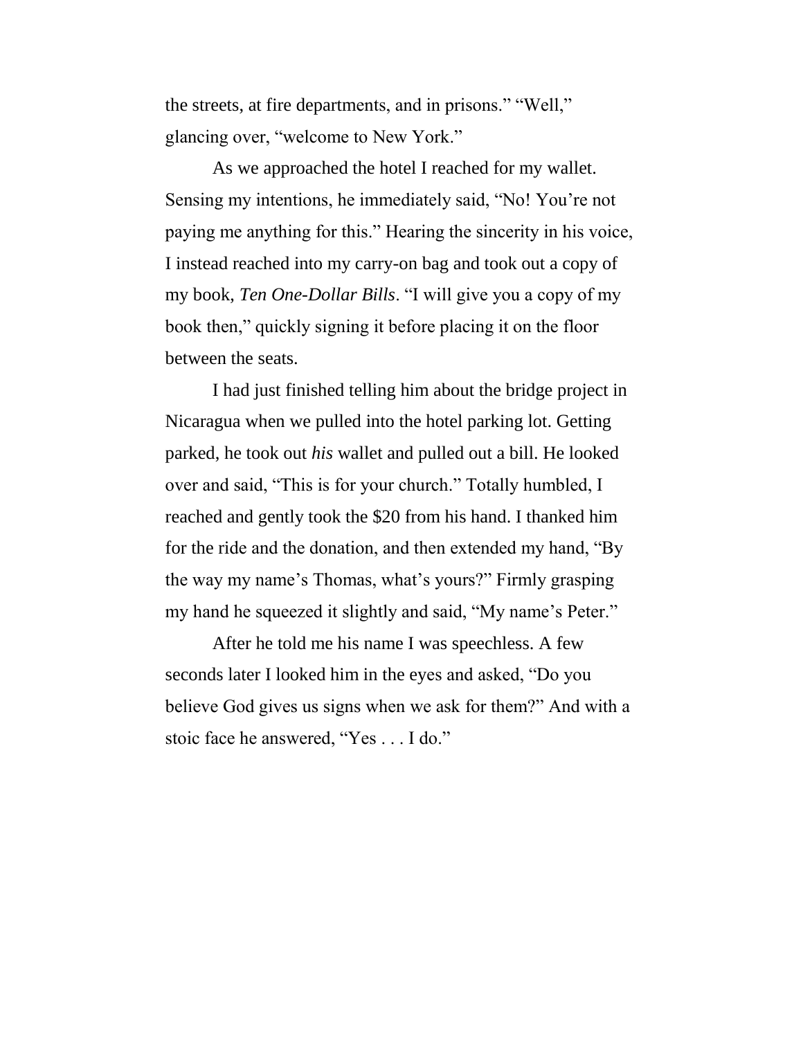the streets, at fire departments, and in prisons." "Well," glancing over, "welcome to New York."

As we approached the hotel I reached for my wallet. Sensing my intentions, he immediately said, "No! You're not paying me anything for this." Hearing the sincerity in his voice, I instead reached into my carry-on bag and took out a copy of my book, *Ten One-Dollar Bills*. "I will give you a copy of my book then," quickly signing it before placing it on the floor between the seats.

I had just finished telling him about the bridge project in Nicaragua when we pulled into the hotel parking lot. Getting parked, he took out *his* wallet and pulled out a bill. He looked over and said, "This is for your church." Totally humbled, I reached and gently took the $20 from his hand. I thanked him for the ride and the donation, and then extended my hand, "By the way my name's Thomas, what's yours?" Firmly grasping my hand he squeezed it slightly and said, "My name's Peter."

After he told me his name I was speechless. A few seconds later I looked him in the eyes and asked, "Do you believe God gives us signs when we ask for them?" And with a stoic face he answered, "Yes . . . I do."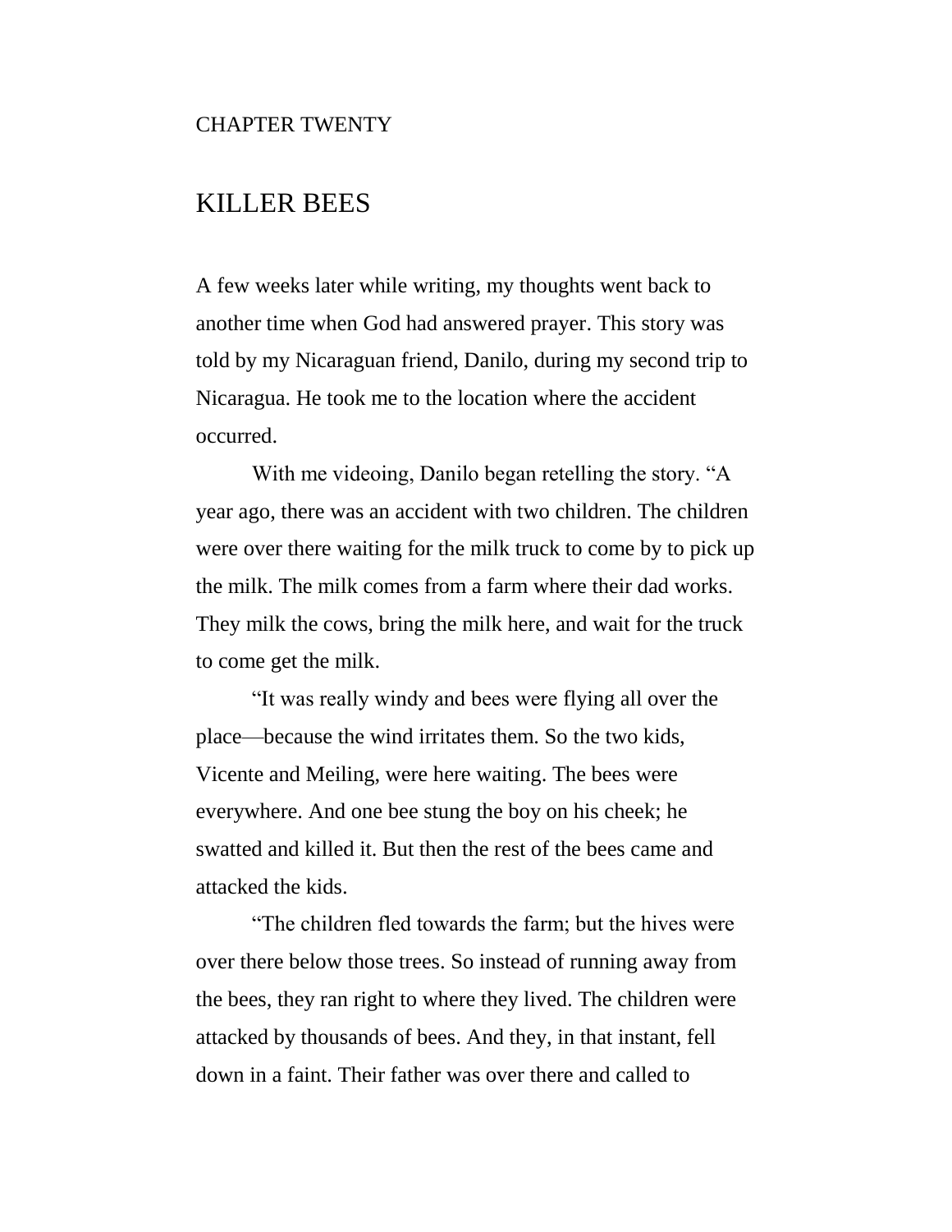CHAPTER TWENTY

# KILLER BEES

A few weeks later while writing, my thoughts went back to another time when God had answered prayer. This story was told by my Nicaraguan friend, Danilo, during my second trip to Nicaragua. He took me to the location where the accident occurred.

With me videoing, Danilo began retelling the story. "A year ago, there was an accident with two children. The children were over there waiting for the milk truck to come by to pick up the milk. The milk comes from a farm where their dad works. They milk the cows, bring the milk here, and wait for the truck to come get the milk.

"It was really windy and bees were flying all over the place—because the wind irritates them. So the two kids, Vicente and Meiling, were here waiting. The bees were everywhere. And one bee stung the boy on his cheek; he swatted and killed it. But then the rest of the bees came and attacked the kids.

"The children fled towards the farm; but the hives were over there below those trees. So instead of running away from the bees, they ran right to where they lived. The children were attacked by thousands of bees. And they, in that instant, fell down in a faint. Their father was over there and called to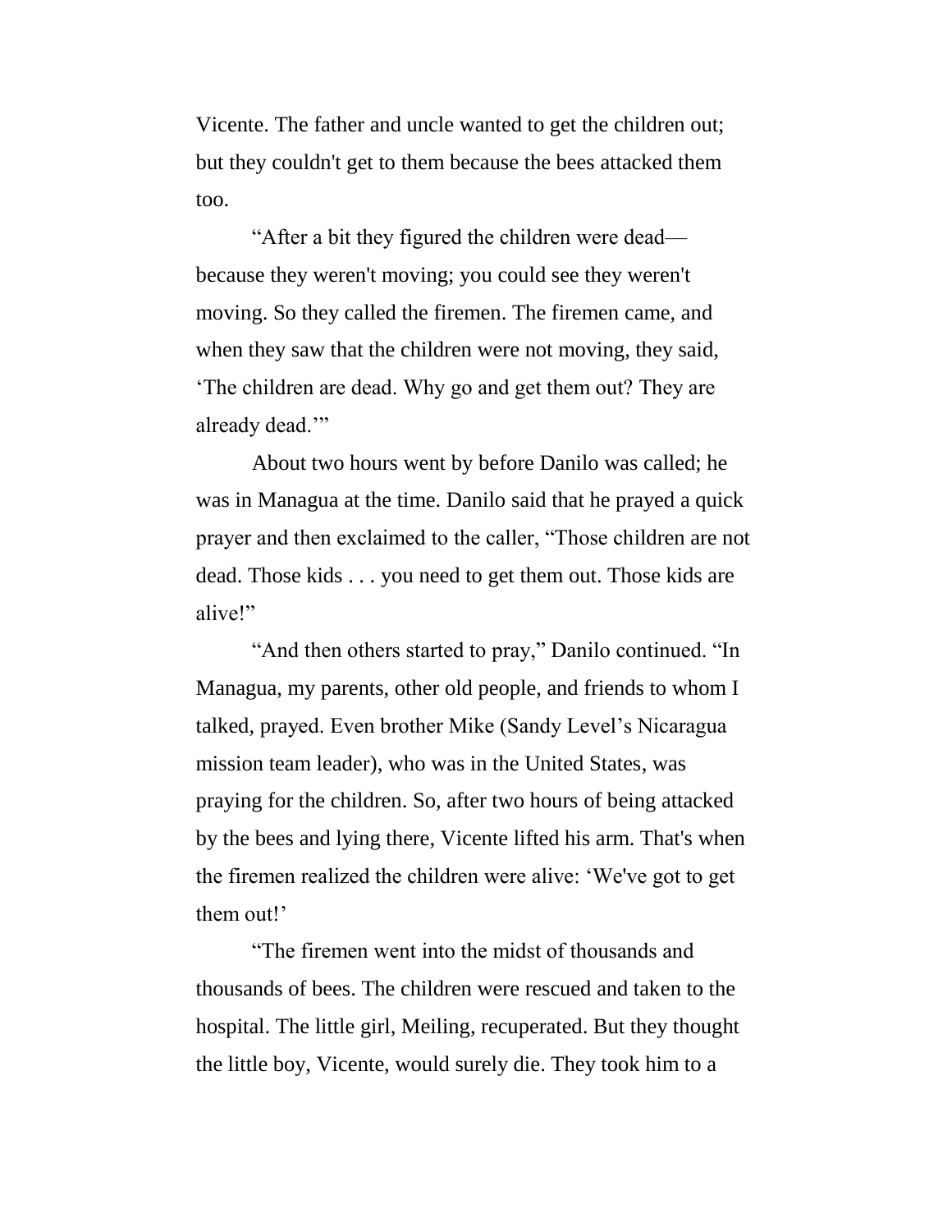Vicente. The father and uncle wanted to get the children out; but they couldn't get to them because the bees attacked them too.

"After a bit they figured the children were dead—because they weren't moving; you could see they weren't moving. So they called the firemen. The firemen came, and when they saw that the children were not moving, they said, 'The children are dead. Why go and get them out? They are already dead.'"

About two hours went by before Danilo was called; he was in Managua at the time. Danilo said that he prayed a quick prayer and then exclaimed to the caller, "Those children are not dead. Those kids . . . you need to get them out. Those kids are alive!"

"And then others started to pray," Danilo continued. "In Managua, my parents, other old people, and friends to whom I talked, prayed. Even brother Mike (Sandy Level's Nicaragua mission team leader), who was in the United States, was praying for the children. So, after two hours of being attacked by the bees and lying there, Vicente lifted his arm. That's when the firemen realized the children were alive: 'We've got to get them out!'

"The firemen went into the midst of thousands and thousands of bees. The children were rescued and taken to the hospital. The little girl, Meiling, recuperated. But they thought the little boy, Vicente, would surely die. They took him to a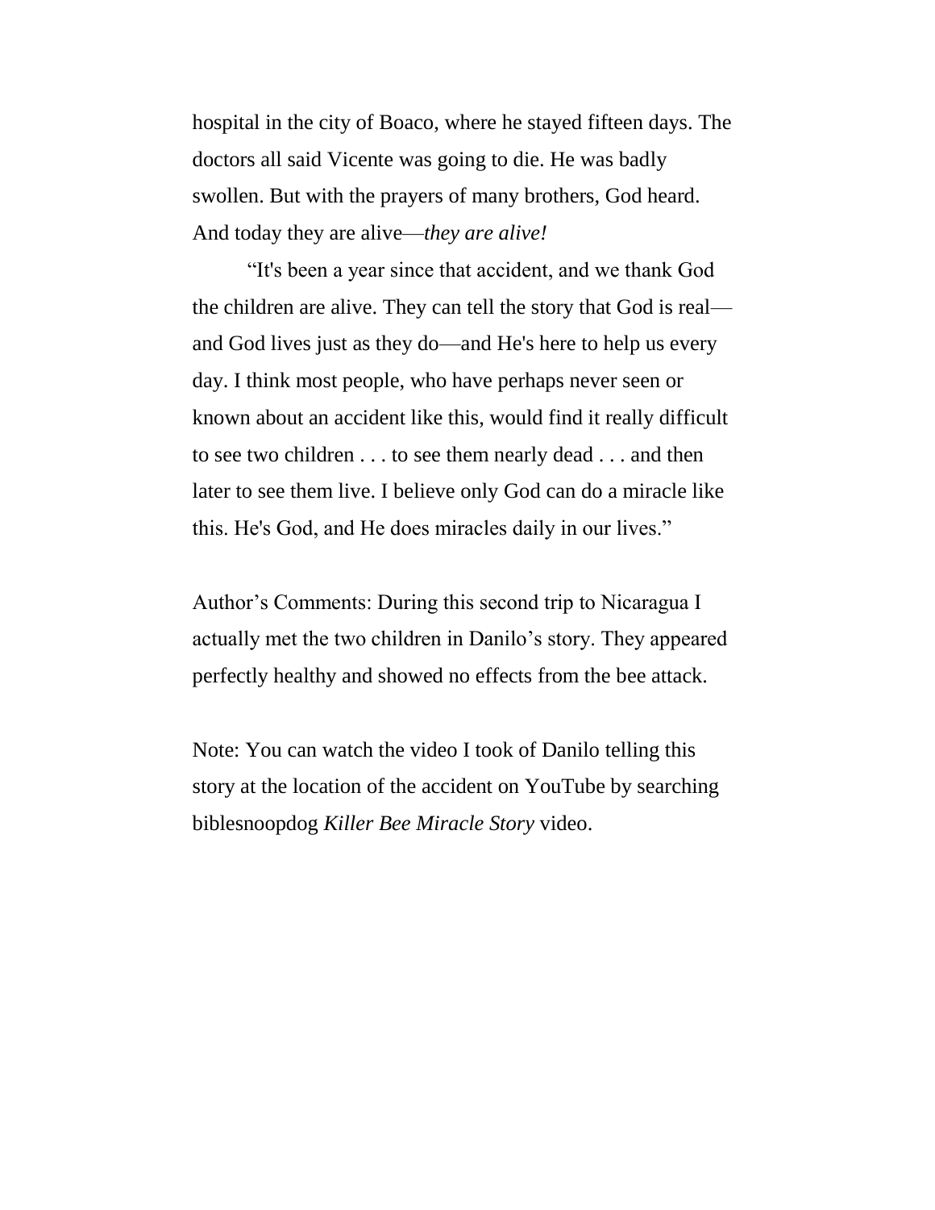hospital in the city of Boaco, where he stayed fifteen days. The doctors all said Vicente was going to die. He was badly swollen. But with the prayers of many brothers, God heard. And today they are alive—*they are alive!*

"It's been a year since that accident, and we thank God the children are alive. They can tell the story that God is real—and God lives just as they do—and He's here to help us every day. I think most people, who have perhaps never seen or known about an accident like this, would find it really difficult to see two children . . . to see them nearly dead . . . and then later to see them live. I believe only God can do a miracle like this. He's God, and He does miracles daily in our lives."

Author's Comments: During this second trip to Nicaragua I actually met the two children in Danilo's story. They appeared perfectly healthy and showed no effects from the bee attack.

Note: You can watch the video I took of Danilo telling this story at the location of the accident on YouTube by searching biblesnoopdog *Killer Bee Miracle Story* video.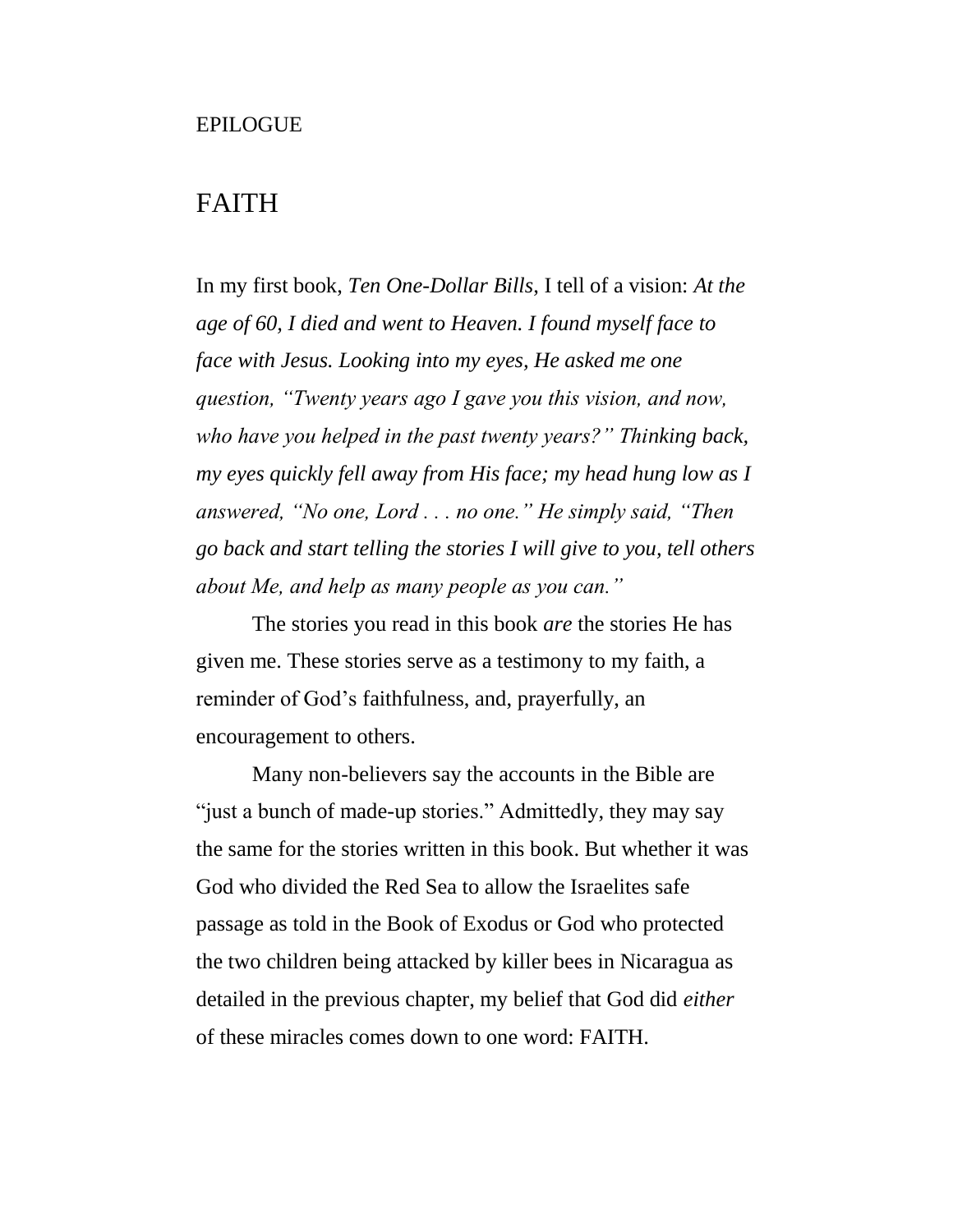EPILOGUE

# FAITH

In my first book, *Ten One-Dollar Bills*, I tell of a vision: *At the age of 60, I died and went to Heaven. I found myself face to face with Jesus. Looking into my eyes, He asked me one question, "Twenty years ago I gave you this vision, and now, who have you helped in the past twenty years?" Thinking back, my eyes quickly fell away from His face; my head hung low as I answered, "No one, Lord . . . no one." He simply said, "Then go back and start telling the stories I will give to you, tell others about Me, and help as many people as you can."*

The stories you read in this book *are* the stories He has given me. These stories serve as a testimony to my faith, a reminder of God's faithfulness, and, prayerfully, an encouragement to others.

Many non-believers say the accounts in the Bible are "just a bunch of made-up stories." Admittedly, they may say the same for the stories written in this book. But whether it was God who divided the Red Sea to allow the Israelites safe passage as told in the Book of Exodus or God who protected the two children being attacked by killer bees in Nicaragua as detailed in the previous chapter, my belief that God did *either* of these miracles comes down to one word: FAITH.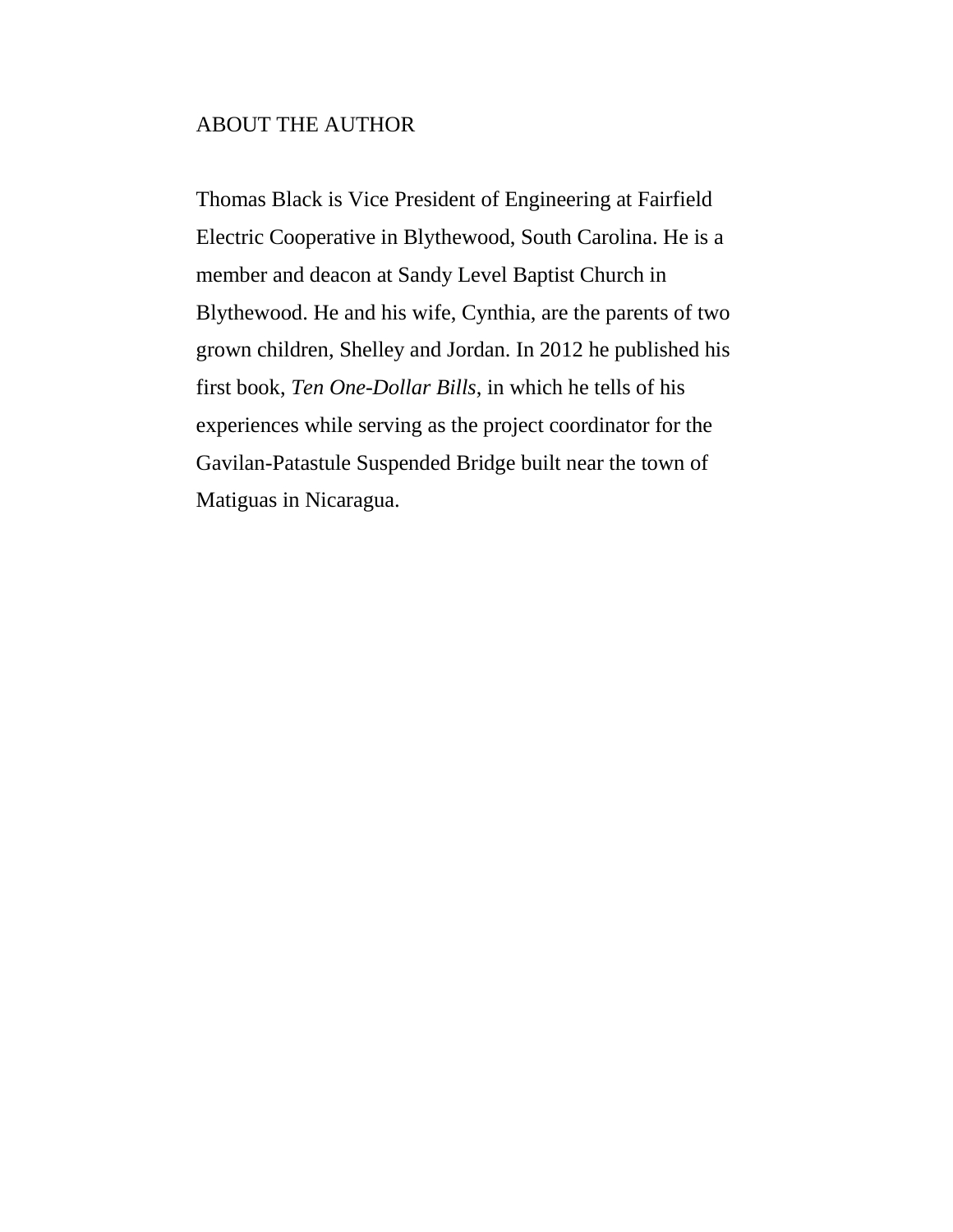# ABOUT THE AUTHOR

Thomas Black is Vice President of Engineering at Fairfield Electric Cooperative in Blythewood, South Carolina. He is a member and deacon at Sandy Level Baptist Church in Blythewood. He and his wife, Cynthia, are the parents of two grown children, Shelley and Jordan. In 2012 he published his first book, *Ten One-Dollar Bills*, in which he tells of his experiences while serving as the project coordinator for the Gavilan-Patastule Suspended Bridge built near the town of Matiguas in Nicaragua.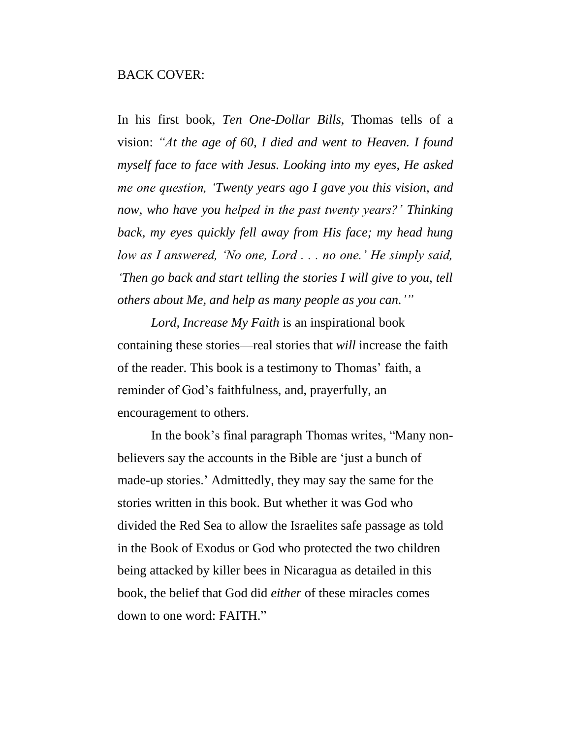BACK COVER:

In his first book, *Ten One-Dollar Bills*, Thomas tells of a vision: *"At the age of 60, I died and went to Heaven. I found myself face to face with Jesus. Looking into my eyes, He asked me one question, 'Twenty years ago I gave you this vision, and now, who have you helped in the past twenty years?' Thinking back, my eyes quickly fell away from His face; my head hung low as I answered, 'No one, Lord . . . no one.' He simply said, 'Then go back and start telling the stories I will give to you, tell others about Me, and help as many people as you can.'"*

*Lord, Increase My Faith* is an inspirational book containing these stories—real stories that *will* increase the faith of the reader. This book is a testimony to Thomas' faith, a reminder of God's faithfulness, and, prayerfully, an encouragement to others.

In the book's final paragraph Thomas writes, "Many non-believers say the accounts in the Bible are 'just a bunch of made-up stories.' Admittedly, they may say the same for the stories written in this book. But whether it was God who divided the Red Sea to allow the Israelites safe passage as told in the Book of Exodus or God who protected the two children being attacked by killer bees in Nicaragua as detailed in this book, the belief that God did *either* of these miracles comes down to one word: FAITH."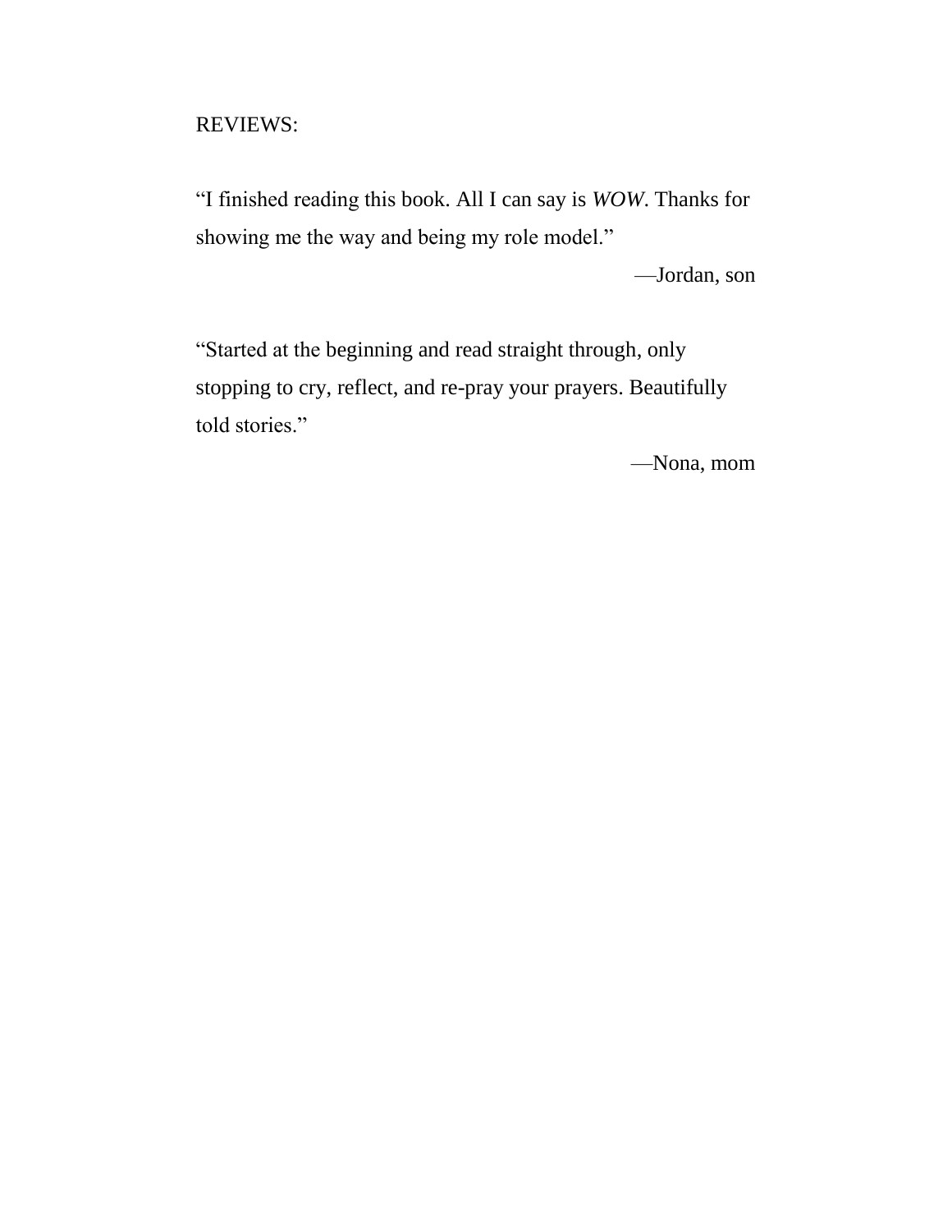REVIEWS:

"I finished reading this book. All I can say is *WOW*. Thanks for showing me the way and being my role model."

—Jordan, son

"Started at the beginning and read straight through, only stopping to cry, reflect, and re-pray your prayers. Beautifully told stories."

—Nona, mom